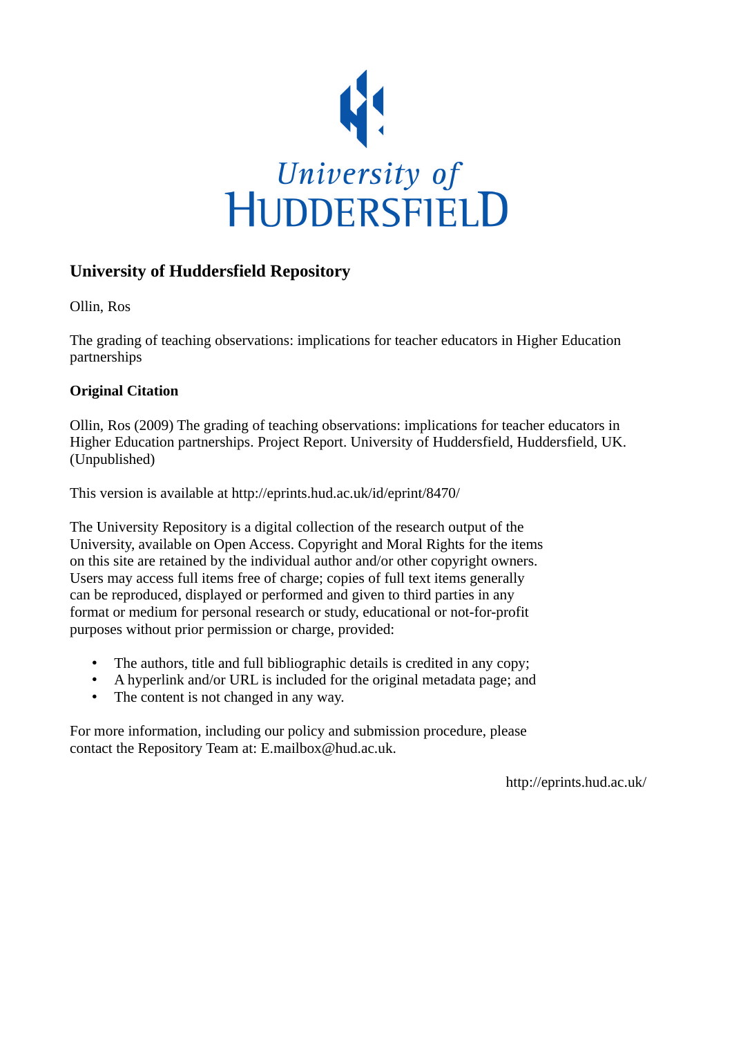University of
HUDDERSFIELD

# University of Huddersfield Repository

Ollin, Ros

The grading of teaching observations: implications for teacher educators in Higher Education partnerships

### Original Citation

Ollin, Ros (2009) The grading of teaching observations: implications for teacher educators in Higher Education partnerships. Project Report. University of Huddersfield, Huddersfield, UK. (Unpublished)

This version is available at http://eprints.hud.ac.uk/id/eprint/8470/

The University Repository is a digital collection of the research output of the University, available on Open Access. Copyright and Moral Rights for the items on this site are retained by the individual author and/or other copyright owners. Users may access full items free of charge; copies of full text items generally can be reproduced, displayed or performed and given to third parties in any format or medium for personal research or study, educational or not-for-profit purposes without prior permission or charge, provided:

- The authors, title and full bibliographic details is credited in any copy;
- A hyperlink and/or URL is included for the original metadata page; and
- The content is not changed in any way.

For more information, including our policy and submission procedure, please contact the Repository Team at: E.mailbox@hud.ac.uk.

http://eprints.hud.ac.uk/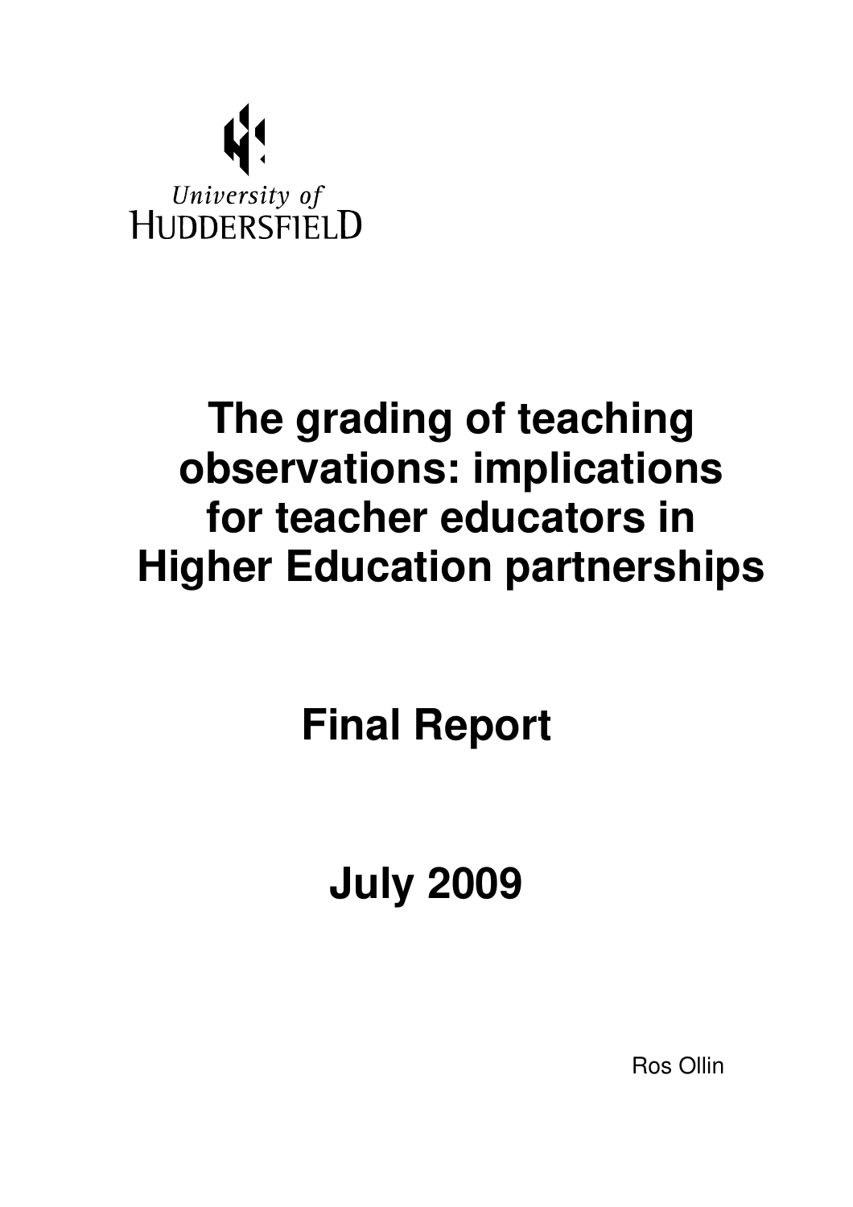University of
HUDDERSFIELD

# The grading of teaching observations: implications for teacher educators in Higher Education partnerships

# Final Report

# July 2009

Ros Ollin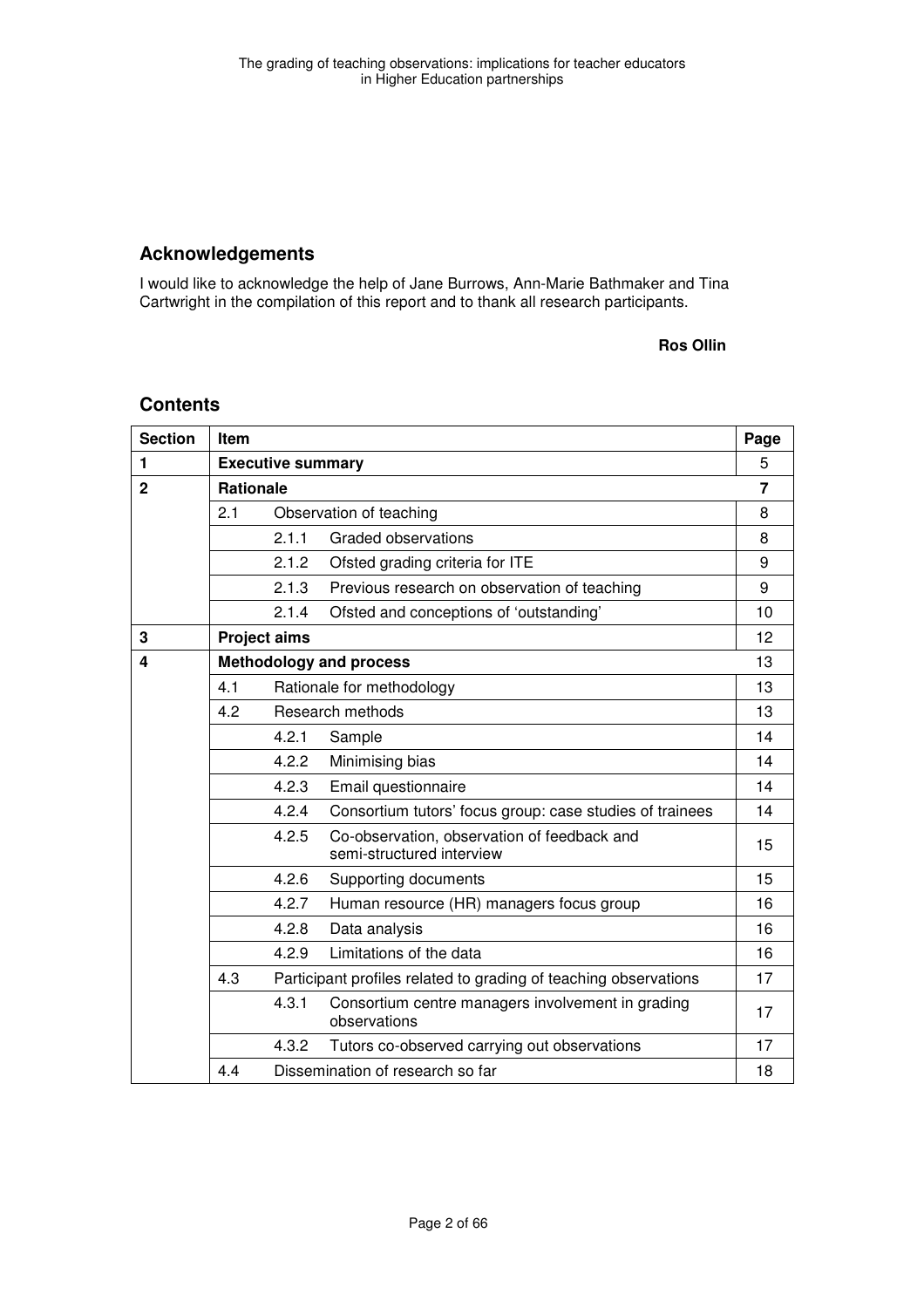## Acknowledgements

I would like to acknowledge the help of Jane Burrows, Ann-Marie Bathmaker and Tina Cartwright in the compilation of this report and to thank all research participants.

**Ros Ollin**

## Contents

| Section | Item | | Page |
|---|---|---|---|
| **1** | **Executive summary** | | 5 |
| **2** | **Rationale** | | **7** |
| | 2.1 | Observation of teaching | 8 |
| | | 2.1.1 Graded observations | 8 |
| | | 2.1.2 Ofsted grading criteria for ITE | 9 |
| | | 2.1.3 Previous research on observation of teaching | 9 |
| | | 2.1.4 Ofsted and conceptions of 'outstanding' | 10 |
| **3** | **Project aims** | | 12 |
| **4** | **Methodology and process** | | 13 |
| | 4.1 | Rationale for methodology | 13 |
| | 4.2 | Research methods | 13 |
| | | 4.2.1 Sample | 14 |
| | | 4.2.2 Minimising bias | 14 |
| | | 4.2.3 Email questionnaire | 14 |
| | | 4.2.4 Consortium tutors' focus group: case studies of trainees | 14 |
| | | 4.2.5 Co-observation, observation of feedback and semi-structured interview | 15 |
| | | 4.2.6 Supporting documents | 15 |
| | | 4.2.7 Human resource (HR) managers focus group | 16 |
| | | 4.2.8 Data analysis | 16 |
| | | 4.2.9 Limitations of the data | 16 |
| | 4.3 | Participant profiles related to grading of teaching observations | 17 |
| | | 4.3.1 Consortium centre managers involvement in grading observations | 17 |
| | | 4.3.2 Tutors co-observed carrying out observations | 17 |
| | 4.4 | Dissemination of research so far | 18 |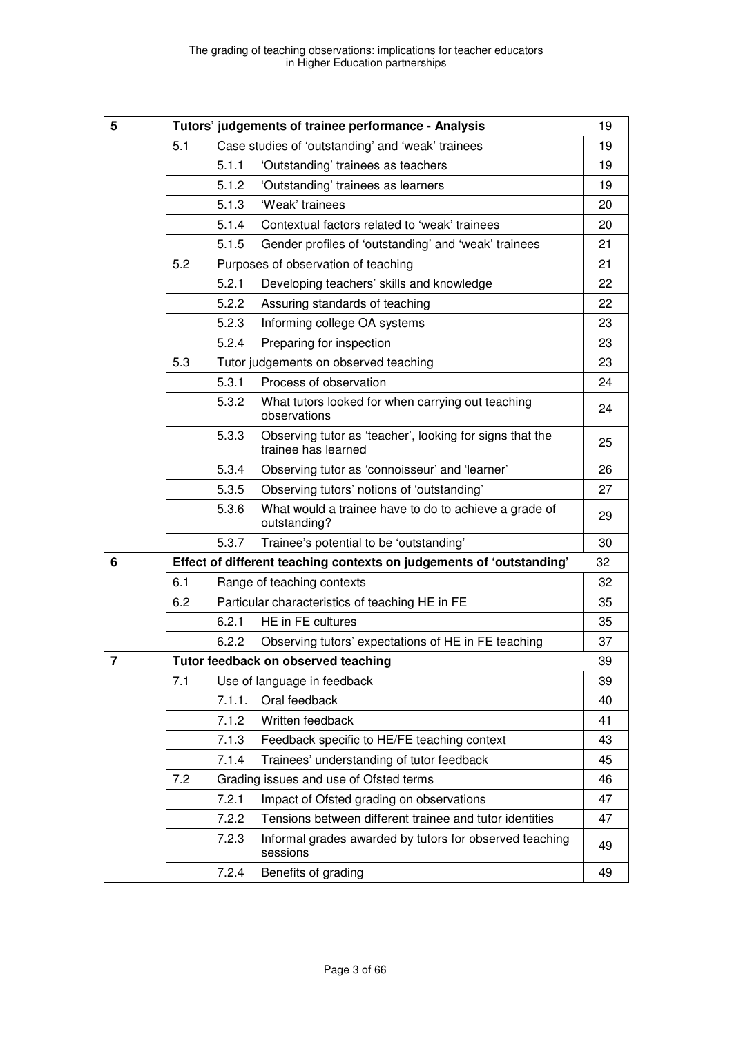| | | | | |
|---|---|---|---|---|
| **5** | **Tutors' judgements of trainee performance - Analysis** | | | 19 |
| | 5.1 | Case studies of 'outstanding' and 'weak' trainees | | 19 |
| | | 5.1.1 | 'Outstanding' trainees as teachers | 19 |
| | | 5.1.2 | 'Outstanding' trainees as learners | 19 |
| | | 5.1.3 | 'Weak' trainees | 20 |
| | | 5.1.4 | Contextual factors related to 'weak' trainees | 20 |
| | | 5.1.5 | Gender profiles of 'outstanding' and 'weak' trainees | 21 |
| | 5.2 | Purposes of observation of teaching | | 21 |
| | | 5.2.1 | Developing teachers' skills and knowledge | 22 |
| | | 5.2.2 | Assuring standards of teaching | 22 |
| | | 5.2.3 | Informing college OA systems | 23 |
| | | 5.2.4 | Preparing for inspection | 23 |
| | 5.3 | Tutor judgements on observed teaching | | 23 |
| | | 5.3.1 | Process of observation | 24 |
| | | 5.3.2 | What tutors looked for when carrying out teaching observations | 24 |
| | | 5.3.3 | Observing tutor as 'teacher', looking for signs that the trainee has learned | 25 |
| | | 5.3.4 | Observing tutor as 'connoisseur' and 'learner' | 26 |
| | | 5.3.5 | Observing tutors' notions of 'outstanding' | 27 |
| | | 5.3.6 | What would a trainee have to do to achieve a grade of outstanding? | 29 |
| | | 5.3.7 | Trainee's potential to be 'outstanding' | 30 |
| **6** | **Effect of different teaching contexts on judgements of 'outstanding'** | | | 32 |
| | 6.1 | Range of teaching contexts | | 32 |
| | 6.2 | Particular characteristics of teaching HE in FE | | 35 |
| | | 6.2.1 | HE in FE cultures | 35 |
| | | 6.2.2 | Observing tutors' expectations of HE in FE teaching | 37 |
| **7** | **Tutor feedback on observed teaching** | | | 39 |
| | 7.1 | Use of language in feedback | | 39 |
| | | 7.1.1. | Oral feedback | 40 |
| | | 7.1.2 | Written feedback | 41 |
| | | 7.1.3 | Feedback specific to HE/FE teaching context | 43 |
| | | 7.1.4 | Trainees' understanding of tutor feedback | 45 |
| | 7.2 | Grading issues and use of Ofsted terms | | 46 |
| | | 7.2.1 | Impact of Ofsted grading on observations | 47 |
| | | 7.2.2 | Tensions between different trainee and tutor identities | 47 |
| | | 7.2.3 | Informal grades awarded by tutors for observed teaching sessions | 49 |
| | | 7.2.4 | Benefits of grading | 49 |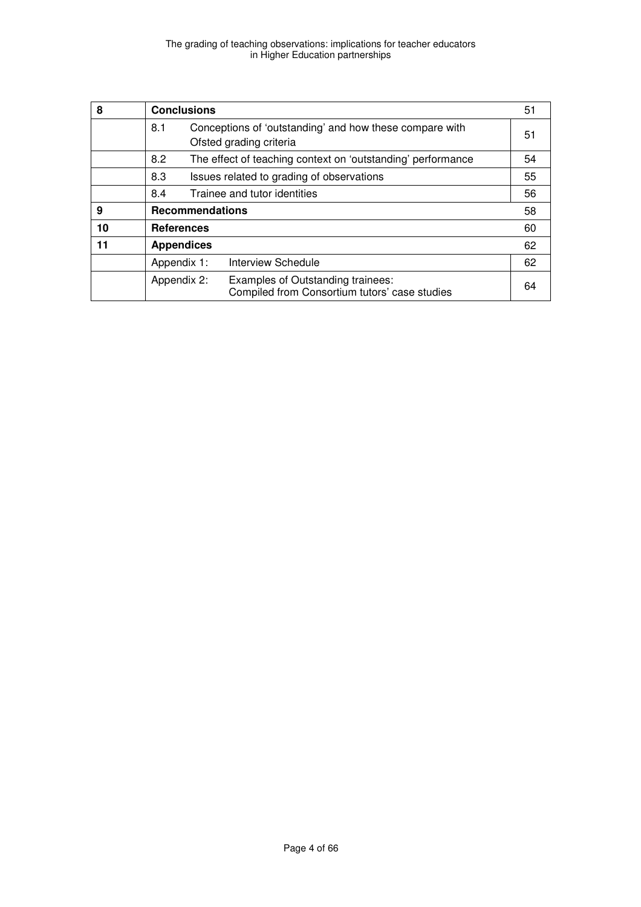| 8 | **Conclusions** | | 51 |
|---|---|---|---|
| | 8.1 | Conceptions of 'outstanding' and how these compare with Ofsted grading criteria | 51 |
| | 8.2 | The effect of teaching context on 'outstanding' performance | 54 |
| | 8.3 | Issues related to grading of observations | 55 |
| | 8.4 | Trainee and tutor identities | 56 |
| **9** | **Recommendations** | | 58 |
| **10** | **References** | | 60 |
| **11** | **Appendices** | | 62 |
| | Appendix 1: | Interview Schedule | 62 |
| | Appendix 2: | Examples of Outstanding trainees: Compiled from Consortium tutors' case studies | 64 |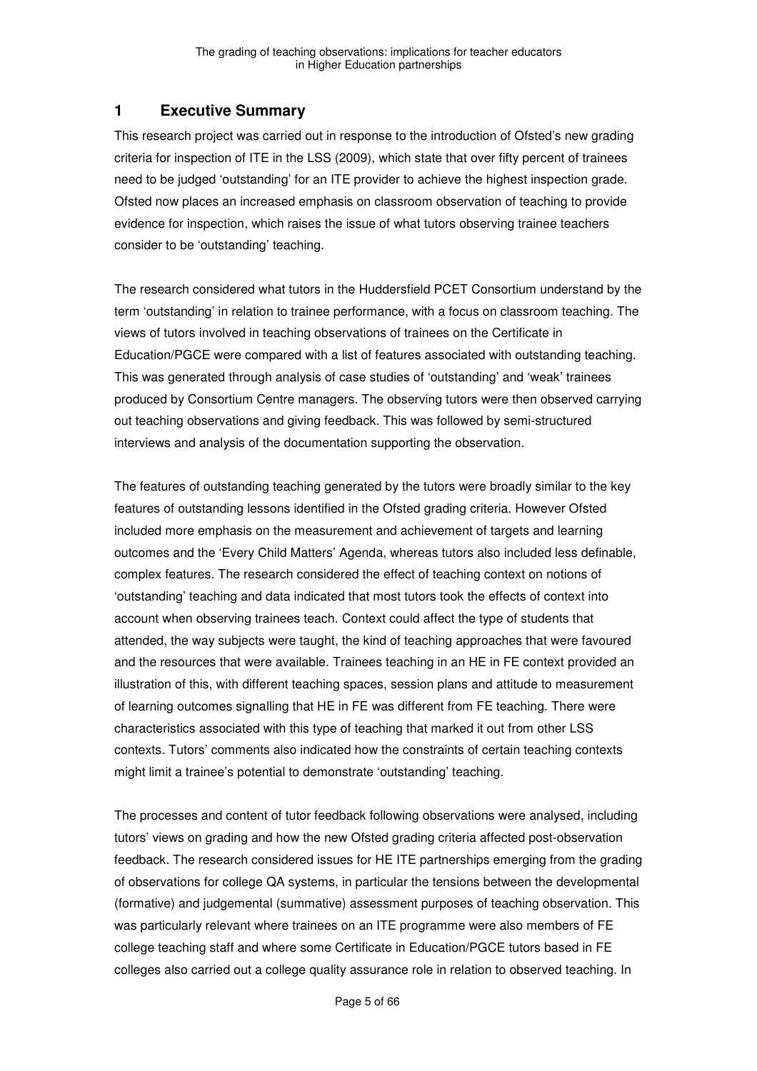## 1 Executive Summary

This research project was carried out in response to the introduction of Ofsted's new grading criteria for inspection of ITE in the LSS (2009), which state that over fifty percent of trainees need to be judged 'outstanding' for an ITE provider to achieve the highest inspection grade. Ofsted now places an increased emphasis on classroom observation of teaching to provide evidence for inspection, which raises the issue of what tutors observing trainee teachers consider to be 'outstanding' teaching.

The research considered what tutors in the Huddersfield PCET Consortium understand by the term 'outstanding' in relation to trainee performance, with a focus on classroom teaching. The views of tutors involved in teaching observations of trainees on the Certificate in Education/PGCE were compared with a list of features associated with outstanding teaching. This was generated through analysis of case studies of 'outstanding' and 'weak' trainees produced by Consortium Centre managers. The observing tutors were then observed carrying out teaching observations and giving feedback. This was followed by semi-structured interviews and analysis of the documentation supporting the observation.

The features of outstanding teaching generated by the tutors were broadly similar to the key features of outstanding lessons identified in the Ofsted grading criteria. However Ofsted included more emphasis on the measurement and achievement of targets and learning outcomes and the 'Every Child Matters' Agenda, whereas tutors also included less definable, complex features. The research considered the effect of teaching context on notions of 'outstanding' teaching and data indicated that most tutors took the effects of context into account when observing trainees teach. Context could affect the type of students that attended, the way subjects were taught, the kind of teaching approaches that were favoured and the resources that were available. Trainees teaching in an HE in FE context provided an illustration of this, with different teaching spaces, session plans and attitude to measurement of learning outcomes signalling that HE in FE was different from FE teaching. There were characteristics associated with this type of teaching that marked it out from other LSS contexts. Tutors' comments also indicated how the constraints of certain teaching contexts might limit a trainee's potential to demonstrate 'outstanding' teaching.

The processes and content of tutor feedback following observations were analysed, including tutors' views on grading and how the new Ofsted grading criteria affected post-observation feedback. The research considered issues for HE ITE partnerships emerging from the grading of observations for college QA systems, in particular the tensions between the developmental (formative) and judgemental (summative) assessment purposes of teaching observation. This was particularly relevant where trainees on an ITE programme were also members of FE college teaching staff and where some Certificate in Education/PGCE tutors based in FE colleges also carried out a college quality assurance role in relation to observed teaching. In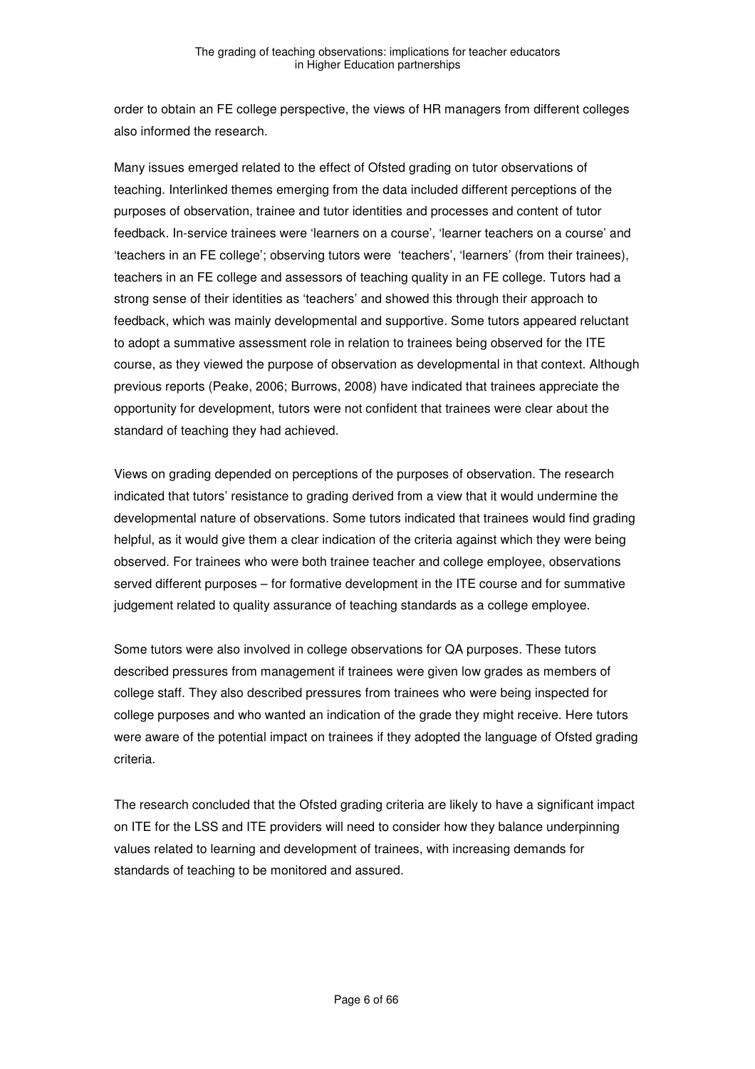order to obtain an FE college perspective, the views of HR managers from different colleges also informed the research.

Many issues emerged related to the effect of Ofsted grading on tutor observations of teaching. Interlinked themes emerging from the data included different perceptions of the purposes of observation, trainee and tutor identities and processes and content of tutor feedback. In-service trainees were 'learners on a course', 'learner teachers on a course' and 'teachers in an FE college'; observing tutors were 'teachers', 'learners' (from their trainees), teachers in an FE college and assessors of teaching quality in an FE college. Tutors had a strong sense of their identities as 'teachers' and showed this through their approach to feedback, which was mainly developmental and supportive. Some tutors appeared reluctant to adopt a summative assessment role in relation to trainees being observed for the ITE course, as they viewed the purpose of observation as developmental in that context. Although previous reports (Peake, 2006; Burrows, 2008) have indicated that trainees appreciate the opportunity for development, tutors were not confident that trainees were clear about the standard of teaching they had achieved.

Views on grading depended on perceptions of the purposes of observation. The research indicated that tutors' resistance to grading derived from a view that it would undermine the developmental nature of observations. Some tutors indicated that trainees would find grading helpful, as it would give them a clear indication of the criteria against which they were being observed. For trainees who were both trainee teacher and college employee, observations served different purposes – for formative development in the ITE course and for summative judgement related to quality assurance of teaching standards as a college employee.

Some tutors were also involved in college observations for QA purposes. These tutors described pressures from management if trainees were given low grades as members of college staff. They also described pressures from trainees who were being inspected for college purposes and who wanted an indication of the grade they might receive. Here tutors were aware of the potential impact on trainees if they adopted the language of Ofsted grading criteria.

The research concluded that the Ofsted grading criteria are likely to have a significant impact on ITE for the LSS and ITE providers will need to consider how they balance underpinning values related to learning and development of trainees, with increasing demands for standards of teaching to be monitored and assured.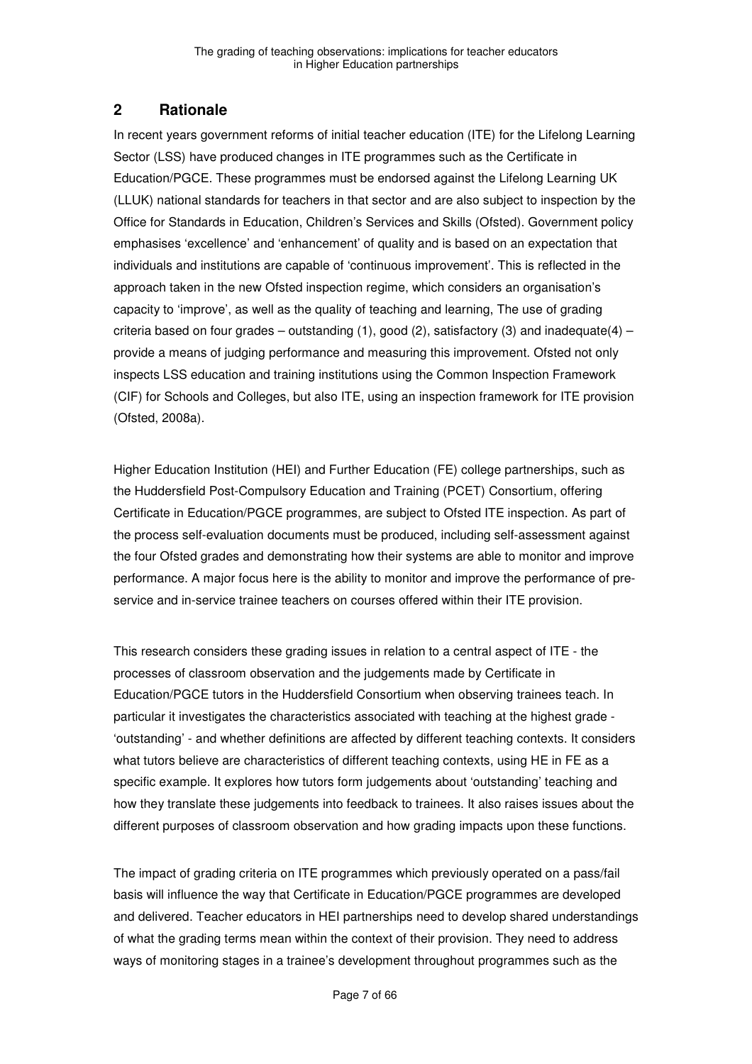## 2 Rationale

In recent years government reforms of initial teacher education (ITE) for the Lifelong Learning Sector (LSS) have produced changes in ITE programmes such as the Certificate in Education/PGCE. These programmes must be endorsed against the Lifelong Learning UK (LLUK) national standards for teachers in that sector and are also subject to inspection by the Office for Standards in Education, Children's Services and Skills (Ofsted). Government policy emphasises 'excellence' and 'enhancement' of quality and is based on an expectation that individuals and institutions are capable of 'continuous improvement'. This is reflected in the approach taken in the new Ofsted inspection regime, which considers an organisation's capacity to 'improve', as well as the quality of teaching and learning, The use of grading criteria based on four grades – outstanding (1), good (2), satisfactory (3) and inadequate(4) – provide a means of judging performance and measuring this improvement. Ofsted not only inspects LSS education and training institutions using the Common Inspection Framework (CIF) for Schools and Colleges, but also ITE, using an inspection framework for ITE provision (Ofsted, 2008a).

Higher Education Institution (HEI) and Further Education (FE) college partnerships, such as the Huddersfield Post-Compulsory Education and Training (PCET) Consortium, offering Certificate in Education/PGCE programmes, are subject to Ofsted ITE inspection. As part of the process self-evaluation documents must be produced, including self-assessment against the four Ofsted grades and demonstrating how their systems are able to monitor and improve performance. A major focus here is the ability to monitor and improve the performance of pre-service and in-service trainee teachers on courses offered within their ITE provision.

This research considers these grading issues in relation to a central aspect of ITE - the processes of classroom observation and the judgements made by Certificate in Education/PGCE tutors in the Huddersfield Consortium when observing trainees teach. In particular it investigates the characteristics associated with teaching at the highest grade - 'outstanding' - and whether definitions are affected by different teaching contexts. It considers what tutors believe are characteristics of different teaching contexts, using HE in FE as a specific example. It explores how tutors form judgements about 'outstanding' teaching and how they translate these judgements into feedback to trainees. It also raises issues about the different purposes of classroom observation and how grading impacts upon these functions.

The impact of grading criteria on ITE programmes which previously operated on a pass/fail basis will influence the way that Certificate in Education/PGCE programmes are developed and delivered. Teacher educators in HEI partnerships need to develop shared understandings of what the grading terms mean within the context of their provision. They need to address ways of monitoring stages in a trainee's development throughout programmes such as the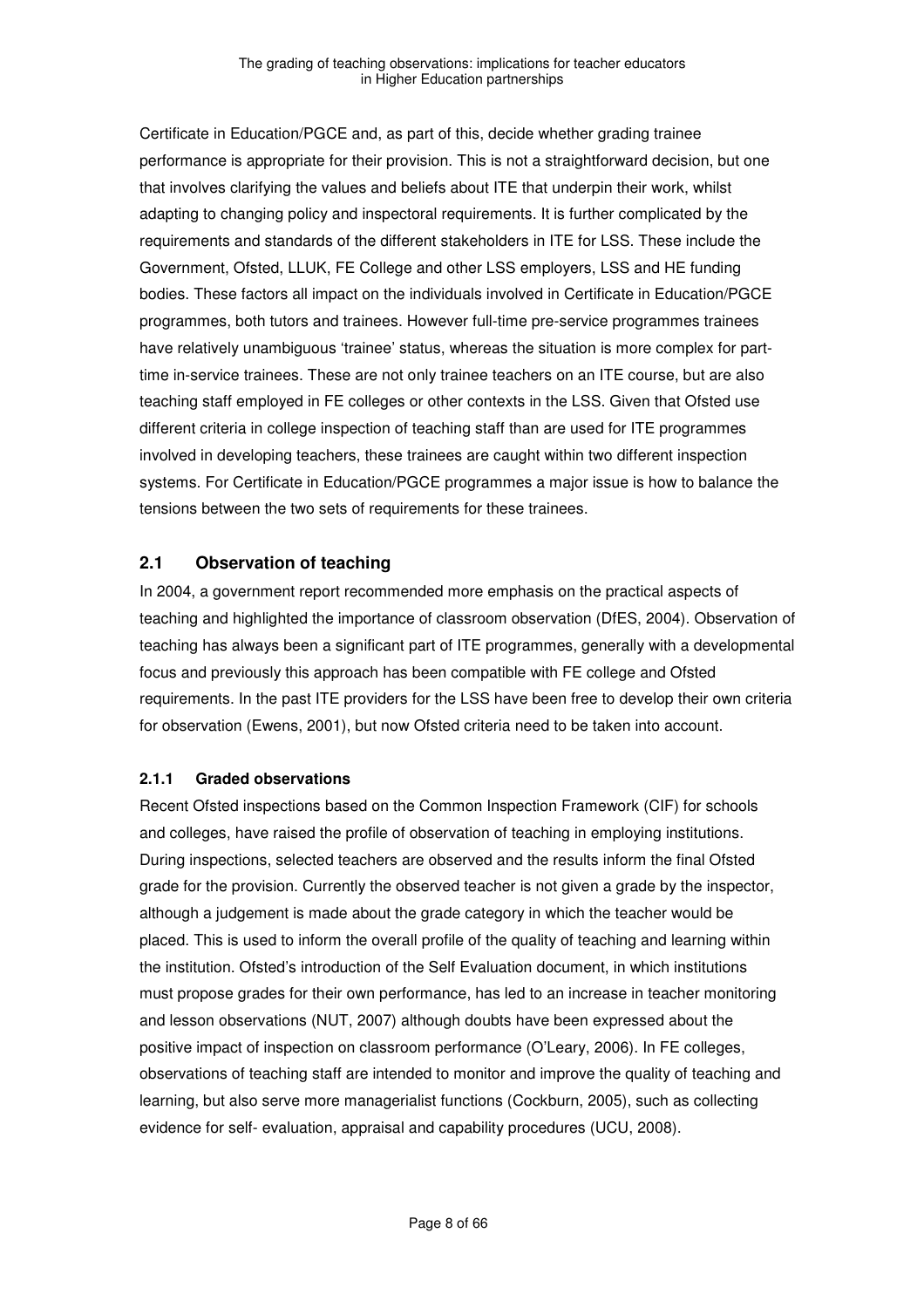Certificate in Education/PGCE and, as part of this, decide whether grading trainee performance is appropriate for their provision. This is not a straightforward decision, but one that involves clarifying the values and beliefs about ITE that underpin their work, whilst adapting to changing policy and inspectoral requirements. It is further complicated by the requirements and standards of the different stakeholders in ITE for LSS. These include the Government, Ofsted, LLUK, FE College and other LSS employers, LSS and HE funding bodies. These factors all impact on the individuals involved in Certificate in Education/PGCE programmes, both tutors and trainees. However full-time pre-service programmes trainees have relatively unambiguous 'trainee' status, whereas the situation is more complex for part-time in-service trainees. These are not only trainee teachers on an ITE course, but are also teaching staff employed in FE colleges or other contexts in the LSS. Given that Ofsted use different criteria in college inspection of teaching staff than are used for ITE programmes involved in developing teachers, these trainees are caught within two different inspection systems. For Certificate in Education/PGCE programmes a major issue is how to balance the tensions between the two sets of requirements for these trainees.

## 2.1 Observation of teaching

In 2004, a government report recommended more emphasis on the practical aspects of teaching and highlighted the importance of classroom observation (DfES, 2004). Observation of teaching has always been a significant part of ITE programmes, generally with a developmental focus and previously this approach has been compatible with FE college and Ofsted requirements. In the past ITE providers for the LSS have been free to develop their own criteria for observation (Ewens, 2001), but now Ofsted criteria need to be taken into account.

### 2.1.1 Graded observations

Recent Ofsted inspections based on the Common Inspection Framework (CIF) for schools and colleges, have raised the profile of observation of teaching in employing institutions. During inspections, selected teachers are observed and the results inform the final Ofsted grade for the provision. Currently the observed teacher is not given a grade by the inspector, although a judgement is made about the grade category in which the teacher would be placed. This is used to inform the overall profile of the quality of teaching and learning within the institution. Ofsted's introduction of the Self Evaluation document, in which institutions must propose grades for their own performance, has led to an increase in teacher monitoring and lesson observations (NUT, 2007) although doubts have been expressed about the positive impact of inspection on classroom performance (O'Leary, 2006). In FE colleges, observations of teaching staff are intended to monitor and improve the quality of teaching and learning, but also serve more managerialist functions (Cockburn, 2005), such as collecting evidence for self- evaluation, appraisal and capability procedures (UCU, 2008).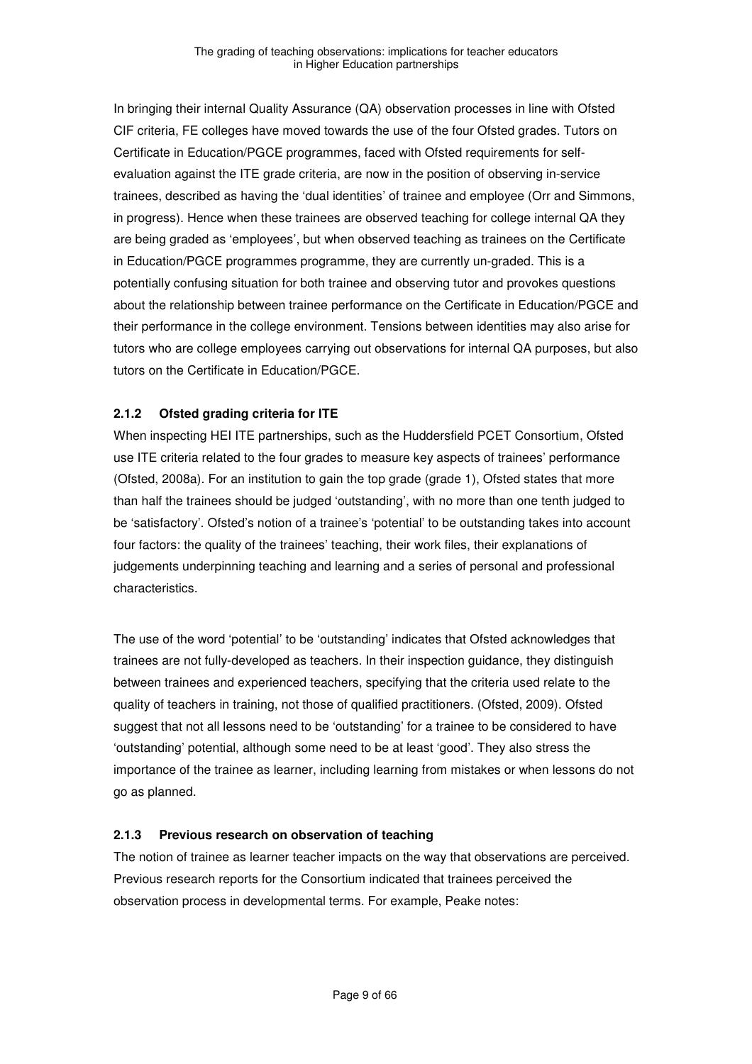In bringing their internal Quality Assurance (QA) observation processes in line with Ofsted CIF criteria, FE colleges have moved towards the use of the four Ofsted grades. Tutors on Certificate in Education/PGCE programmes, faced with Ofsted requirements for self-evaluation against the ITE grade criteria, are now in the position of observing in-service trainees, described as having the 'dual identities' of trainee and employee (Orr and Simmons, in progress). Hence when these trainees are observed teaching for college internal QA they are being graded as 'employees', but when observed teaching as trainees on the Certificate in Education/PGCE programmes programme, they are currently un-graded. This is a potentially confusing situation for both trainee and observing tutor and provokes questions about the relationship between trainee performance on the Certificate in Education/PGCE and their performance in the college environment. Tensions between identities may also arise for tutors who are college employees carrying out observations for internal QA purposes, but also tutors on the Certificate in Education/PGCE.

### 2.1.2 Ofsted grading criteria for ITE

When inspecting HEI ITE partnerships, such as the Huddersfield PCET Consortium, Ofsted use ITE criteria related to the four grades to measure key aspects of trainees' performance (Ofsted, 2008a). For an institution to gain the top grade (grade 1), Ofsted states that more than half the trainees should be judged 'outstanding', with no more than one tenth judged to be 'satisfactory'. Ofsted's notion of a trainee's 'potential' to be outstanding takes into account four factors: the quality of the trainees' teaching, their work files, their explanations of judgements underpinning teaching and learning and a series of personal and professional characteristics.

The use of the word 'potential' to be 'outstanding' indicates that Ofsted acknowledges that trainees are not fully-developed as teachers. In their inspection guidance, they distinguish between trainees and experienced teachers, specifying that the criteria used relate to the quality of teachers in training, not those of qualified practitioners. (Ofsted, 2009). Ofsted suggest that not all lessons need to be 'outstanding' for a trainee to be considered to have 'outstanding' potential, although some need to be at least 'good'. They also stress the importance of the trainee as learner, including learning from mistakes or when lessons do not go as planned.

### 2.1.3 Previous research on observation of teaching

The notion of trainee as learner teacher impacts on the way that observations are perceived. Previous research reports for the Consortium indicated that trainees perceived the observation process in developmental terms. For example, Peake notes: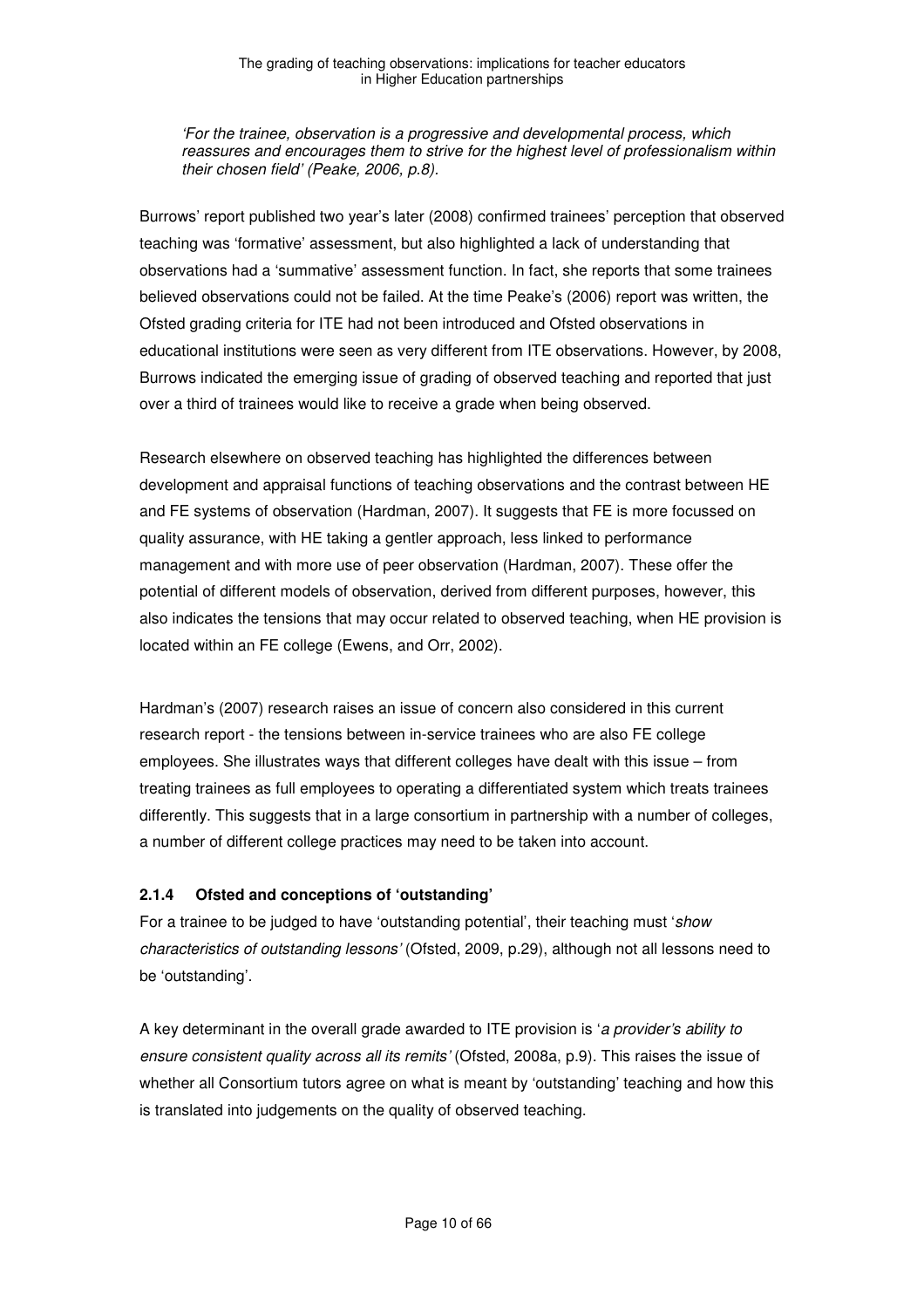*'For the trainee, observation is a progressive and developmental process, which reassures and encourages them to strive for the highest level of professionalism within their chosen field' (Peake, 2006, p.8).*

Burrows' report published two year's later (2008) confirmed trainees' perception that observed teaching was 'formative' assessment, but also highlighted a lack of understanding that observations had a 'summative' assessment function. In fact, she reports that some trainees believed observations could not be failed. At the time Peake's (2006) report was written, the Ofsted grading criteria for ITE had not been introduced and Ofsted observations in educational institutions were seen as very different from ITE observations. However, by 2008, Burrows indicated the emerging issue of grading of observed teaching and reported that just over a third of trainees would like to receive a grade when being observed.

Research elsewhere on observed teaching has highlighted the differences between development and appraisal functions of teaching observations and the contrast between HE and FE systems of observation (Hardman, 2007). It suggests that FE is more focussed on quality assurance, with HE taking a gentler approach, less linked to performance management and with more use of peer observation (Hardman, 2007). These offer the potential of different models of observation, derived from different purposes, however, this also indicates the tensions that may occur related to observed teaching, when HE provision is located within an FE college (Ewens, and Orr, 2002).

Hardman's (2007) research raises an issue of concern also considered in this current research report - the tensions between in-service trainees who are also FE college employees. She illustrates ways that different colleges have dealt with this issue – from treating trainees as full employees to operating a differentiated system which treats trainees differently. This suggests that in a large consortium in partnership with a number of colleges, a number of different college practices may need to be taken into account.

### 2.1.4 Ofsted and conceptions of 'outstanding'

For a trainee to be judged to have 'outstanding potential', their teaching must '*show characteristics of outstanding lessons'* (Ofsted, 2009, p.29), although not all lessons need to be 'outstanding'.

A key determinant in the overall grade awarded to ITE provision is '*a provider's ability to ensure consistent quality across all its remits'* (Ofsted, 2008a, p.9). This raises the issue of whether all Consortium tutors agree on what is meant by 'outstanding' teaching and how this is translated into judgements on the quality of observed teaching.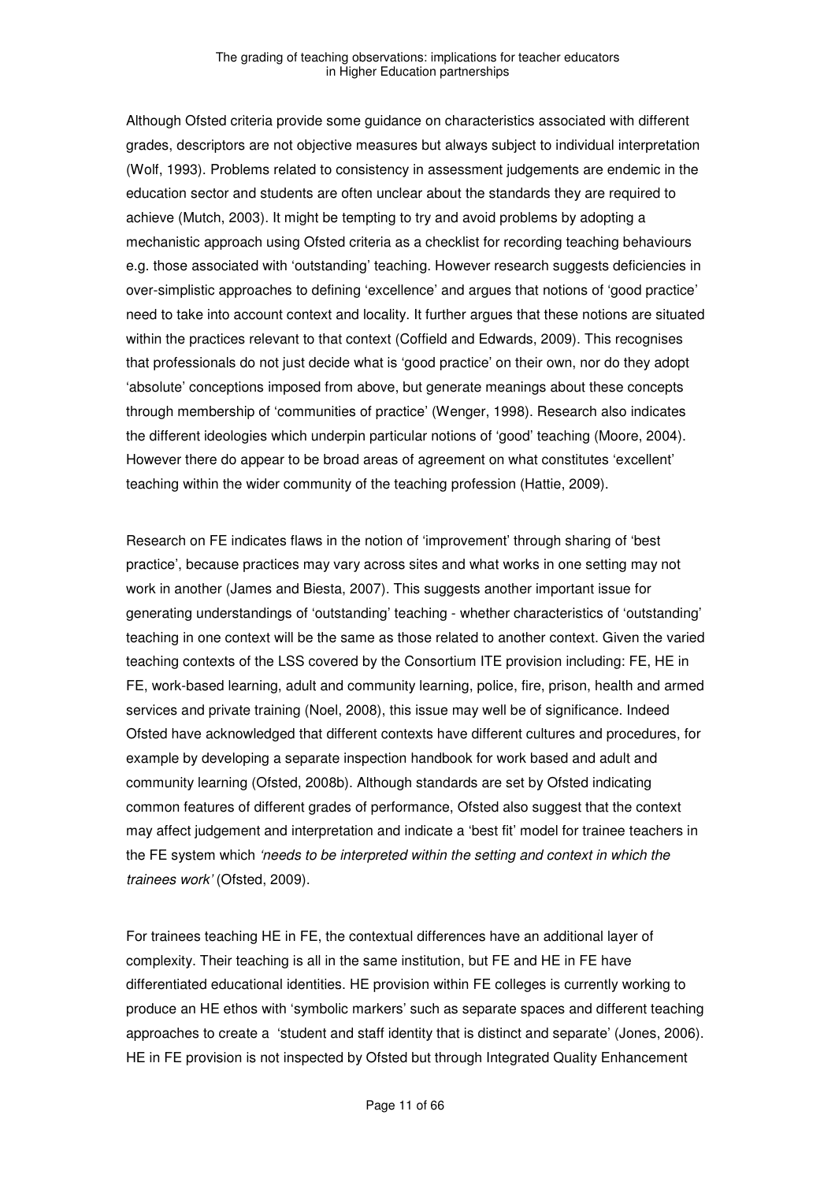Although Ofsted criteria provide some guidance on characteristics associated with different grades, descriptors are not objective measures but always subject to individual interpretation (Wolf, 1993). Problems related to consistency in assessment judgements are endemic in the education sector and students are often unclear about the standards they are required to achieve (Mutch, 2003). It might be tempting to try and avoid problems by adopting a mechanistic approach using Ofsted criteria as a checklist for recording teaching behaviours e.g. those associated with 'outstanding' teaching. However research suggests deficiencies in over-simplistic approaches to defining 'excellence' and argues that notions of 'good practice' need to take into account context and locality. It further argues that these notions are situated within the practices relevant to that context (Coffield and Edwards, 2009). This recognises that professionals do not just decide what is 'good practice' on their own, nor do they adopt 'absolute' conceptions imposed from above, but generate meanings about these concepts through membership of 'communities of practice' (Wenger, 1998). Research also indicates the different ideologies which underpin particular notions of 'good' teaching (Moore, 2004). However there do appear to be broad areas of agreement on what constitutes 'excellent' teaching within the wider community of the teaching profession (Hattie, 2009).

Research on FE indicates flaws in the notion of 'improvement' through sharing of 'best practice', because practices may vary across sites and what works in one setting may not work in another (James and Biesta, 2007). This suggests another important issue for generating understandings of 'outstanding' teaching - whether characteristics of 'outstanding' teaching in one context will be the same as those related to another context. Given the varied teaching contexts of the LSS covered by the Consortium ITE provision including: FE, HE in FE, work-based learning, adult and community learning, police, fire, prison, health and armed services and private training (Noel, 2008), this issue may well be of significance. Indeed Ofsted have acknowledged that different contexts have different cultures and procedures, for example by developing a separate inspection handbook for work based and adult and community learning (Ofsted, 2008b). Although standards are set by Ofsted indicating common features of different grades of performance, Ofsted also suggest that the context may affect judgement and interpretation and indicate a 'best fit' model for trainee teachers in the FE system which *'needs to be interpreted within the setting and context in which the trainees work'* (Ofsted, 2009).

For trainees teaching HE in FE, the contextual differences have an additional layer of complexity. Their teaching is all in the same institution, but FE and HE in FE have differentiated educational identities. HE provision within FE colleges is currently working to produce an HE ethos with 'symbolic markers' such as separate spaces and different teaching approaches to create a 'student and staff identity that is distinct and separate' (Jones, 2006). HE in FE provision is not inspected by Ofsted but through Integrated Quality Enhancement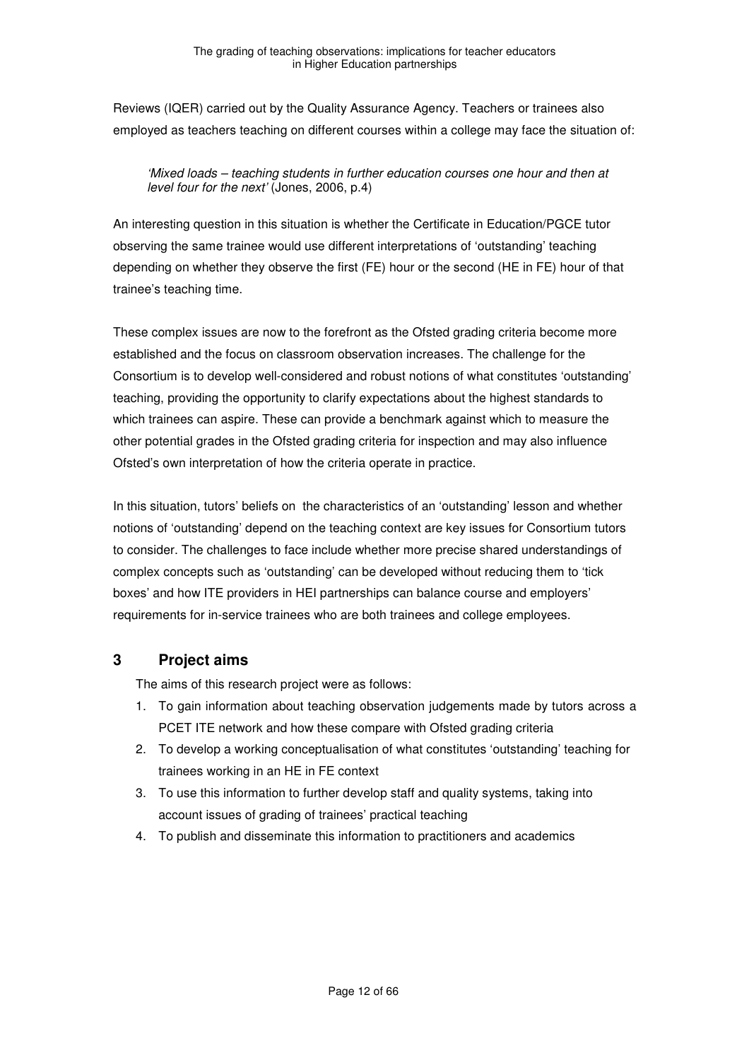Reviews (IQER) carried out by the Quality Assurance Agency. Teachers or trainees also employed as teachers teaching on different courses within a college may face the situation of:

> *'Mixed loads – teaching students in further education courses one hour and then at level four for the next'* (Jones, 2006, p.4)

An interesting question in this situation is whether the Certificate in Education/PGCE tutor observing the same trainee would use different interpretations of 'outstanding' teaching depending on whether they observe the first (FE) hour or the second (HE in FE) hour of that trainee's teaching time.

These complex issues are now to the forefront as the Ofsted grading criteria become more established and the focus on classroom observation increases. The challenge for the Consortium is to develop well-considered and robust notions of what constitutes 'outstanding' teaching, providing the opportunity to clarify expectations about the highest standards to which trainees can aspire. These can provide a benchmark against which to measure the other potential grades in the Ofsted grading criteria for inspection and may also influence Ofsted's own interpretation of how the criteria operate in practice.

In this situation, tutors' beliefs on the characteristics of an 'outstanding' lesson and whether notions of 'outstanding' depend on the teaching context are key issues for Consortium tutors to consider. The challenges to face include whether more precise shared understandings of complex concepts such as 'outstanding' can be developed without reducing them to 'tick boxes' and how ITE providers in HEI partnerships can balance course and employers' requirements for in-service trainees who are both trainees and college employees.

## 3 Project aims

The aims of this research project were as follows:

1. To gain information about teaching observation judgements made by tutors across a PCET ITE network and how these compare with Ofsted grading criteria
2. To develop a working conceptualisation of what constitutes 'outstanding' teaching for trainees working in an HE in FE context
3. To use this information to further develop staff and quality systems, taking into account issues of grading of trainees' practical teaching
4. To publish and disseminate this information to practitioners and academics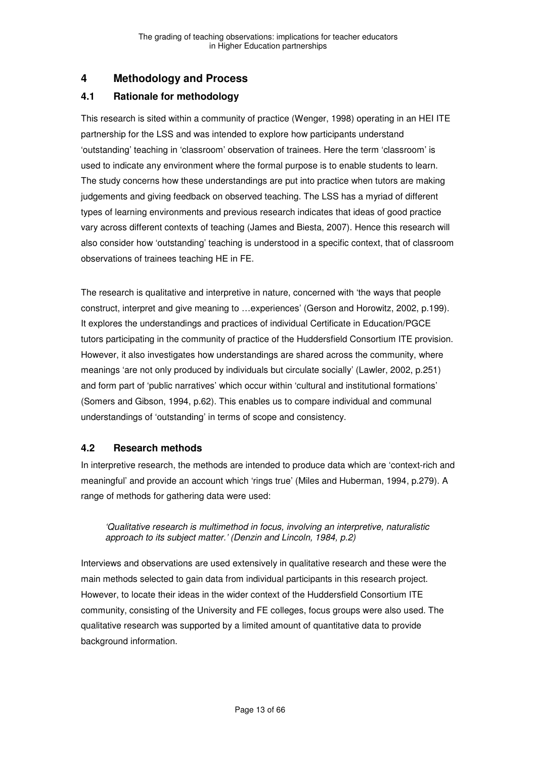## 4 Methodology and Process

### 4.1 Rationale for methodology

This research is sited within a community of practice (Wenger, 1998) operating in an HEI ITE partnership for the LSS and was intended to explore how participants understand 'outstanding' teaching in 'classroom' observation of trainees. Here the term 'classroom' is used to indicate any environment where the formal purpose is to enable students to learn. The study concerns how these understandings are put into practice when tutors are making judgements and giving feedback on observed teaching. The LSS has a myriad of different types of learning environments and previous research indicates that ideas of good practice vary across different contexts of teaching (James and Biesta, 2007). Hence this research will also consider how 'outstanding' teaching is understood in a specific context, that of classroom observations of trainees teaching HE in FE.

The research is qualitative and interpretive in nature, concerned with 'the ways that people construct, interpret and give meaning to …experiences' (Gerson and Horowitz, 2002, p.199). It explores the understandings and practices of individual Certificate in Education/PGCE tutors participating in the community of practice of the Huddersfield Consortium ITE provision. However, it also investigates how understandings are shared across the community, where meanings 'are not only produced by individuals but circulate socially' (Lawler, 2002, p.251) and form part of 'public narratives' which occur within 'cultural and institutional formations' (Somers and Gibson, 1994, p.62). This enables us to compare individual and communal understandings of 'outstanding' in terms of scope and consistency.

### 4.2 Research methods

In interpretive research, the methods are intended to produce data which are 'context-rich and meaningful' and provide an account which 'rings true' (Miles and Huberman, 1994, p.279). A range of methods for gathering data were used:

> *'Qualitative research is multimethod in focus, involving an interpretive, naturalistic approach to its subject matter.' (Denzin and Lincoln, 1984, p.2)*

Interviews and observations are used extensively in qualitative research and these were the main methods selected to gain data from individual participants in this research project. However, to locate their ideas in the wider context of the Huddersfield Consortium ITE community, consisting of the University and FE colleges, focus groups were also used. The qualitative research was supported by a limited amount of quantitative data to provide background information.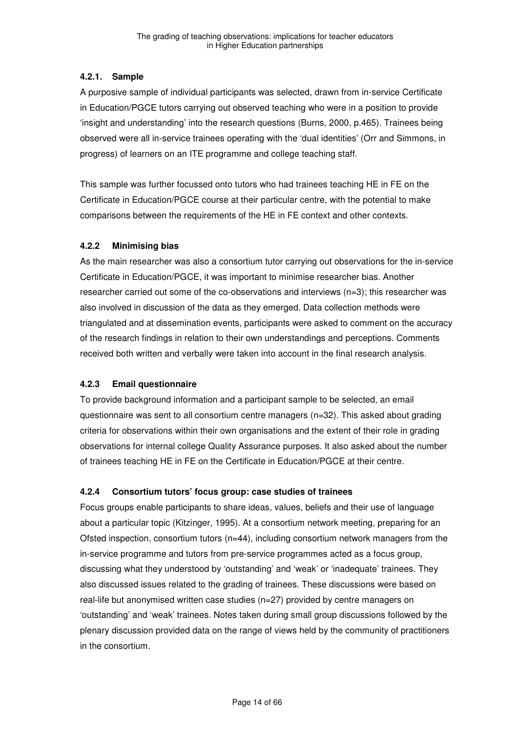#### 4.2.1. Sample

A purposive sample of individual participants was selected, drawn from in-service Certificate in Education/PGCE tutors carrying out observed teaching who were in a position to provide 'insight and understanding' into the research questions (Burns, 2000, p.465). Trainees being observed were all in-service trainees operating with the 'dual identities' (Orr and Simmons, in progress) of learners on an ITE programme and college teaching staff.

This sample was further focussed onto tutors who had trainees teaching HE in FE on the Certificate in Education/PGCE course at their particular centre, with the potential to make comparisons between the requirements of the HE in FE context and other contexts.

#### 4.2.2 Minimising bias

As the main researcher was also a consortium tutor carrying out observations for the in-service Certificate in Education/PGCE, it was important to minimise researcher bias. Another researcher carried out some of the co-observations and interviews (n=3); this researcher was also involved in discussion of the data as they emerged. Data collection methods were triangulated and at dissemination events, participants were asked to comment on the accuracy of the research findings in relation to their own understandings and perceptions. Comments received both written and verbally were taken into account in the final research analysis.

#### 4.2.3 Email questionnaire

To provide background information and a participant sample to be selected, an email questionnaire was sent to all consortium centre managers (n=32). This asked about grading criteria for observations within their own organisations and the extent of their role in grading observations for internal college Quality Assurance purposes. It also asked about the number of trainees teaching HE in FE on the Certificate in Education/PGCE at their centre.

#### 4.2.4 Consortium tutors' focus group: case studies of trainees

Focus groups enable participants to share ideas, values, beliefs and their use of language about a particular topic (Kitzinger, 1995). At a consortium network meeting, preparing for an Ofsted inspection, consortium tutors (n=44), including consortium network managers from the in-service programme and tutors from pre-service programmes acted as a focus group, discussing what they understood by 'outstanding' and 'weak' or 'inadequate' trainees. They also discussed issues related to the grading of trainees. These discussions were based on real-life but anonymised written case studies (n=27) provided by centre managers on 'outstanding' and 'weak' trainees. Notes taken during small group discussions followed by the plenary discussion provided data on the range of views held by the community of practitioners in the consortium.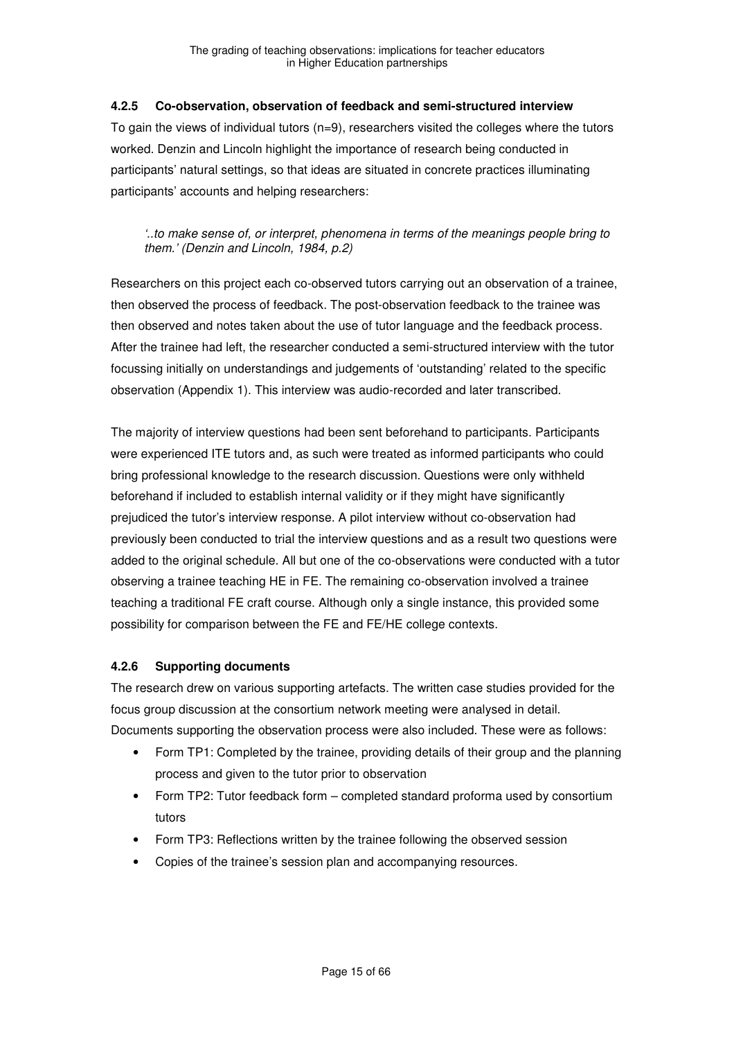#### 4.2.5 Co-observation, observation of feedback and semi-structured interview

To gain the views of individual tutors (n=9), researchers visited the colleges where the tutors worked. Denzin and Lincoln highlight the importance of research being conducted in participants' natural settings, so that ideas are situated in concrete practices illuminating participants' accounts and helping researchers:

> *'..to make sense of, or interpret, phenomena in terms of the meanings people bring to them.' (Denzin and Lincoln, 1984, p.2)*

Researchers on this project each co-observed tutors carrying out an observation of a trainee, then observed the process of feedback. The post-observation feedback to the trainee was then observed and notes taken about the use of tutor language and the feedback process. After the trainee had left, the researcher conducted a semi-structured interview with the tutor focussing initially on understandings and judgements of 'outstanding' related to the specific observation (Appendix 1). This interview was audio-recorded and later transcribed.

The majority of interview questions had been sent beforehand to participants. Participants were experienced ITE tutors and, as such were treated as informed participants who could bring professional knowledge to the research discussion. Questions were only withheld beforehand if included to establish internal validity or if they might have significantly prejudiced the tutor's interview response. A pilot interview without co-observation had previously been conducted to trial the interview questions and as a result two questions were added to the original schedule. All but one of the co-observations were conducted with a tutor observing a trainee teaching HE in FE. The remaining co-observation involved a trainee teaching a traditional FE craft course. Although only a single instance, this provided some possibility for comparison between the FE and FE/HE college contexts.

#### 4.2.6 Supporting documents

The research drew on various supporting artefacts. The written case studies provided for the focus group discussion at the consortium network meeting were analysed in detail. Documents supporting the observation process were also included. These were as follows:

- Form TP1: Completed by the trainee, providing details of their group and the planning process and given to the tutor prior to observation
- Form TP2: Tutor feedback form – completed standard proforma used by consortium tutors
- Form TP3: Reflections written by the trainee following the observed session
- Copies of the trainee's session plan and accompanying resources.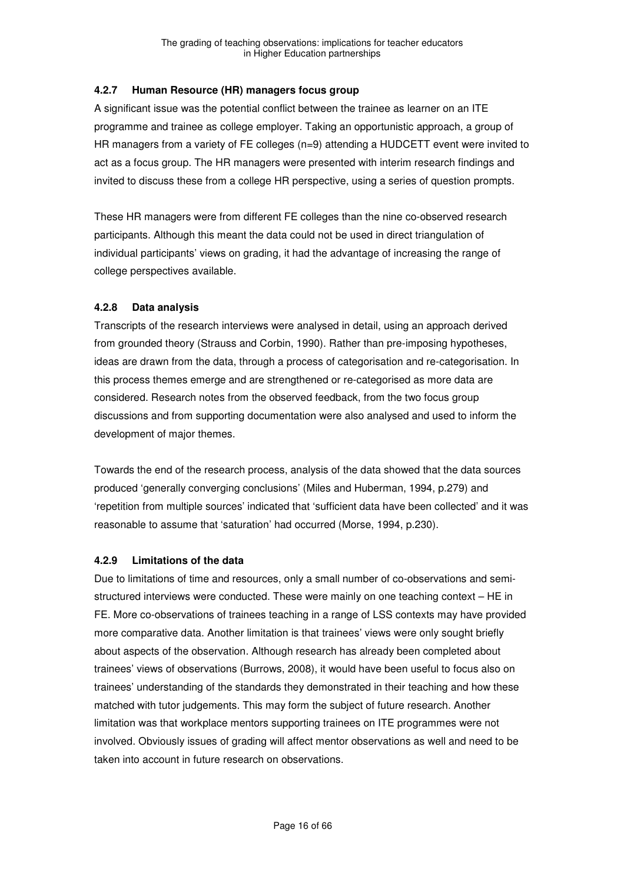#### 4.2.7 Human Resource (HR) managers focus group

A significant issue was the potential conflict between the trainee as learner on an ITE programme and trainee as college employer. Taking an opportunistic approach, a group of HR managers from a variety of FE colleges (n=9) attending a HUDCETT event were invited to act as a focus group. The HR managers were presented with interim research findings and invited to discuss these from a college HR perspective, using a series of question prompts.

These HR managers were from different FE colleges than the nine co-observed research participants. Although this meant the data could not be used in direct triangulation of individual participants' views on grading, it had the advantage of increasing the range of college perspectives available.

#### 4.2.8 Data analysis

Transcripts of the research interviews were analysed in detail, using an approach derived from grounded theory (Strauss and Corbin, 1990). Rather than pre-imposing hypotheses, ideas are drawn from the data, through a process of categorisation and re-categorisation. In this process themes emerge and are strengthened or re-categorised as more data are considered. Research notes from the observed feedback, from the two focus group discussions and from supporting documentation were also analysed and used to inform the development of major themes.

Towards the end of the research process, analysis of the data showed that the data sources produced 'generally converging conclusions' (Miles and Huberman, 1994, p.279) and 'repetition from multiple sources' indicated that 'sufficient data have been collected' and it was reasonable to assume that 'saturation' had occurred (Morse, 1994, p.230).

#### 4.2.9 Limitations of the data

Due to limitations of time and resources, only a small number of co-observations and semi-structured interviews were conducted. These were mainly on one teaching context – HE in FE. More co-observations of trainees teaching in a range of LSS contexts may have provided more comparative data. Another limitation is that trainees' views were only sought briefly about aspects of the observation. Although research has already been completed about trainees' views of observations (Burrows, 2008), it would have been useful to focus also on trainees' understanding of the standards they demonstrated in their teaching and how these matched with tutor judgements. This may form the subject of future research. Another limitation was that workplace mentors supporting trainees on ITE programmes were not involved. Obviously issues of grading will affect mentor observations as well and need to be taken into account in future research on observations.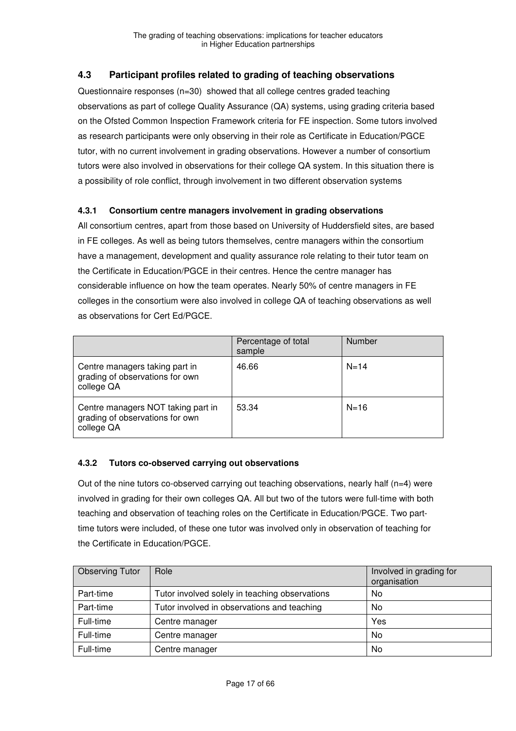## 4.3 Participant profiles related to grading of teaching observations

Questionnaire responses (n=30) showed that all college centres graded teaching observations as part of college Quality Assurance (QA) systems, using grading criteria based on the Ofsted Common Inspection Framework criteria for FE inspection. Some tutors involved as research participants were only observing in their role as Certificate in Education/PGCE tutor, with no current involvement in grading observations. However a number of consortium tutors were also involved in observations for their college QA system. In this situation there is a possibility of role conflict, through involvement in two different observation systems

### 4.3.1 Consortium centre managers involvement in grading observations

All consortium centres, apart from those based on University of Huddersfield sites, are based in FE colleges. As well as being tutors themselves, centre managers within the consortium have a management, development and quality assurance role relating to their tutor team on the Certificate in Education/PGCE in their centres. Hence the centre manager has considerable influence on how the team operates. Nearly 50% of centre managers in FE colleges in the consortium were also involved in college QA of teaching observations as well as observations for Cert Ed/PGCE.

| | Percentage of total sample | Number |
|---|---|---|
| Centre managers taking part in grading of observations for own college QA | 46.66 | N=14 |
| Centre managers NOT taking part in grading of observations for own college QA | 53.34 | N=16 |

### 4.3.2 Tutors co-observed carrying out observations

Out of the nine tutors co-observed carrying out teaching observations, nearly half (n=4) were involved in grading for their own colleges QA. All but two of the tutors were full-time with both teaching and observation of teaching roles on the Certificate in Education/PGCE. Two part-time tutors were included, of these one tutor was involved only in observation of teaching for the Certificate in Education/PGCE.

| Observing Tutor | Role | Involved in grading for organisation |
|---|---|---|
| Part-time | Tutor involved solely in teaching observations | No |
| Part-time | Tutor involved in observations and teaching | No |
| Full-time | Centre manager | Yes |
| Full-time | Centre manager | No |
| Full-time | Centre manager | No |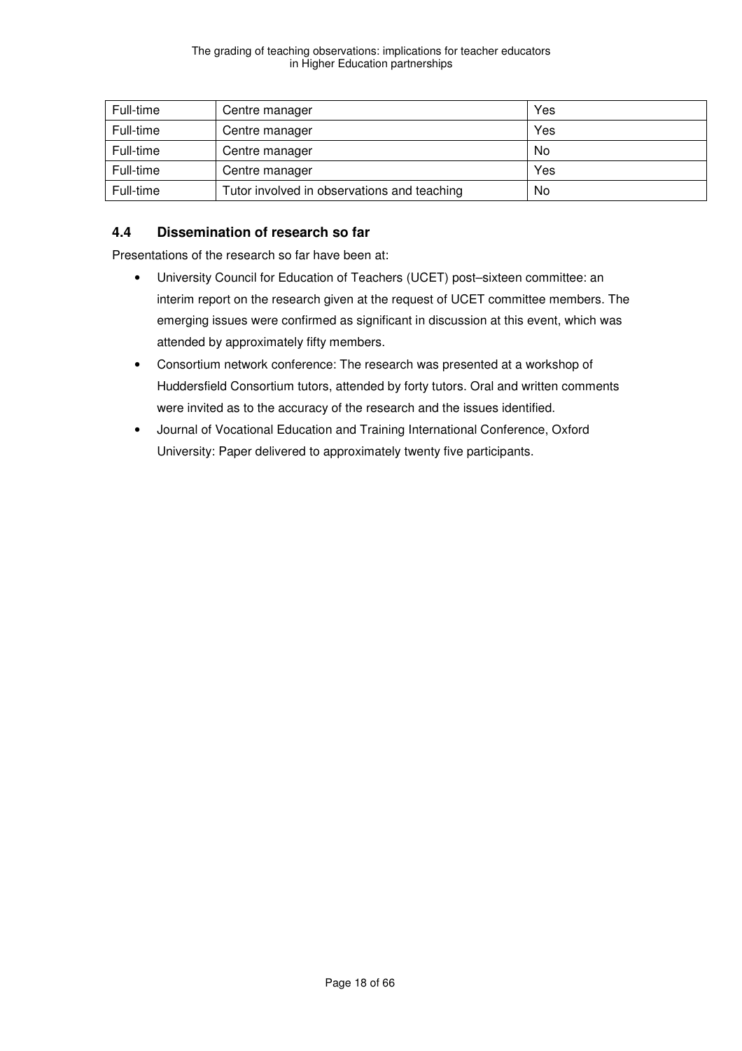| Full-time | Centre manager | Yes |
|---|---|---|
| Full-time | Centre manager | Yes |
| Full-time | Centre manager | No |
| Full-time | Centre manager | Yes |
| Full-time | Tutor involved in observations and teaching | No |

### 4.4 Dissemination of research so far

Presentations of the research so far have been at:

- University Council for Education of Teachers (UCET) post–sixteen committee: an interim report on the research given at the request of UCET committee members. The emerging issues were confirmed as significant in discussion at this event, which was attended by approximately fifty members.
- Consortium network conference: The research was presented at a workshop of Huddersfield Consortium tutors, attended by forty tutors. Oral and written comments were invited as to the accuracy of the research and the issues identified.
- Journal of Vocational Education and Training International Conference, Oxford University: Paper delivered to approximately twenty five participants.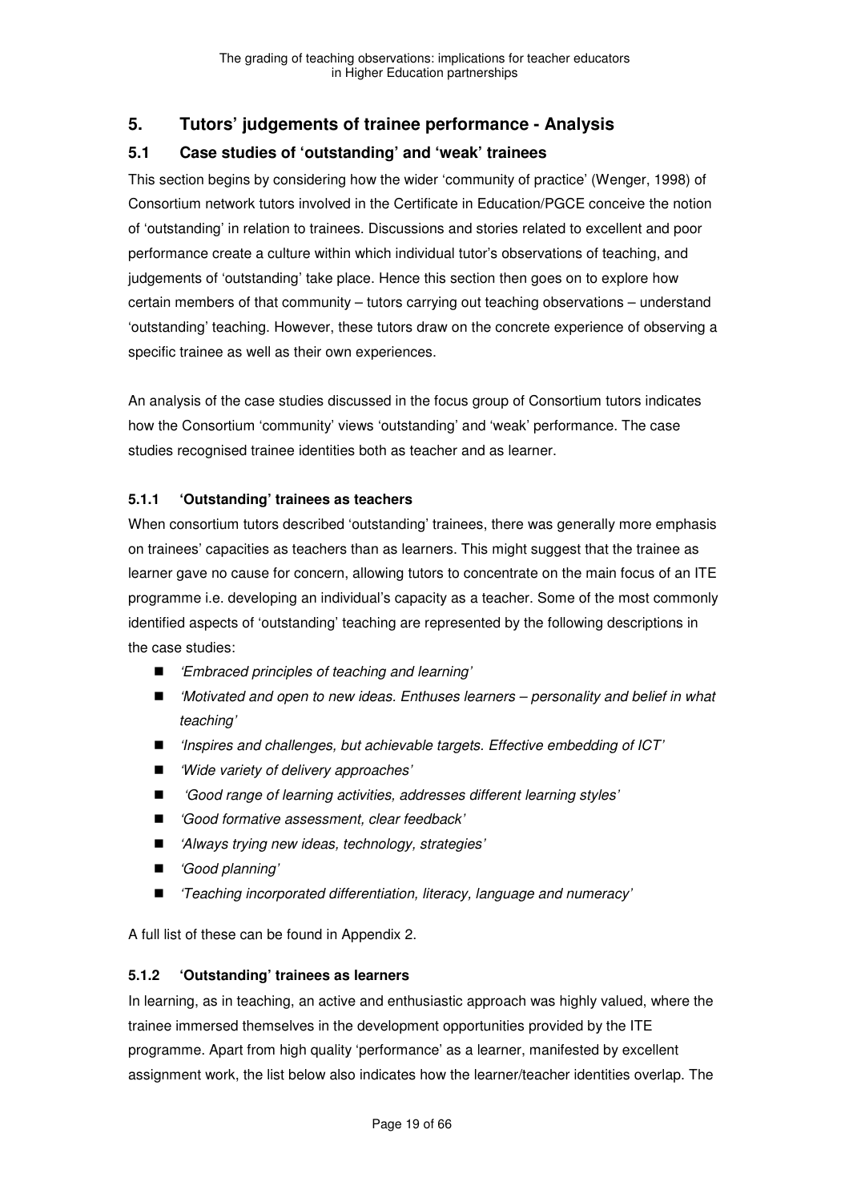## 5. Tutors' judgements of trainee performance - Analysis

### 5.1 Case studies of 'outstanding' and 'weak' trainees

This section begins by considering how the wider 'community of practice' (Wenger, 1998) of Consortium network tutors involved in the Certificate in Education/PGCE conceive the notion of 'outstanding' in relation to trainees. Discussions and stories related to excellent and poor performance create a culture within which individual tutor's observations of teaching, and judgements of 'outstanding' take place. Hence this section then goes on to explore how certain members of that community – tutors carrying out teaching observations – understand 'outstanding' teaching. However, these tutors draw on the concrete experience of observing a specific trainee as well as their own experiences.

An analysis of the case studies discussed in the focus group of Consortium tutors indicates how the Consortium 'community' views 'outstanding' and 'weak' performance. The case studies recognised trainee identities both as teacher and as learner.

#### 5.1.1 'Outstanding' trainees as teachers

When consortium tutors described 'outstanding' trainees, there was generally more emphasis on trainees' capacities as teachers than as learners. This might suggest that the trainee as learner gave no cause for concern, allowing tutors to concentrate on the main focus of an ITE programme i.e. developing an individual's capacity as a teacher. Some of the most commonly identified aspects of 'outstanding' teaching are represented by the following descriptions in the case studies:

- *'Embraced principles of teaching and learning'*
- *'Motivated and open to new ideas. Enthuses learners – personality and belief in what teaching'*
- *'Inspires and challenges, but achievable targets. Effective embedding of ICT'*
- *'Wide variety of delivery approaches'*
- *'Good range of learning activities, addresses different learning styles'*
- *'Good formative assessment, clear feedback'*
- *'Always trying new ideas, technology, strategies'*
- *'Good planning'*
- *'Teaching incorporated differentiation, literacy, language and numeracy'*

A full list of these can be found in Appendix 2.

#### 5.1.2 'Outstanding' trainees as learners

In learning, as in teaching, an active and enthusiastic approach was highly valued, where the trainee immersed themselves in the development opportunities provided by the ITE programme. Apart from high quality 'performance' as a learner, manifested by excellent assignment work, the list below also indicates how the learner/teacher identities overlap. The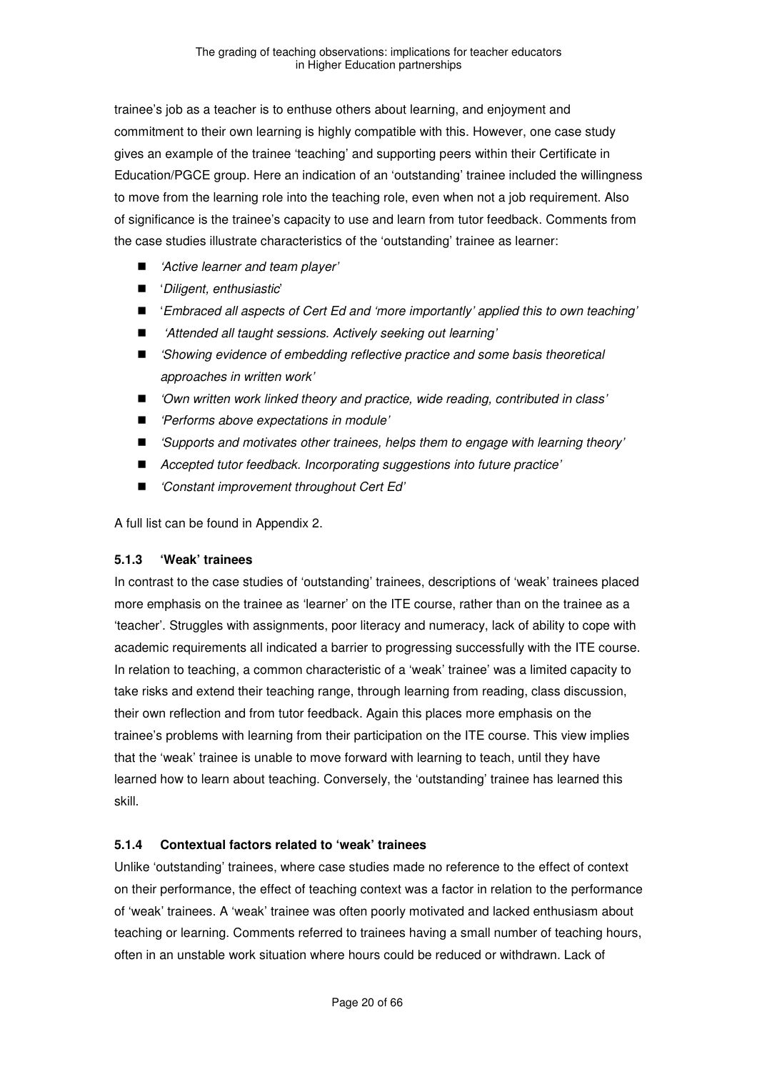trainee's job as a teacher is to enthuse others about learning, and enjoyment and commitment to their own learning is highly compatible with this. However, one case study gives an example of the trainee 'teaching' and supporting peers within their Certificate in Education/PGCE group. Here an indication of an 'outstanding' trainee included the willingness to move from the learning role into the teaching role, even when not a job requirement. Also of significance is the trainee's capacity to use and learn from tutor feedback. Comments from the case studies illustrate characteristics of the 'outstanding' trainee as learner:

- *'Active learner and team player'*
- '*Diligent, enthusiastic*'
- '*Embraced all aspects of Cert Ed and 'more importantly' applied this to own teaching'*
- *'Attended all taught sessions. Actively seeking out learning'*
- *'Showing evidence of embedding reflective practice and some basis theoretical approaches in written work'*
- *'Own written work linked theory and practice, wide reading, contributed in class'*
- *'Performs above expectations in module'*
- *'Supports and motivates other trainees, helps them to engage with learning theory'*
- *Accepted tutor feedback. Incorporating suggestions into future practice'*
- *'Constant improvement throughout Cert Ed'*

A full list can be found in Appendix 2.

### 5.1.3 'Weak' trainees

In contrast to the case studies of 'outstanding' trainees, descriptions of 'weak' trainees placed more emphasis on the trainee as 'learner' on the ITE course, rather than on the trainee as a 'teacher'. Struggles with assignments, poor literacy and numeracy, lack of ability to cope with academic requirements all indicated a barrier to progressing successfully with the ITE course. In relation to teaching, a common characteristic of a 'weak' trainee' was a limited capacity to take risks and extend their teaching range, through learning from reading, class discussion, their own reflection and from tutor feedback. Again this places more emphasis on the trainee's problems with learning from their participation on the ITE course. This view implies that the 'weak' trainee is unable to move forward with learning to teach, until they have learned how to learn about teaching. Conversely, the 'outstanding' trainee has learned this skill.

### 5.1.4 Contextual factors related to 'weak' trainees

Unlike 'outstanding' trainees, where case studies made no reference to the effect of context on their performance, the effect of teaching context was a factor in relation to the performance of 'weak' trainees. A 'weak' trainee was often poorly motivated and lacked enthusiasm about teaching or learning. Comments referred to trainees having a small number of teaching hours, often in an unstable work situation where hours could be reduced or withdrawn. Lack of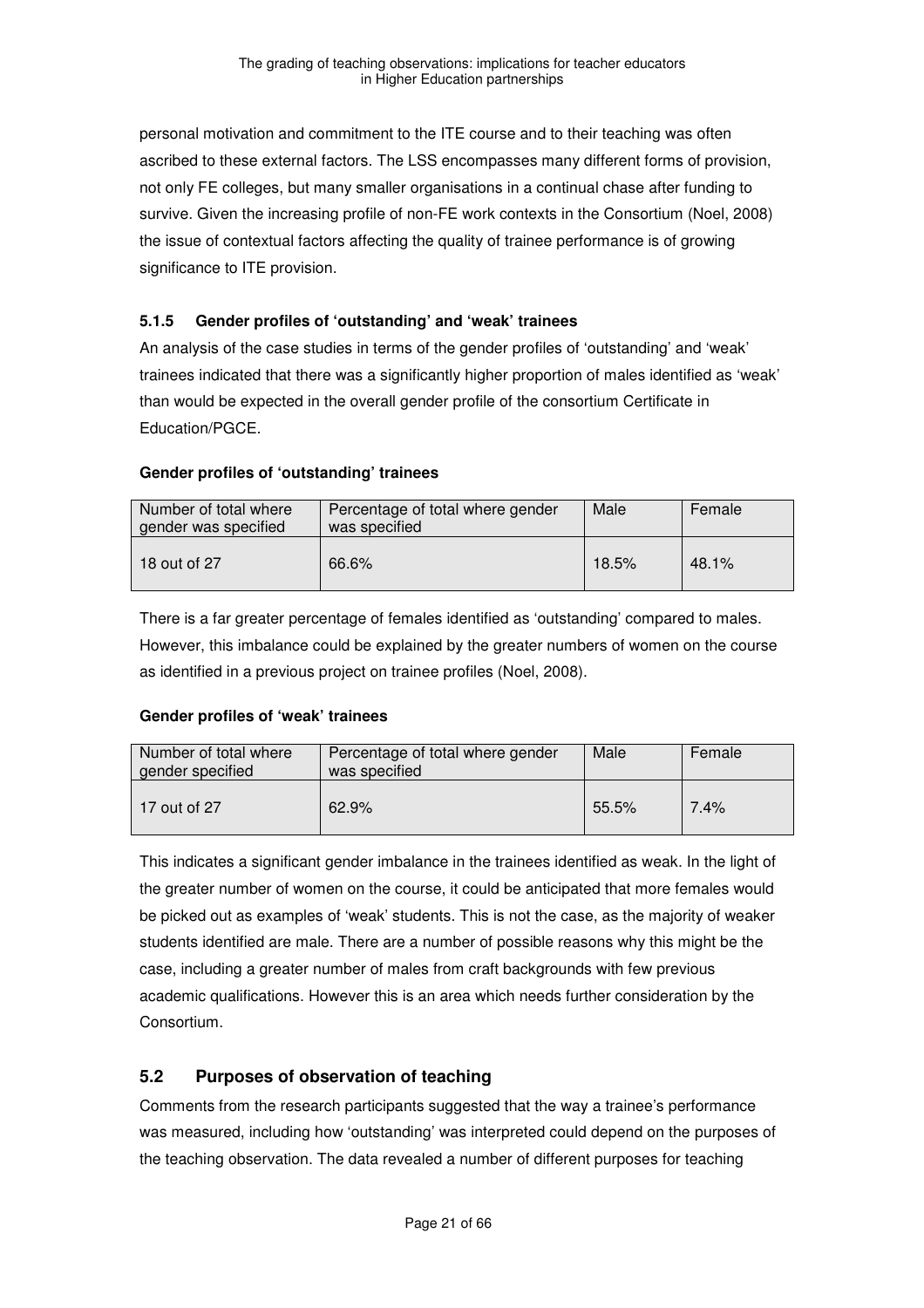personal motivation and commitment to the ITE course and to their teaching was often ascribed to these external factors. The LSS encompasses many different forms of provision, not only FE colleges, but many smaller organisations in a continual chase after funding to survive. Given the increasing profile of non-FE work contexts in the Consortium (Noel, 2008) the issue of contextual factors affecting the quality of trainee performance is of growing significance to ITE provision.

#### 5.1.5 Gender profiles of 'outstanding' and 'weak' trainees

An analysis of the case studies in terms of the gender profiles of 'outstanding' and 'weak' trainees indicated that there was a significantly higher proportion of males identified as 'weak' than would be expected in the overall gender profile of the consortium Certificate in Education/PGCE.

**Gender profiles of 'outstanding' trainees**

| Number of total where gender was specified | Percentage of total where gender was specified | Male | Female |
|---|---|---|---|
| 18 out of 27 | 66.6% | 18.5% | 48.1% |

There is a far greater percentage of females identified as 'outstanding' compared to males. However, this imbalance could be explained by the greater numbers of women on the course as identified in a previous project on trainee profiles (Noel, 2008).

**Gender profiles of 'weak' trainees**

| Number of total where gender specified | Percentage of total where gender was specified | Male | Female |
|---|---|---|---|
| 17 out of 27 | 62.9% | 55.5% | 7.4% |

This indicates a significant gender imbalance in the trainees identified as weak. In the light of the greater number of women on the course, it could be anticipated that more females would be picked out as examples of 'weak' students. This is not the case, as the majority of weaker students identified are male. There are a number of possible reasons why this might be the case, including a greater number of males from craft backgrounds with few previous academic qualifications. However this is an area which needs further consideration by the Consortium.

### 5.2 Purposes of observation of teaching

Comments from the research participants suggested that the way a trainee's performance was measured, including how 'outstanding' was interpreted could depend on the purposes of the teaching observation. The data revealed a number of different purposes for teaching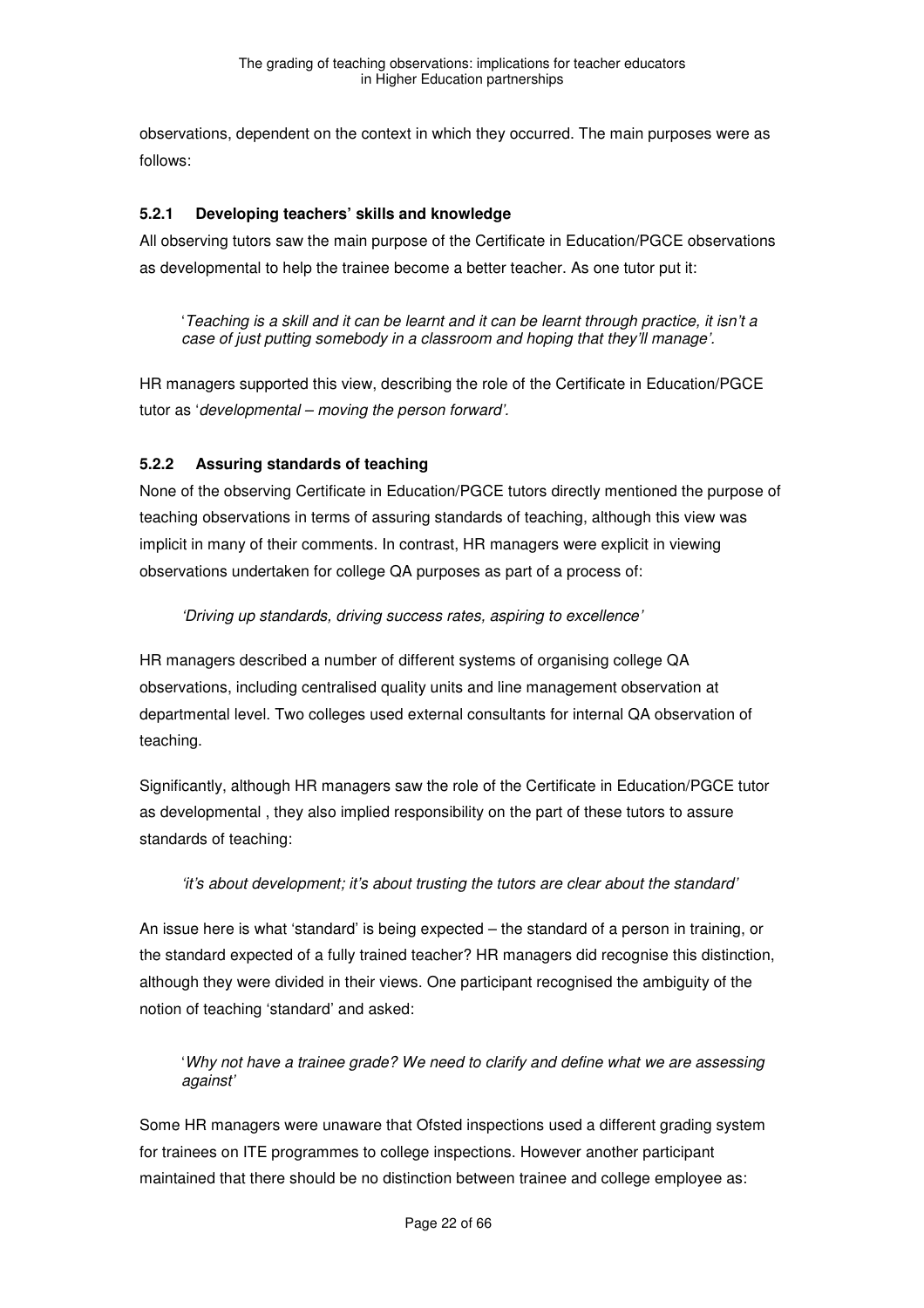observations, dependent on the context in which they occurred. The main purposes were as follows:

### 5.2.1 Developing teachers' skills and knowledge

All observing tutors saw the main purpose of the Certificate in Education/PGCE observations as developmental to help the trainee become a better teacher. As one tutor put it:

> '*Teaching is a skill and it can be learnt and it can be learnt through practice, it isn't a case of just putting somebody in a classroom and hoping that they'll manage'.*

HR managers supported this view, describing the role of the Certificate in Education/PGCE tutor as '*developmental – moving the person forward'.*

### 5.2.2 Assuring standards of teaching

None of the observing Certificate in Education/PGCE tutors directly mentioned the purpose of teaching observations in terms of assuring standards of teaching, although this view was implicit in many of their comments. In contrast, HR managers were explicit in viewing observations undertaken for college QA purposes as part of a process of:

> *'Driving up standards, driving success rates, aspiring to excellence'*

HR managers described a number of different systems of organising college QA observations, including centralised quality units and line management observation at departmental level. Two colleges used external consultants for internal QA observation of teaching.

Significantly, although HR managers saw the role of the Certificate in Education/PGCE tutor as developmental , they also implied responsibility on the part of these tutors to assure standards of teaching:

> *'it's about development; it's about trusting the tutors are clear about the standard'*

An issue here is what 'standard' is being expected – the standard of a person in training, or the standard expected of a fully trained teacher? HR managers did recognise this distinction, although they were divided in their views. One participant recognised the ambiguity of the notion of teaching 'standard' and asked:

> '*Why not have a trainee grade? We need to clarify and define what we are assessing against'*

Some HR managers were unaware that Ofsted inspections used a different grading system for trainees on ITE programmes to college inspections. However another participant maintained that there should be no distinction between trainee and college employee as: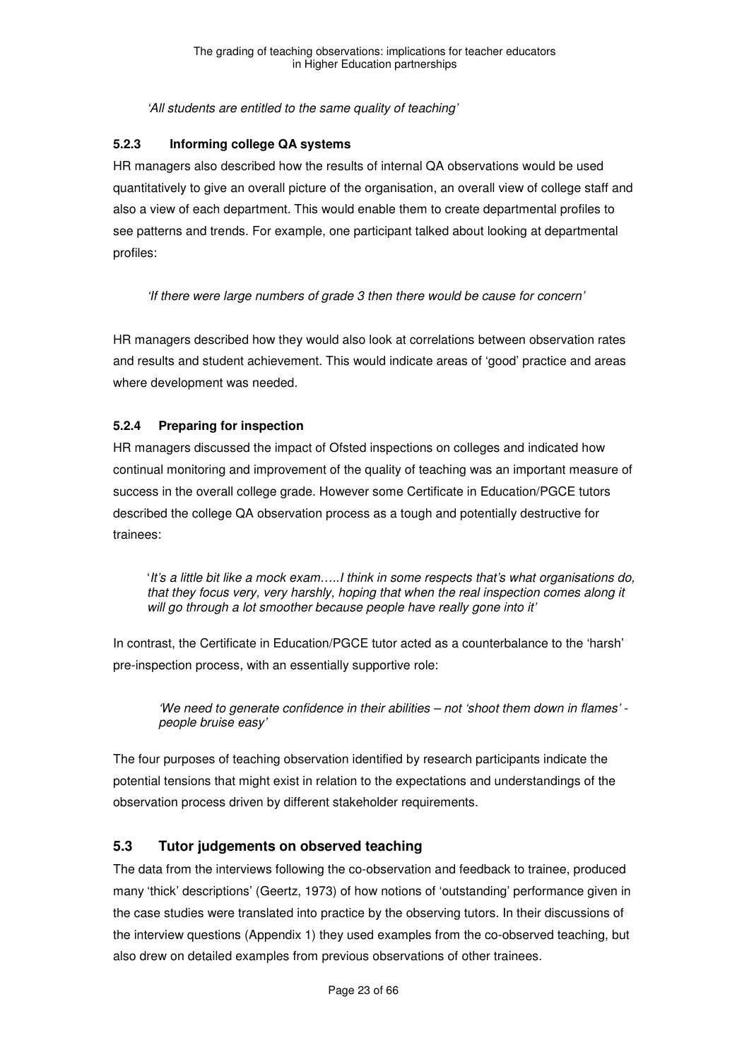*'All students are entitled to the same quality of teaching'*

### 5.2.3 Informing college QA systems

HR managers also described how the results of internal QA observations would be used quantitatively to give an overall picture of the organisation, an overall view of college staff and also a view of each department. This would enable them to create departmental profiles to see patterns and trends. For example, one participant talked about looking at departmental profiles:

> *'If there were large numbers of grade 3 then there would be cause for concern'*

HR managers described how they would also look at correlations between observation rates and results and student achievement. This would indicate areas of 'good' practice and areas where development was needed.

### 5.2.4 Preparing for inspection

HR managers discussed the impact of Ofsted inspections on colleges and indicated how continual monitoring and improvement of the quality of teaching was an important measure of success in the overall college grade. However some Certificate in Education/PGCE tutors described the college QA observation process as a tough and potentially destructive for trainees:

> '*It's a little bit like a mock exam…..I think in some respects that's what organisations do, that they focus very, very harshly, hoping that when the real inspection comes along it will go through a lot smoother because people have really gone into it'*

In contrast, the Certificate in Education/PGCE tutor acted as a counterbalance to the 'harsh' pre-inspection process, with an essentially supportive role:

> *'We need to generate confidence in their abilities – not 'shoot them down in flames' - people bruise easy'*

The four purposes of teaching observation identified by research participants indicate the potential tensions that might exist in relation to the expectations and understandings of the observation process driven by different stakeholder requirements.

## 5.3 Tutor judgements on observed teaching

The data from the interviews following the co-observation and feedback to trainee, produced many 'thick' descriptions' (Geertz, 1973) of how notions of 'outstanding' performance given in the case studies were translated into practice by the observing tutors. In their discussions of the interview questions (Appendix 1) they used examples from the co-observed teaching, but also drew on detailed examples from previous observations of other trainees.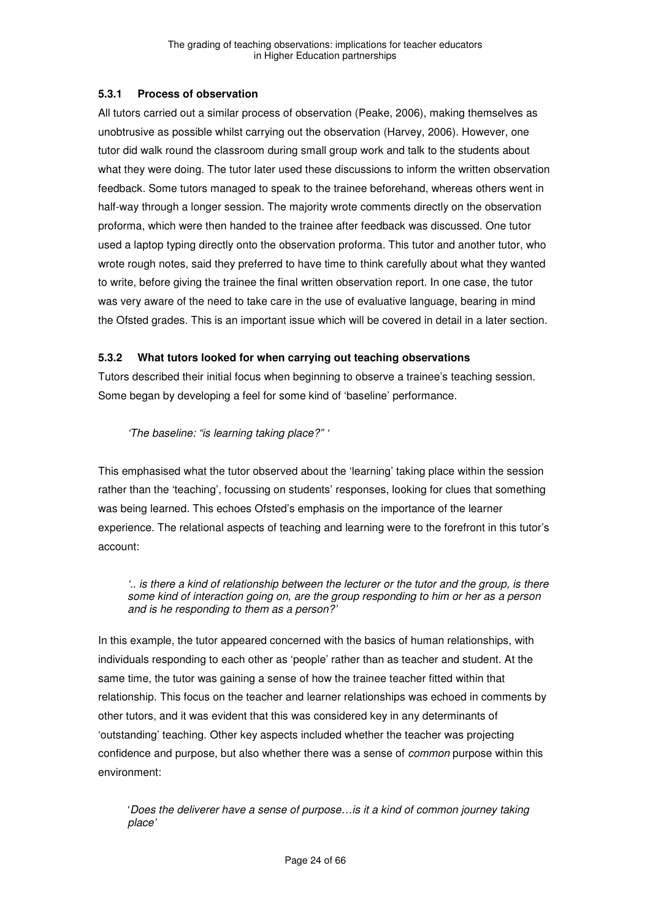### 5.3.1 Process of observation

All tutors carried out a similar process of observation (Peake, 2006), making themselves as unobtrusive as possible whilst carrying out the observation (Harvey, 2006). However, one tutor did walk round the classroom during small group work and talk to the students about what they were doing. The tutor later used these discussions to inform the written observation feedback. Some tutors managed to speak to the trainee beforehand, whereas others went in half-way through a longer session. The majority wrote comments directly on the observation proforma, which were then handed to the trainee after feedback was discussed. One tutor used a laptop typing directly onto the observation proforma. This tutor and another tutor, who wrote rough notes, said they preferred to have time to think carefully about what they wanted to write, before giving the trainee the final written observation report. In one case, the tutor was very aware of the need to take care in the use of evaluative language, bearing in mind the Ofsted grades. This is an important issue which will be covered in detail in a later section.

### 5.3.2 What tutors looked for when carrying out teaching observations

Tutors described their initial focus when beginning to observe a trainee's teaching session. Some began by developing a feel for some kind of 'baseline' performance.

> *'The baseline: "is learning taking place?" '*

This emphasised what the tutor observed about the 'learning' taking place within the session rather than the 'teaching', focussing on students' responses, looking for clues that something was being learned. This echoes Ofsted's emphasis on the importance of the learner experience. The relational aspects of teaching and learning were to the forefront in this tutor's account:

> *'.. is there a kind of relationship between the lecturer or the tutor and the group, is there some kind of interaction going on, are the group responding to him or her as a person and is he responding to them as a person?'*

In this example, the tutor appeared concerned with the basics of human relationships, with individuals responding to each other as 'people' rather than as teacher and student. At the same time, the tutor was gaining a sense of how the trainee teacher fitted within that relationship. This focus on the teacher and learner relationships was echoed in comments by other tutors, and it was evident that this was considered key in any determinants of 'outstanding' teaching. Other key aspects included whether the teacher was projecting confidence and purpose, but also whether there was a sense of *common* purpose within this environment:

> '*Does the deliverer have a sense of purpose…is it a kind of common journey taking place'*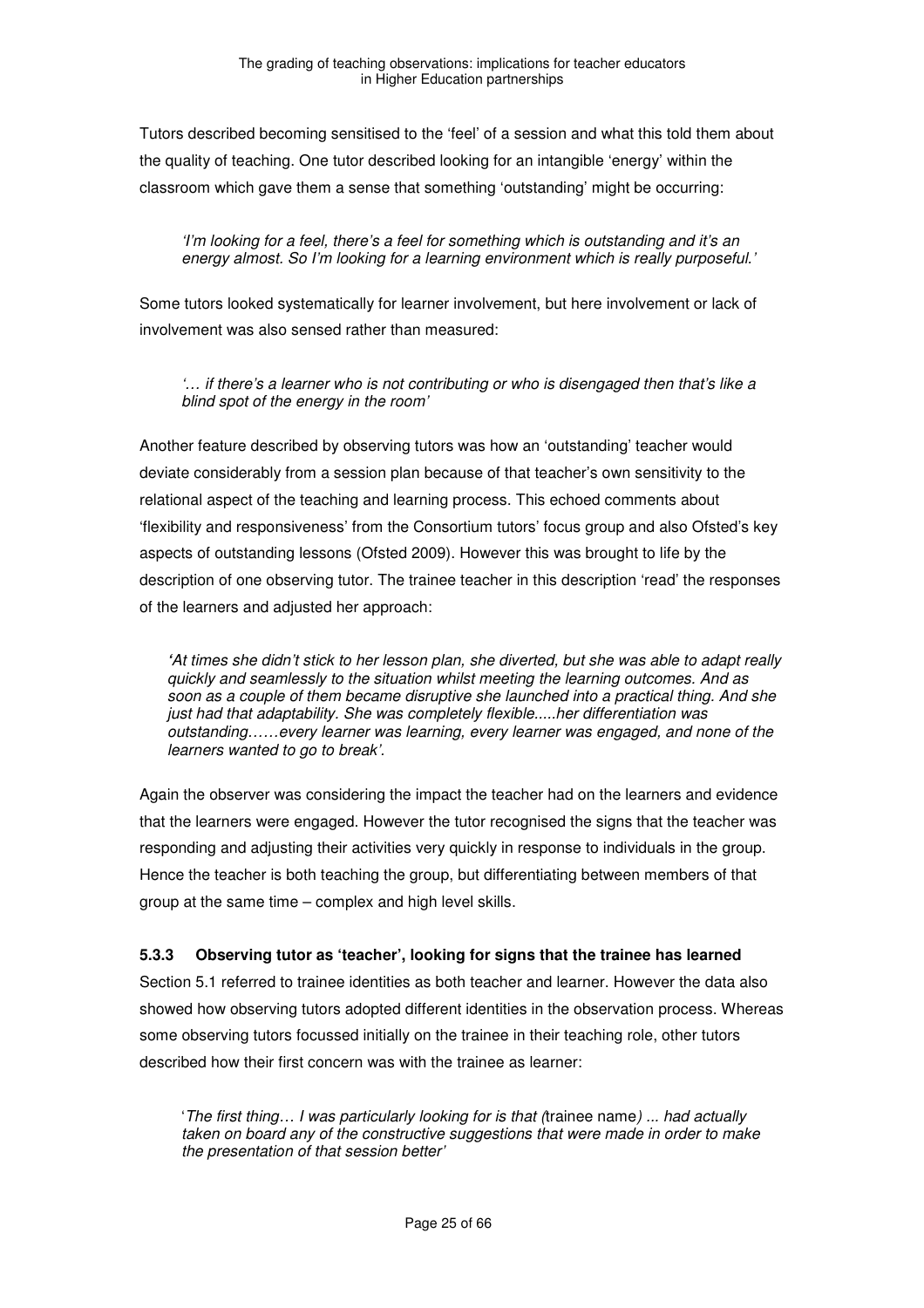Tutors described becoming sensitised to the 'feel' of a session and what this told them about the quality of teaching. One tutor described looking for an intangible 'energy' within the classroom which gave them a sense that something 'outstanding' might be occurring:

> *'I'm looking for a feel, there's a feel for something which is outstanding and it's an energy almost. So I'm looking for a learning environment which is really purposeful.'*

Some tutors looked systematically for learner involvement, but here involvement or lack of involvement was also sensed rather than measured:

> *'… if there's a learner who is not contributing or who is disengaged then that's like a blind spot of the energy in the room'*

Another feature described by observing tutors was how an 'outstanding' teacher would deviate considerably from a session plan because of that teacher's own sensitivity to the relational aspect of the teaching and learning process. This echoed comments about 'flexibility and responsiveness' from the Consortium tutors' focus group and also Ofsted's key aspects of outstanding lessons (Ofsted 2009). However this was brought to life by the description of one observing tutor. The trainee teacher in this description 'read' the responses of the learners and adjusted her approach:

> *'At times she didn't stick to her lesson plan, she diverted, but she was able to adapt really quickly and seamlessly to the situation whilst meeting the learning outcomes. And as soon as a couple of them became disruptive she launched into a practical thing. And she just had that adaptability. She was completely flexible.....her differentiation was outstanding……every learner was learning, every learner was engaged, and none of the learners wanted to go to break'.*

Again the observer was considering the impact the teacher had on the learners and evidence that the learners were engaged. However the tutor recognised the signs that the teacher was responding and adjusting their activities very quickly in response to individuals in the group. Hence the teacher is both teaching the group, but differentiating between members of that group at the same time – complex and high level skills.

#### 5.3.3 Observing tutor as 'teacher', looking for signs that the trainee has learned

Section 5.1 referred to trainee identities as both teacher and learner. However the data also showed how observing tutors adopted different identities in the observation process. Whereas some observing tutors focussed initially on the trainee in their teaching role, other tutors described how their first concern was with the trainee as learner:

> '*The first thing… I was particularly looking for is that (*trainee name*) ... had actually taken on board any of the constructive suggestions that were made in order to make the presentation of that session better'*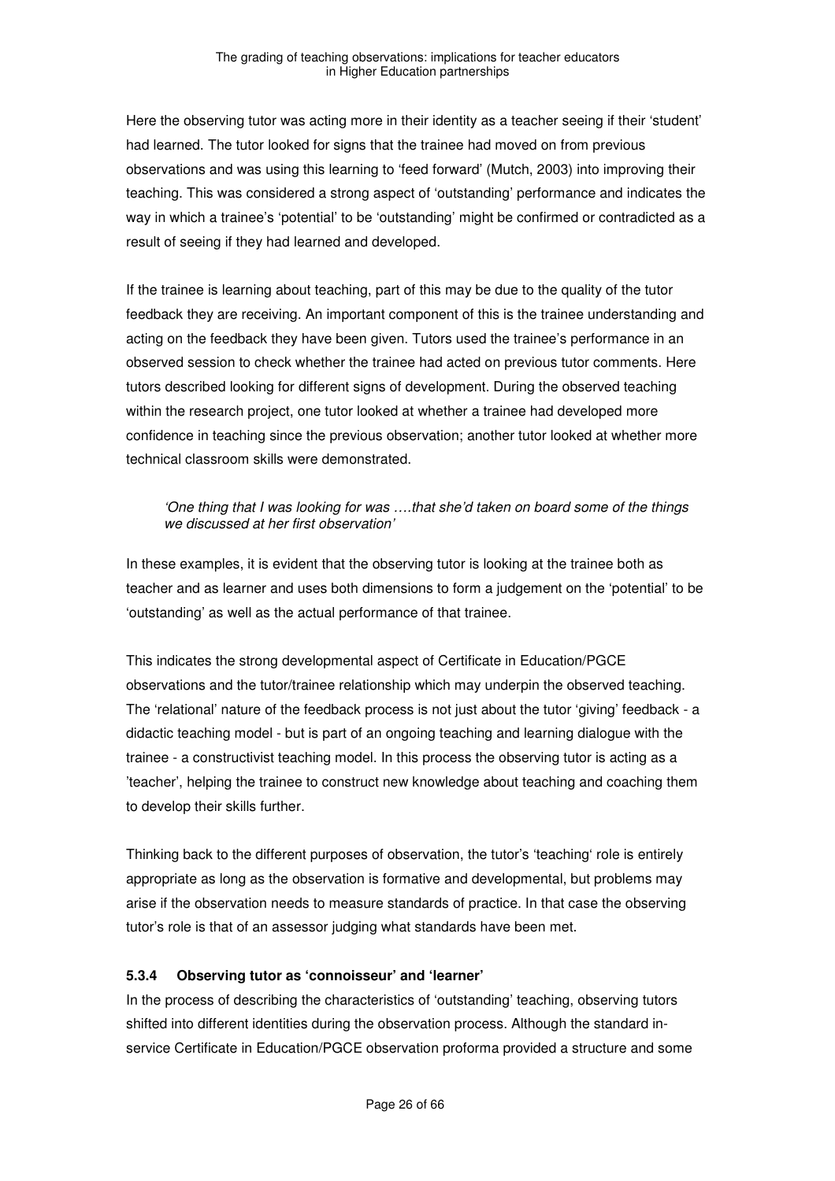Here the observing tutor was acting more in their identity as a teacher seeing if their 'student' had learned. The tutor looked for signs that the trainee had moved on from previous observations and was using this learning to 'feed forward' (Mutch, 2003) into improving their teaching. This was considered a strong aspect of 'outstanding' performance and indicates the way in which a trainee's 'potential' to be 'outstanding' might be confirmed or contradicted as a result of seeing if they had learned and developed.

If the trainee is learning about teaching, part of this may be due to the quality of the tutor feedback they are receiving. An important component of this is the trainee understanding and acting on the feedback they have been given. Tutors used the trainee's performance in an observed session to check whether the trainee had acted on previous tutor comments. Here tutors described looking for different signs of development. During the observed teaching within the research project, one tutor looked at whether a trainee had developed more confidence in teaching since the previous observation; another tutor looked at whether more technical classroom skills were demonstrated.

> *'One thing that I was looking for was ….that she'd taken on board some of the things we discussed at her first observation'*

In these examples, it is evident that the observing tutor is looking at the trainee both as teacher and as learner and uses both dimensions to form a judgement on the 'potential' to be 'outstanding' as well as the actual performance of that trainee.

This indicates the strong developmental aspect of Certificate in Education/PGCE observations and the tutor/trainee relationship which may underpin the observed teaching. The 'relational' nature of the feedback process is not just about the tutor 'giving' feedback - a didactic teaching model - but is part of an ongoing teaching and learning dialogue with the trainee - a constructivist teaching model. In this process the observing tutor is acting as a 'teacher', helping the trainee to construct new knowledge about teaching and coaching them to develop their skills further.

Thinking back to the different purposes of observation, the tutor's 'teaching' role is entirely appropriate as long as the observation is formative and developmental, but problems may arise if the observation needs to measure standards of practice. In that case the observing tutor's role is that of an assessor judging what standards have been met.

#### 5.3.4 Observing tutor as 'connoisseur' and 'learner'

In the process of describing the characteristics of 'outstanding' teaching, observing tutors shifted into different identities during the observation process. Although the standard in-service Certificate in Education/PGCE observation proforma provided a structure and some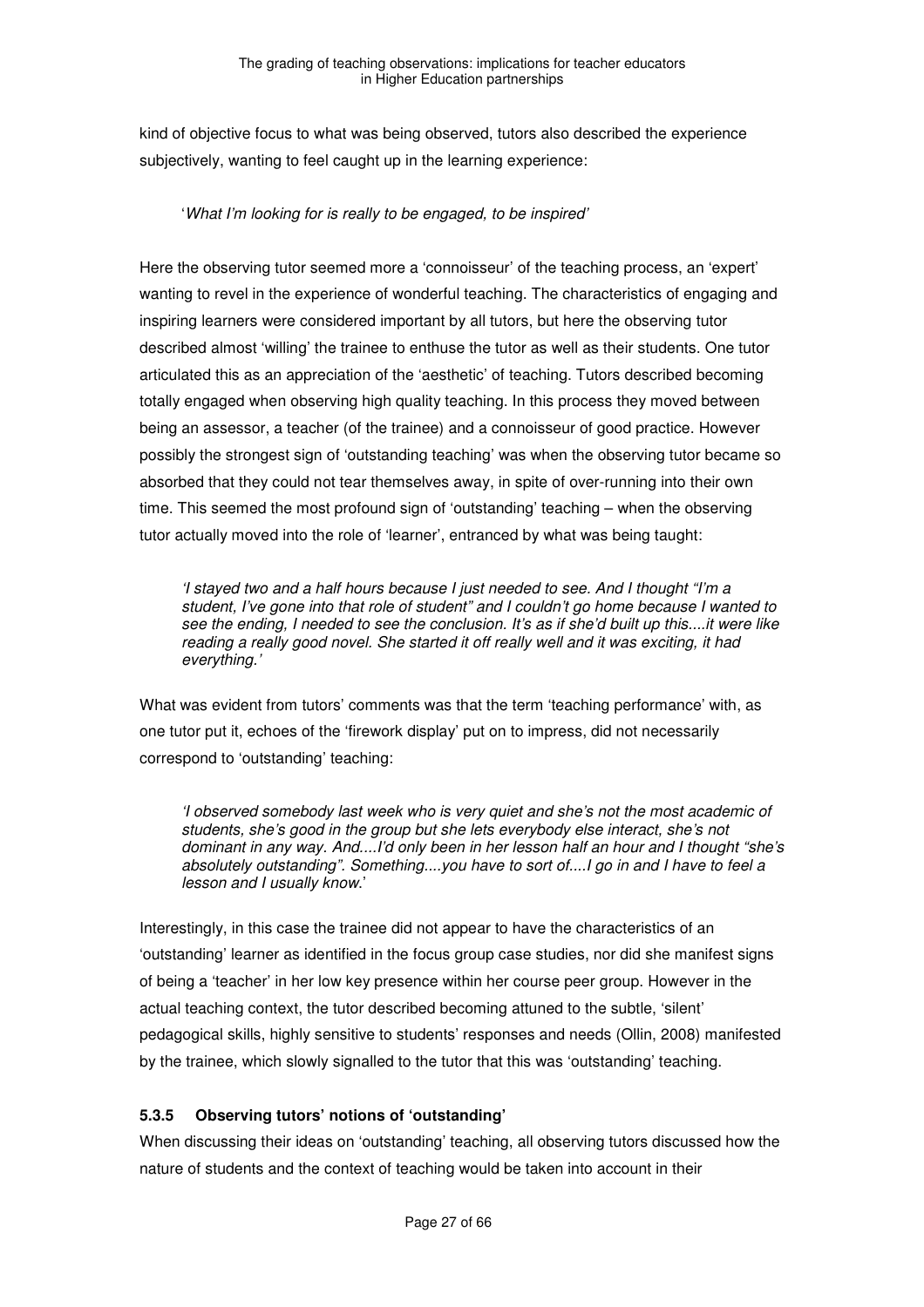kind of objective focus to what was being observed, tutors also described the experience subjectively, wanting to feel caught up in the learning experience:

> '*What I'm looking for is really to be engaged, to be inspired*'

Here the observing tutor seemed more a 'connoisseur' of the teaching process, an 'expert' wanting to revel in the experience of wonderful teaching. The characteristics of engaging and inspiring learners were considered important by all tutors, but here the observing tutor described almost 'willing' the trainee to enthuse the tutor as well as their students. One tutor articulated this as an appreciation of the 'aesthetic' of teaching. Tutors described becoming totally engaged when observing high quality teaching. In this process they moved between being an assessor, a teacher (of the trainee) and a connoisseur of good practice. However possibly the strongest sign of 'outstanding teaching' was when the observing tutor became so absorbed that they could not tear themselves away, in spite of over-running into their own time. This seemed the most profound sign of 'outstanding' teaching – when the observing tutor actually moved into the role of 'learner', entranced by what was being taught:

> *'I stayed two and a half hours because I just needed to see. And I thought "I'm a student, I've gone into that role of student" and I couldn't go home because I wanted to see the ending, I needed to see the conclusion. It's as if she'd built up this....it were like reading a really good novel. She started it off really well and it was exciting, it had everything.'*

What was evident from tutors' comments was that the term 'teaching performance' with, as one tutor put it, echoes of the 'firework display' put on to impress, did not necessarily correspond to 'outstanding' teaching:

> *'I observed somebody last week who is very quiet and she's not the most academic of students, she's good in the group but she lets everybody else interact, she's not dominant in any way. And....I'd only been in her lesson half an hour and I thought "she's absolutely outstanding". Something....you have to sort of....I go in and I have to feel a lesson and I usually know.'*

Interestingly, in this case the trainee did not appear to have the characteristics of an 'outstanding' learner as identified in the focus group case studies, nor did she manifest signs of being a 'teacher' in her low key presence within her course peer group. However in the actual teaching context, the tutor described becoming attuned to the subtle, 'silent' pedagogical skills, highly sensitive to students' responses and needs (Ollin, 2008) manifested by the trainee, which slowly signalled to the tutor that this was 'outstanding' teaching.

### 5.3.5 Observing tutors' notions of 'outstanding'

When discussing their ideas on 'outstanding' teaching, all observing tutors discussed how the nature of students and the context of teaching would be taken into account in their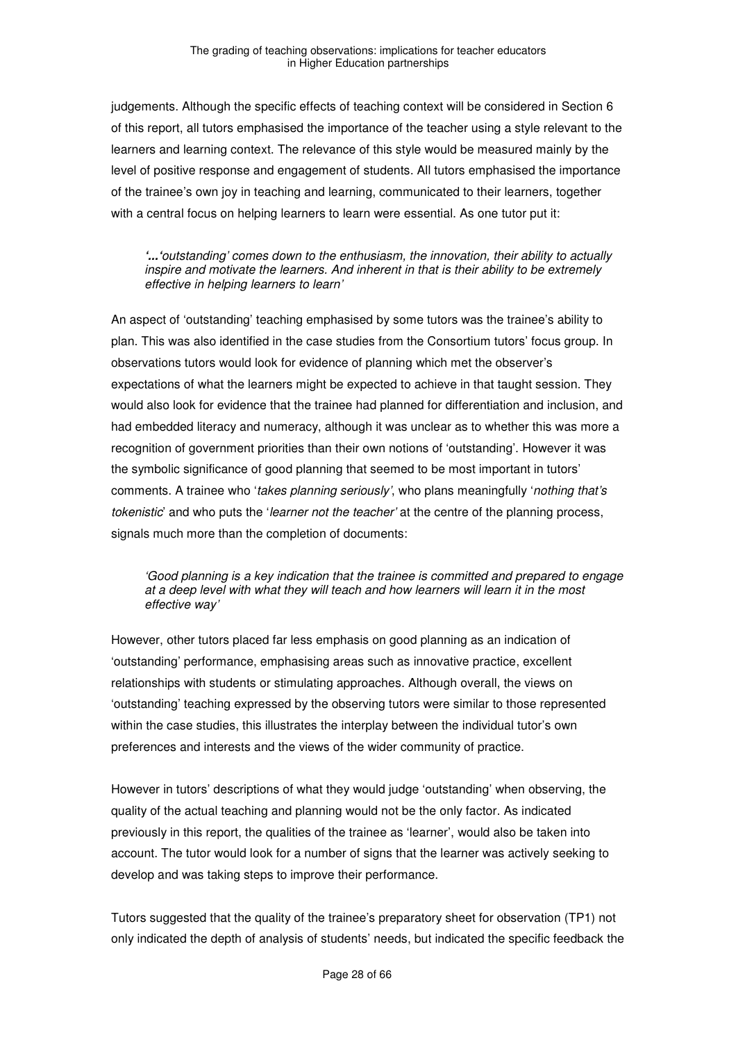judgements. Although the specific effects of teaching context will be considered in Section 6 of this report, all tutors emphasised the importance of the teacher using a style relevant to the learners and learning context. The relevance of this style would be measured mainly by the level of positive response and engagement of students. All tutors emphasised the importance of the trainee's own joy in teaching and learning, communicated to their learners, together with a central focus on helping learners to learn were essential. As one tutor put it:

> *'...'outstanding' comes down to the enthusiasm, the innovation, their ability to actually inspire and motivate the learners. And inherent in that is their ability to be extremely effective in helping learners to learn'*

An aspect of 'outstanding' teaching emphasised by some tutors was the trainee's ability to plan. This was also identified in the case studies from the Consortium tutors' focus group. In observations tutors would look for evidence of planning which met the observer's expectations of what the learners might be expected to achieve in that taught session. They would also look for evidence that the trainee had planned for differentiation and inclusion, and had embedded literacy and numeracy, although it was unclear as to whether this was more a recognition of government priorities than their own notions of 'outstanding'. However it was the symbolic significance of good planning that seemed to be most important in tutors' comments. A trainee who '*takes planning seriously*', who plans meaningfully '*nothing that's tokenistic*' and who puts the '*learner not the teacher'* at the centre of the planning process, signals much more than the completion of documents:

> *'Good planning is a key indication that the trainee is committed and prepared to engage at a deep level with what they will teach and how learners will learn it in the most effective way'*

However, other tutors placed far less emphasis on good planning as an indication of 'outstanding' performance, emphasising areas such as innovative practice, excellent relationships with students or stimulating approaches. Although overall, the views on 'outstanding' teaching expressed by the observing tutors were similar to those represented within the case studies, this illustrates the interplay between the individual tutor's own preferences and interests and the views of the wider community of practice.

However in tutors' descriptions of what they would judge 'outstanding' when observing, the quality of the actual teaching and planning would not be the only factor. As indicated previously in this report, the qualities of the trainee as 'learner', would also be taken into account. The tutor would look for a number of signs that the learner was actively seeking to develop and was taking steps to improve their performance.

Tutors suggested that the quality of the trainee's preparatory sheet for observation (TP1) not only indicated the depth of analysis of students' needs, but indicated the specific feedback the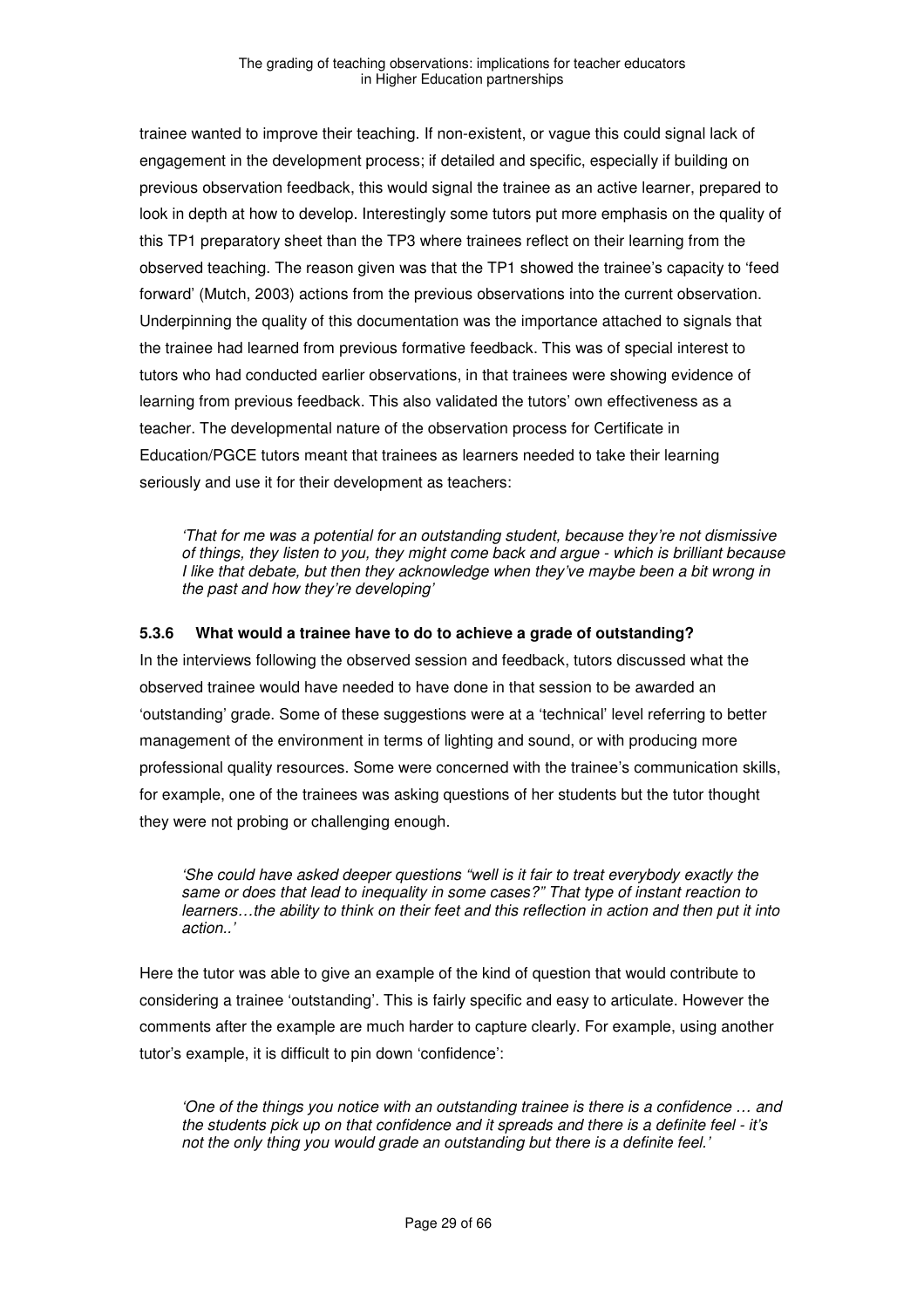trainee wanted to improve their teaching. If non-existent, or vague this could signal lack of engagement in the development process; if detailed and specific, especially if building on previous observation feedback, this would signal the trainee as an active learner, prepared to look in depth at how to develop. Interestingly some tutors put more emphasis on the quality of this TP1 preparatory sheet than the TP3 where trainees reflect on their learning from the observed teaching. The reason given was that the TP1 showed the trainee's capacity to 'feed forward' (Mutch, 2003) actions from the previous observations into the current observation. Underpinning the quality of this documentation was the importance attached to signals that the trainee had learned from previous formative feedback. This was of special interest to tutors who had conducted earlier observations, in that trainees were showing evidence of learning from previous feedback. This also validated the tutors' own effectiveness as a teacher. The developmental nature of the observation process for Certificate in Education/PGCE tutors meant that trainees as learners needed to take their learning seriously and use it for their development as teachers:

> *'That for me was a potential for an outstanding student, because they're not dismissive of things, they listen to you, they might come back and argue - which is brilliant because I like that debate, but then they acknowledge when they've maybe been a bit wrong in the past and how they're developing'*

#### 5.3.6 What would a trainee have to do to achieve a grade of outstanding?

In the interviews following the observed session and feedback, tutors discussed what the observed trainee would have needed to have done in that session to be awarded an 'outstanding' grade. Some of these suggestions were at a 'technical' level referring to better management of the environment in terms of lighting and sound, or with producing more professional quality resources. Some were concerned with the trainee's communication skills, for example, one of the trainees was asking questions of her students but the tutor thought they were not probing or challenging enough.

> *'She could have asked deeper questions "well is it fair to treat everybody exactly the same or does that lead to inequality in some cases?" That type of instant reaction to learners…the ability to think on their feet and this reflection in action and then put it into action..'*

Here the tutor was able to give an example of the kind of question that would contribute to considering a trainee 'outstanding'. This is fairly specific and easy to articulate. However the comments after the example are much harder to capture clearly. For example, using another tutor's example, it is difficult to pin down 'confidence':

> *'One of the things you notice with an outstanding trainee is there is a confidence … and the students pick up on that confidence and it spreads and there is a definite feel - it's not the only thing you would grade an outstanding but there is a definite feel.'*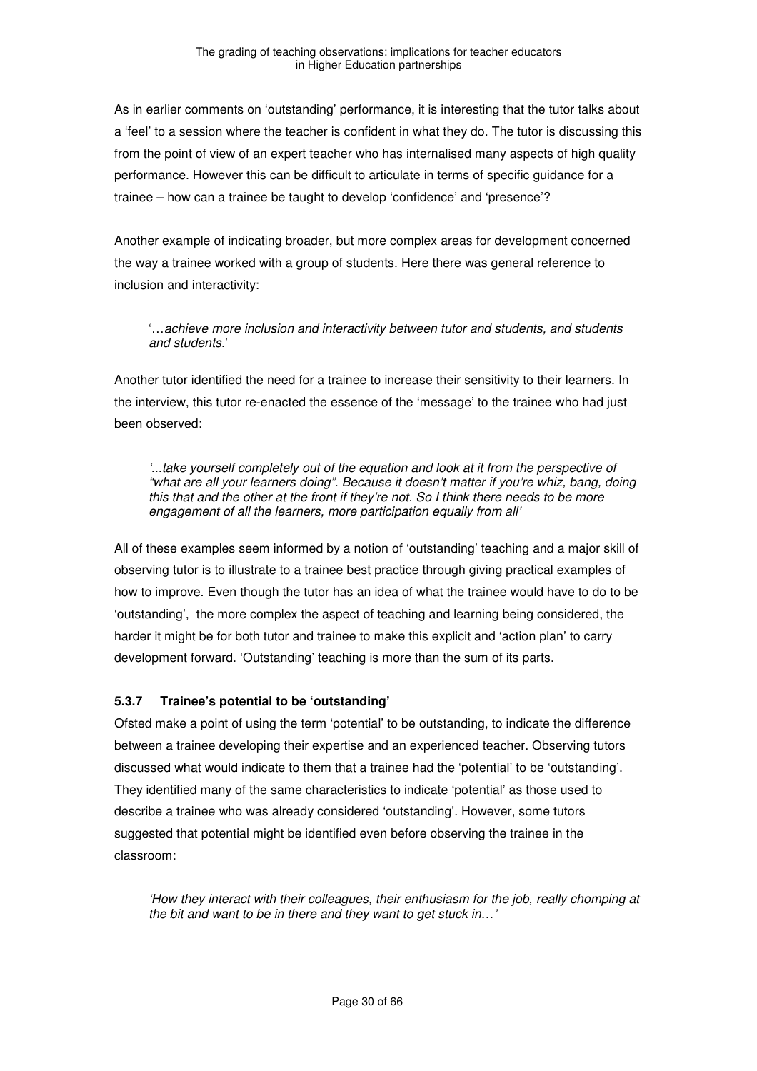As in earlier comments on 'outstanding' performance, it is interesting that the tutor talks about a 'feel' to a session where the teacher is confident in what they do. The tutor is discussing this from the point of view of an expert teacher who has internalised many aspects of high quality performance. However this can be difficult to articulate in terms of specific guidance for a trainee – how can a trainee be taught to develop 'confidence' and 'presence'?

Another example of indicating broader, but more complex areas for development concerned the way a trainee worked with a group of students. Here there was general reference to inclusion and interactivity:

> '…*achieve more inclusion and interactivity between tutor and students, and students and students.*'

Another tutor identified the need for a trainee to increase their sensitivity to their learners. In the interview, this tutor re-enacted the essence of the 'message' to the trainee who had just been observed:

> *'...take yourself completely out of the equation and look at it from the perspective of "what are all your learners doing". Because it doesn't matter if you're whiz, bang, doing this that and the other at the front if they're not. So I think there needs to be more engagement of all the learners, more participation equally from all'*

All of these examples seem informed by a notion of 'outstanding' teaching and a major skill of observing tutor is to illustrate to a trainee best practice through giving practical examples of how to improve. Even though the tutor has an idea of what the trainee would have to do to be 'outstanding', the more complex the aspect of teaching and learning being considered, the harder it might be for both tutor and trainee to make this explicit and 'action plan' to carry development forward. 'Outstanding' teaching is more than the sum of its parts.

### 5.3.7 Trainee's potential to be 'outstanding'

Ofsted make a point of using the term 'potential' to be outstanding, to indicate the difference between a trainee developing their expertise and an experienced teacher. Observing tutors discussed what would indicate to them that a trainee had the 'potential' to be 'outstanding'. They identified many of the same characteristics to indicate 'potential' as those used to describe a trainee who was already considered 'outstanding'. However, some tutors suggested that potential might be identified even before observing the trainee in the classroom:

> *'How they interact with their colleagues, their enthusiasm for the job, really chomping at the bit and want to be in there and they want to get stuck in…'*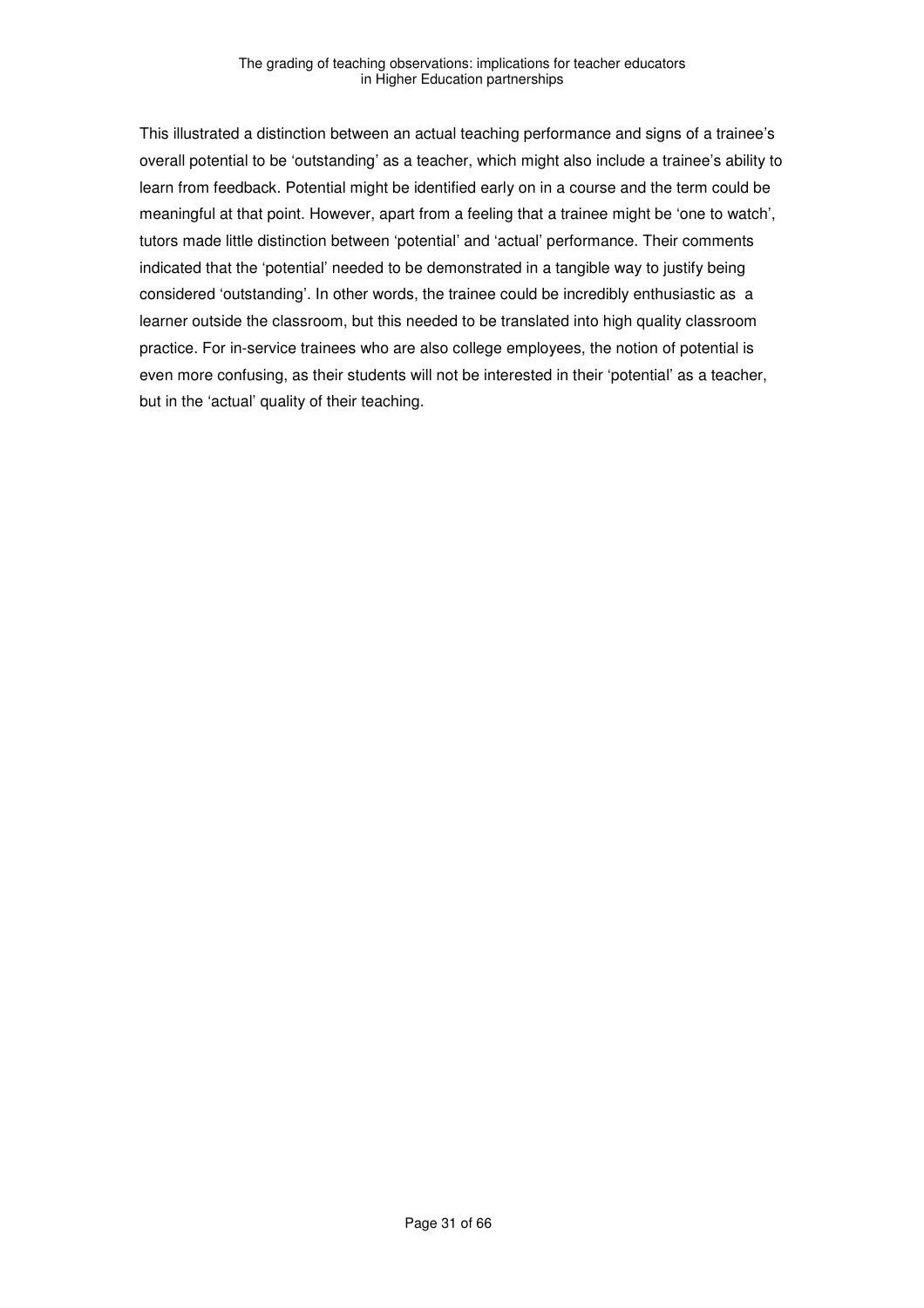This illustrated a distinction between an actual teaching performance and signs of a trainee's overall potential to be 'outstanding' as a teacher, which might also include a trainee's ability to learn from feedback. Potential might be identified early on in a course and the term could be meaningful at that point. However, apart from a feeling that a trainee might be 'one to watch', tutors made little distinction between 'potential' and 'actual' performance. Their comments indicated that the 'potential' needed to be demonstrated in a tangible way to justify being considered 'outstanding'. In other words, the trainee could be incredibly enthusiastic as a learner outside the classroom, but this needed to be translated into high quality classroom practice. For in-service trainees who are also college employees, the notion of potential is even more confusing, as their students will not be interested in their 'potential' as a teacher, but in the 'actual' quality of their teaching.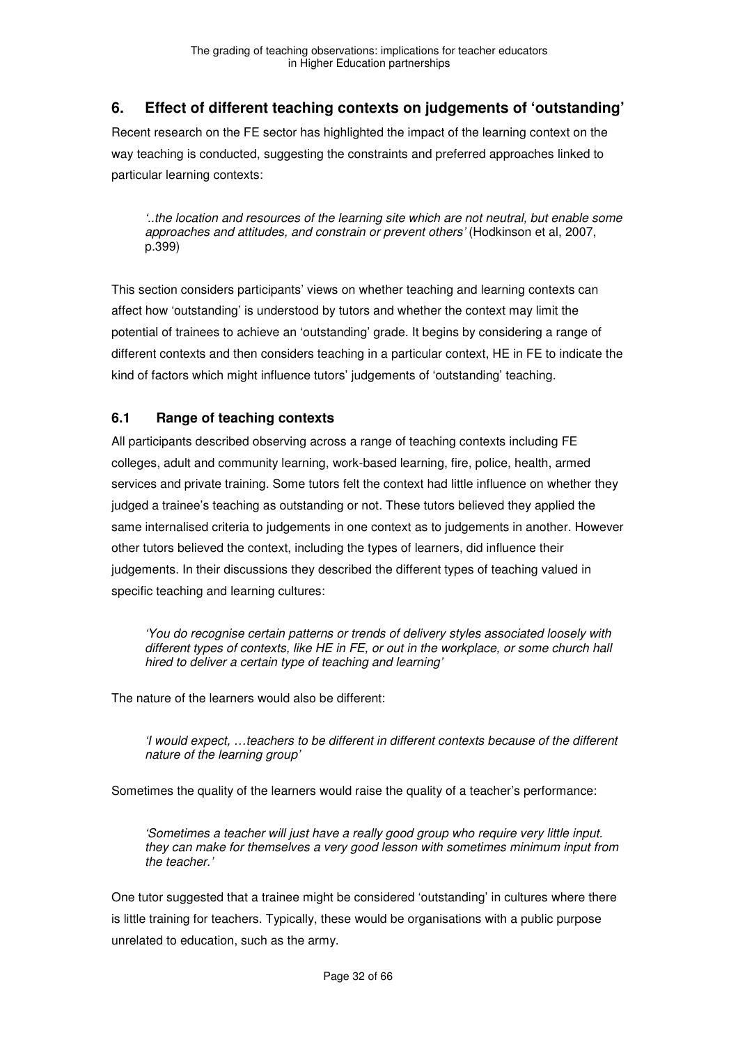## 6. Effect of different teaching contexts on judgements of 'outstanding'

Recent research on the FE sector has highlighted the impact of the learning context on the way teaching is conducted, suggesting the constraints and preferred approaches linked to particular learning contexts:

> *'..the location and resources of the learning site which are not neutral, but enable some approaches and attitudes, and constrain or prevent others'* (Hodkinson et al, 2007, p.399)

This section considers participants' views on whether teaching and learning contexts can affect how 'outstanding' is understood by tutors and whether the context may limit the potential of trainees to achieve an 'outstanding' grade. It begins by considering a range of different contexts and then considers teaching in a particular context, HE in FE to indicate the kind of factors which might influence tutors' judgements of 'outstanding' teaching.

### 6.1 Range of teaching contexts

All participants described observing across a range of teaching contexts including FE colleges, adult and community learning, work-based learning, fire, police, health, armed services and private training. Some tutors felt the context had little influence on whether they judged a trainee's teaching as outstanding or not. These tutors believed they applied the same internalised criteria to judgements in one context as to judgements in another. However other tutors believed the context, including the types of learners, did influence their judgements. In their discussions they described the different types of teaching valued in specific teaching and learning cultures:

> *'You do recognise certain patterns or trends of delivery styles associated loosely with different types of contexts, like HE in FE, or out in the workplace, or some church hall hired to deliver a certain type of teaching and learning'*

The nature of the learners would also be different:

> *'I would expect, …teachers to be different in different contexts because of the different nature of the learning group'*

Sometimes the quality of the learners would raise the quality of a teacher's performance:

> *'Sometimes a teacher will just have a really good group who require very little input. they can make for themselves a very good lesson with sometimes minimum input from the teacher.'*

One tutor suggested that a trainee might be considered 'outstanding' in cultures where there is little training for teachers. Typically, these would be organisations with a public purpose unrelated to education, such as the army.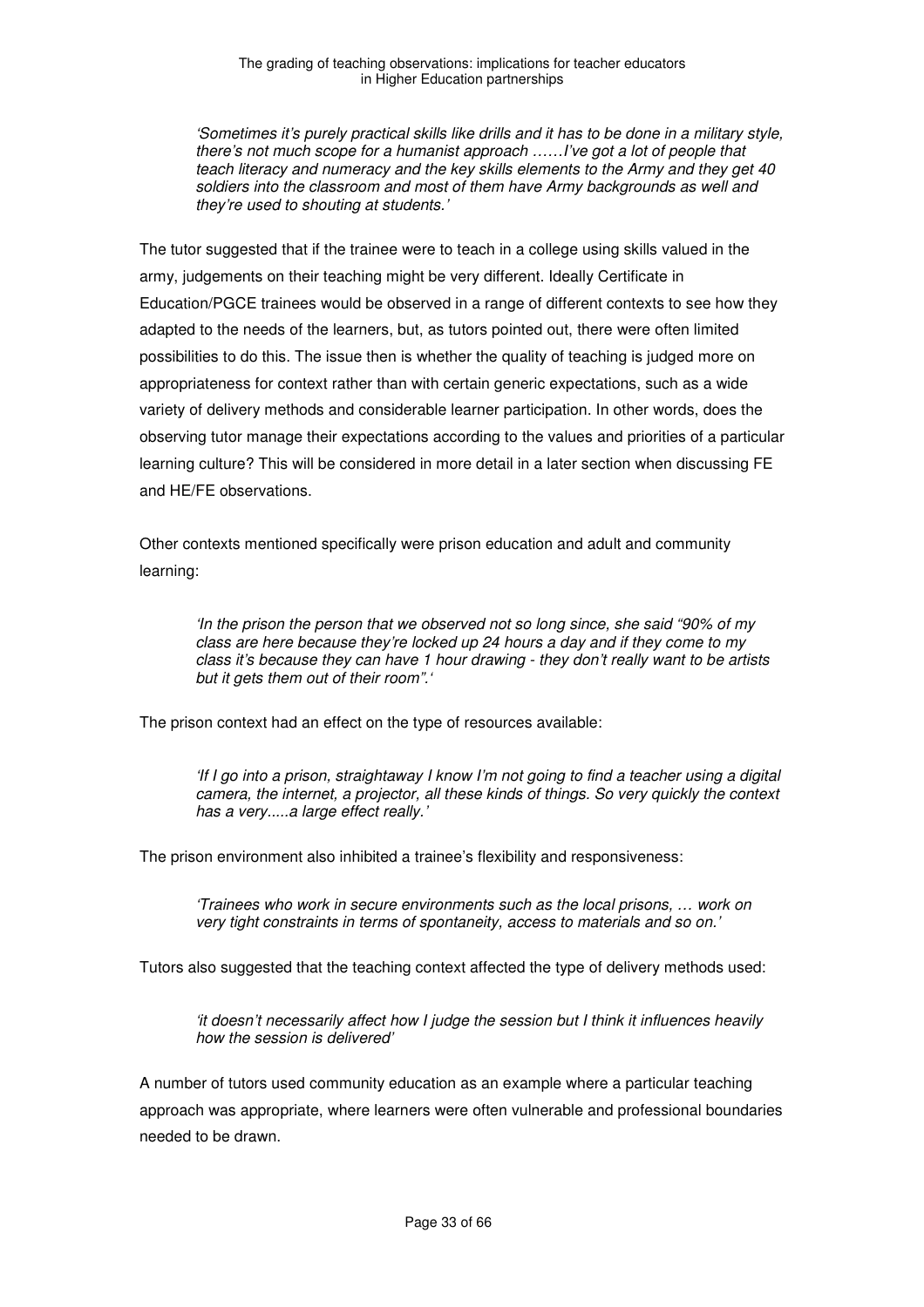*'Sometimes it's purely practical skills like drills and it has to be done in a military style, there's not much scope for a humanist approach ……I've got a lot of people that teach literacy and numeracy and the key skills elements to the Army and they get 40 soldiers into the classroom and most of them have Army backgrounds as well and they're used to shouting at students.'*

The tutor suggested that if the trainee were to teach in a college using skills valued in the army, judgements on their teaching might be very different. Ideally Certificate in Education/PGCE trainees would be observed in a range of different contexts to see how they adapted to the needs of the learners, but, as tutors pointed out, there were often limited possibilities to do this. The issue then is whether the quality of teaching is judged more on appropriateness for context rather than with certain generic expectations, such as a wide variety of delivery methods and considerable learner participation. In other words, does the observing tutor manage their expectations according to the values and priorities of a particular learning culture? This will be considered in more detail in a later section when discussing FE and HE/FE observations.

Other contexts mentioned specifically were prison education and adult and community learning:

*'In the prison the person that we observed not so long since, she said "90% of my class are here because they're locked up 24 hours a day and if they come to my class it's because they can have 1 hour drawing - they don't really want to be artists but it gets them out of their room".'*

The prison context had an effect on the type of resources available:

*'If I go into a prison, straightaway I know I'm not going to find a teacher using a digital camera, the internet, a projector, all these kinds of things. So very quickly the context has a very.....a large effect really.'*

The prison environment also inhibited a trainee's flexibility and responsiveness:

*'Trainees who work in secure environments such as the local prisons, … work on very tight constraints in terms of spontaneity, access to materials and so on.'*

Tutors also suggested that the teaching context affected the type of delivery methods used:

*'it doesn't necessarily affect how I judge the session but I think it influences heavily how the session is delivered'*

A number of tutors used community education as an example where a particular teaching approach was appropriate, where learners were often vulnerable and professional boundaries needed to be drawn.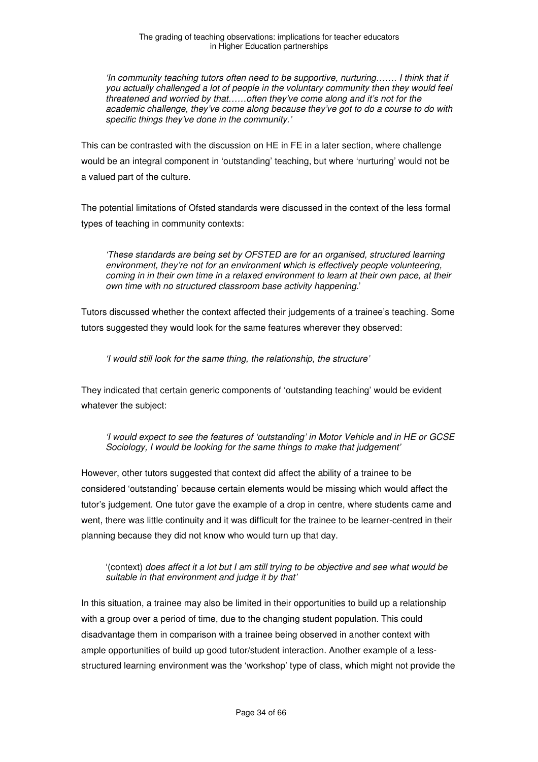*'In community teaching tutors often need to be supportive, nurturing……. I think that if you actually challenged a lot of people in the voluntary community then they would feel threatened and worried by that……often they've come along and it's not for the academic challenge, they've come along because they've got to do a course to do with specific things they've done in the community.'*

This can be contrasted with the discussion on HE in FE in a later section, where challenge would be an integral component in 'outstanding' teaching, but where 'nurturing' would not be a valued part of the culture.

The potential limitations of Ofsted standards were discussed in the context of the less formal types of teaching in community contexts:

*'These standards are being set by OFSTED are for an organised, structured learning environment, they're not for an environment which is effectively people volunteering, coming in in their own time in a relaxed environment to learn at their own pace, at their own time with no structured classroom base activity happening.*'

Tutors discussed whether the context affected their judgements of a trainee's teaching. Some tutors suggested they would look for the same features wherever they observed:

*'I would still look for the same thing, the relationship, the structure'*

They indicated that certain generic components of 'outstanding teaching' would be evident whatever the subject:

*'I would expect to see the features of 'outstanding' in Motor Vehicle and in HE or GCSE Sociology, I would be looking for the same things to make that judgement'*

However, other tutors suggested that context did affect the ability of a trainee to be considered 'outstanding' because certain elements would be missing which would affect the tutor's judgement. One tutor gave the example of a drop in centre, where students came and went, there was little continuity and it was difficult for the trainee to be learner-centred in their planning because they did not know who would turn up that day.

'(context) *does affect it a lot but I am still trying to be objective and see what would be suitable in that environment and judge it by that'*

In this situation, a trainee may also be limited in their opportunities to build up a relationship with a group over a period of time, due to the changing student population. This could disadvantage them in comparison with a trainee being observed in another context with ample opportunities of build up good tutor/student interaction. Another example of a less-structured learning environment was the 'workshop' type of class, which might not provide the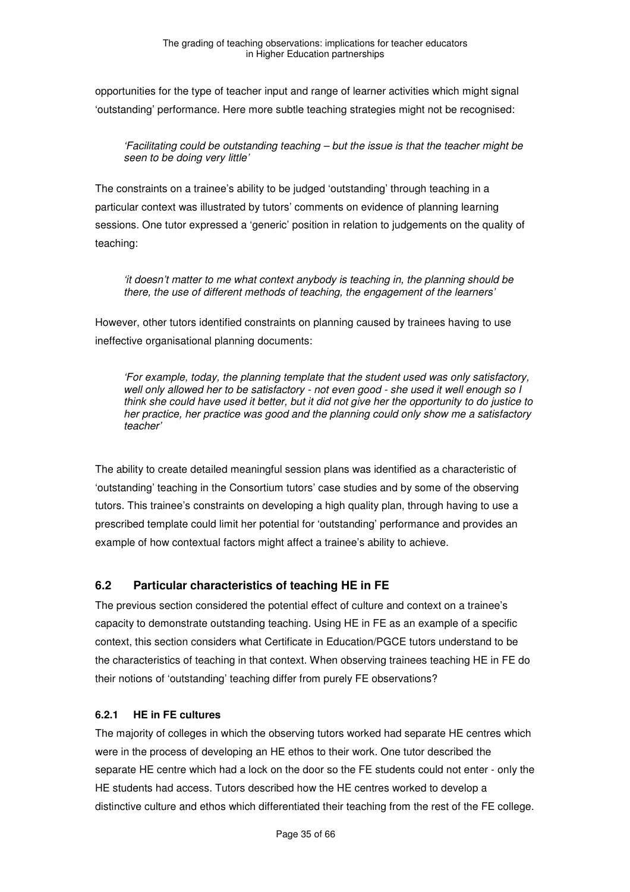opportunities for the type of teacher input and range of learner activities which might signal 'outstanding' performance. Here more subtle teaching strategies might not be recognised:

> *'Facilitating could be outstanding teaching – but the issue is that the teacher might be seen to be doing very little'*

The constraints on a trainee's ability to be judged 'outstanding' through teaching in a particular context was illustrated by tutors' comments on evidence of planning learning sessions. One tutor expressed a 'generic' position in relation to judgements on the quality of teaching:

> *'it doesn't matter to me what context anybody is teaching in, the planning should be there, the use of different methods of teaching, the engagement of the learners'*

However, other tutors identified constraints on planning caused by trainees having to use ineffective organisational planning documents:

> *'For example, today, the planning template that the student used was only satisfactory, well only allowed her to be satisfactory - not even good - she used it well enough so I think she could have used it better, but it did not give her the opportunity to do justice to her practice, her practice was good and the planning could only show me a satisfactory teacher'*

The ability to create detailed meaningful session plans was identified as a characteristic of 'outstanding' teaching in the Consortium tutors' case studies and by some of the observing tutors. This trainee's constraints on developing a high quality plan, through having to use a prescribed template could limit her potential for 'outstanding' performance and provides an example of how contextual factors might affect a trainee's ability to achieve.

## 6.2 Particular characteristics of teaching HE in FE

The previous section considered the potential effect of culture and context on a trainee's capacity to demonstrate outstanding teaching. Using HE in FE as an example of a specific context, this section considers what Certificate in Education/PGCE tutors understand to be the characteristics of teaching in that context. When observing trainees teaching HE in FE do their notions of 'outstanding' teaching differ from purely FE observations?

### 6.2.1 HE in FE cultures

The majority of colleges in which the observing tutors worked had separate HE centres which were in the process of developing an HE ethos to their work. One tutor described the separate HE centre which had a lock on the door so the FE students could not enter - only the HE students had access. Tutors described how the HE centres worked to develop a distinctive culture and ethos which differentiated their teaching from the rest of the FE college.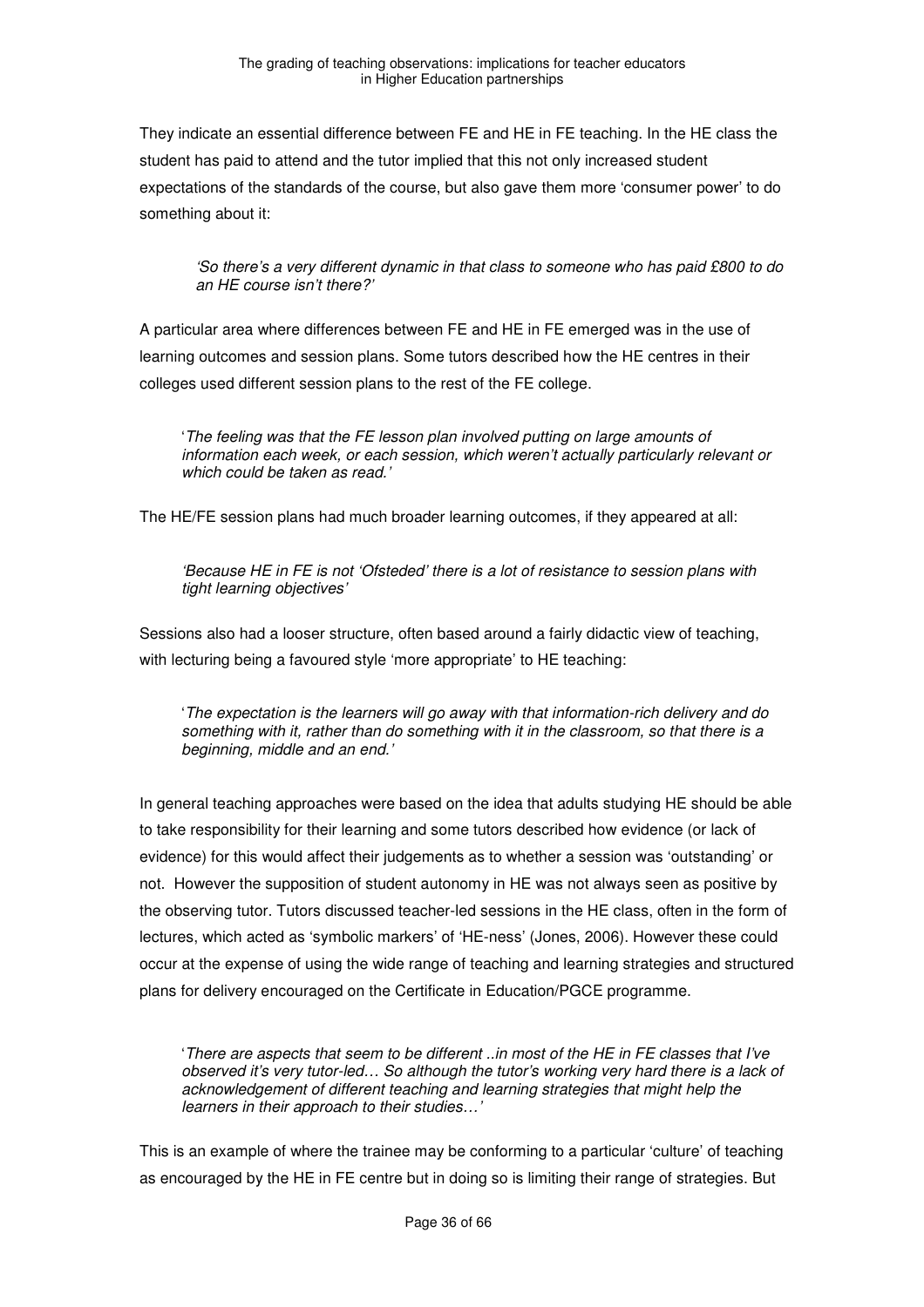They indicate an essential difference between FE and HE in FE teaching. In the HE class the student has paid to attend and the tutor implied that this not only increased student expectations of the standards of the course, but also gave them more 'consumer power' to do something about it:

> *'So there's a very different dynamic in that class to someone who has paid £800 to do an HE course isn't there?'*

A particular area where differences between FE and HE in FE emerged was in the use of learning outcomes and session plans. Some tutors described how the HE centres in their colleges used different session plans to the rest of the FE college.

> '*The feeling was that the FE lesson plan involved putting on large amounts of information each week, or each session, which weren't actually particularly relevant or which could be taken as read.'*

The HE/FE session plans had much broader learning outcomes, if they appeared at all:

> *'Because HE in FE is not 'Ofsteded' there is a lot of resistance to session plans with tight learning objectives'*

Sessions also had a looser structure, often based around a fairly didactic view of teaching, with lecturing being a favoured style 'more appropriate' to HE teaching:

> '*The expectation is the learners will go away with that information-rich delivery and do something with it, rather than do something with it in the classroom, so that there is a beginning, middle and an end.'*

In general teaching approaches were based on the idea that adults studying HE should be able to take responsibility for their learning and some tutors described how evidence (or lack of evidence) for this would affect their judgements as to whether a session was 'outstanding' or not. However the supposition of student autonomy in HE was not always seen as positive by the observing tutor. Tutors discussed teacher-led sessions in the HE class, often in the form of lectures, which acted as 'symbolic markers' of 'HE-ness' (Jones, 2006). However these could occur at the expense of using the wide range of teaching and learning strategies and structured plans for delivery encouraged on the Certificate in Education/PGCE programme.

> '*There are aspects that seem to be different ..in most of the HE in FE classes that I've observed it's very tutor-led… So although the tutor's working very hard there is a lack of acknowledgement of different teaching and learning strategies that might help the learners in their approach to their studies…'*

This is an example of where the trainee may be conforming to a particular 'culture' of teaching as encouraged by the HE in FE centre but in doing so is limiting their range of strategies. But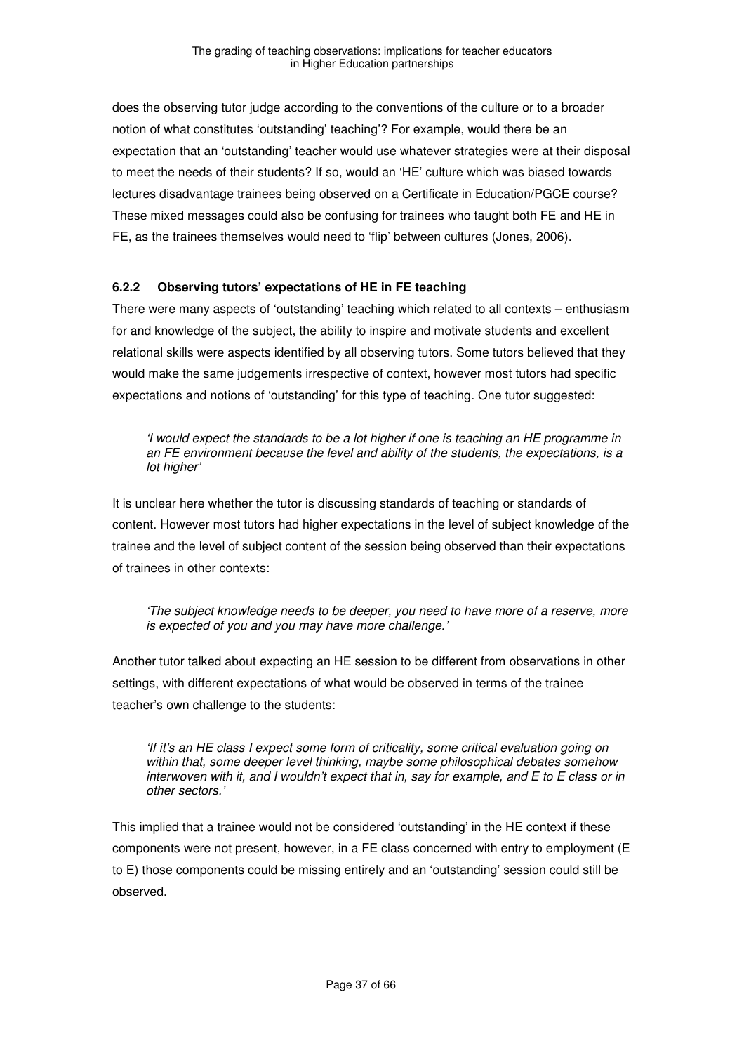does the observing tutor judge according to the conventions of the culture or to a broader notion of what constitutes 'outstanding' teaching'? For example, would there be an expectation that an 'outstanding' teacher would use whatever strategies were at their disposal to meet the needs of their students? If so, would an 'HE' culture which was biased towards lectures disadvantage trainees being observed on a Certificate in Education/PGCE course? These mixed messages could also be confusing for trainees who taught both FE and HE in FE, as the trainees themselves would need to 'flip' between cultures (Jones, 2006).

### 6.2.2 Observing tutors' expectations of HE in FE teaching

There were many aspects of 'outstanding' teaching which related to all contexts – enthusiasm for and knowledge of the subject, the ability to inspire and motivate students and excellent relational skills were aspects identified by all observing tutors. Some tutors believed that they would make the same judgements irrespective of context, however most tutors had specific expectations and notions of 'outstanding' for this type of teaching. One tutor suggested:

> *'I would expect the standards to be a lot higher if one is teaching an HE programme in an FE environment because the level and ability of the students, the expectations, is a lot higher'*

It is unclear here whether the tutor is discussing standards of teaching or standards of content. However most tutors had higher expectations in the level of subject knowledge of the trainee and the level of subject content of the session being observed than their expectations of trainees in other contexts:

> *'The subject knowledge needs to be deeper, you need to have more of a reserve, more is expected of you and you may have more challenge.'*

Another tutor talked about expecting an HE session to be different from observations in other settings, with different expectations of what would be observed in terms of the trainee teacher's own challenge to the students:

> *'If it's an HE class I expect some form of criticality, some critical evaluation going on within that, some deeper level thinking, maybe some philosophical debates somehow interwoven with it, and I wouldn't expect that in, say for example, and E to E class or in other sectors.'*

This implied that a trainee would not be considered 'outstanding' in the HE context if these components were not present, however, in a FE class concerned with entry to employment (E to E) those components could be missing entirely and an 'outstanding' session could still be observed.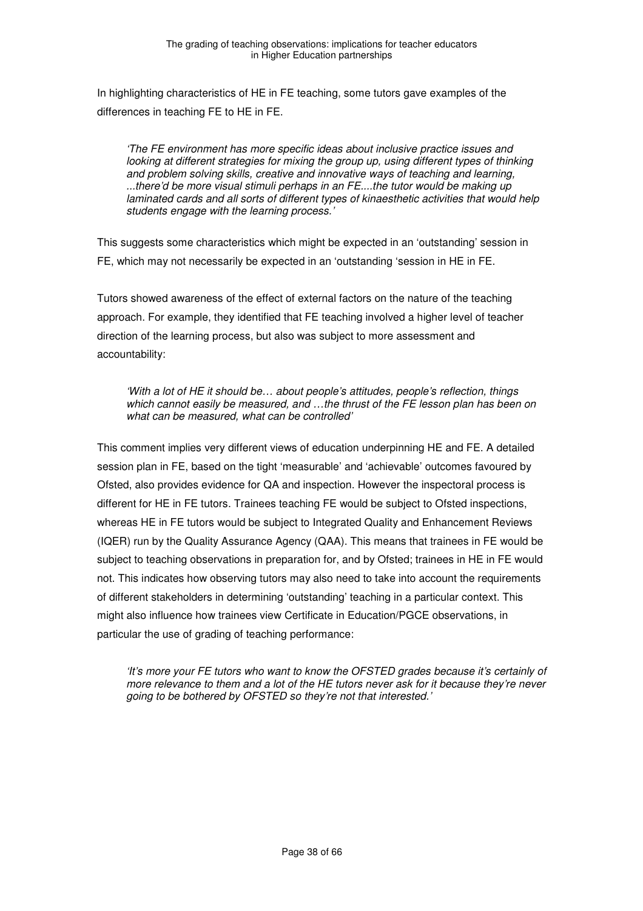In highlighting characteristics of HE in FE teaching, some tutors gave examples of the differences in teaching FE to HE in FE.

> *'The FE environment has more specific ideas about inclusive practice issues and looking at different strategies for mixing the group up, using different types of thinking and problem solving skills, creative and innovative ways of teaching and learning, ...there'd be more visual stimuli perhaps in an FE....the tutor would be making up laminated cards and all sorts of different types of kinaesthetic activities that would help students engage with the learning process.'*

This suggests some characteristics which might be expected in an 'outstanding' session in FE, which may not necessarily be expected in an 'outstanding 'session in HE in FE.

Tutors showed awareness of the effect of external factors on the nature of the teaching approach. For example, they identified that FE teaching involved a higher level of teacher direction of the learning process, but also was subject to more assessment and accountability:

> *'With a lot of HE it should be… about people's attitudes, people's reflection, things which cannot easily be measured, and …the thrust of the FE lesson plan has been on what can be measured, what can be controlled'*

This comment implies very different views of education underpinning HE and FE. A detailed session plan in FE, based on the tight 'measurable' and 'achievable' outcomes favoured by Ofsted, also provides evidence for QA and inspection. However the inspectoral process is different for HE in FE tutors. Trainees teaching FE would be subject to Ofsted inspections, whereas HE in FE tutors would be subject to Integrated Quality and Enhancement Reviews (IQER) run by the Quality Assurance Agency (QAA). This means that trainees in FE would be subject to teaching observations in preparation for, and by Ofsted; trainees in HE in FE would not. This indicates how observing tutors may also need to take into account the requirements of different stakeholders in determining 'outstanding' teaching in a particular context. This might also influence how trainees view Certificate in Education/PGCE observations, in particular the use of grading of teaching performance:

> *'It's more your FE tutors who want to know the OFSTED grades because it's certainly of more relevance to them and a lot of the HE tutors never ask for it because they're never going to be bothered by OFSTED so they're not that interested.'*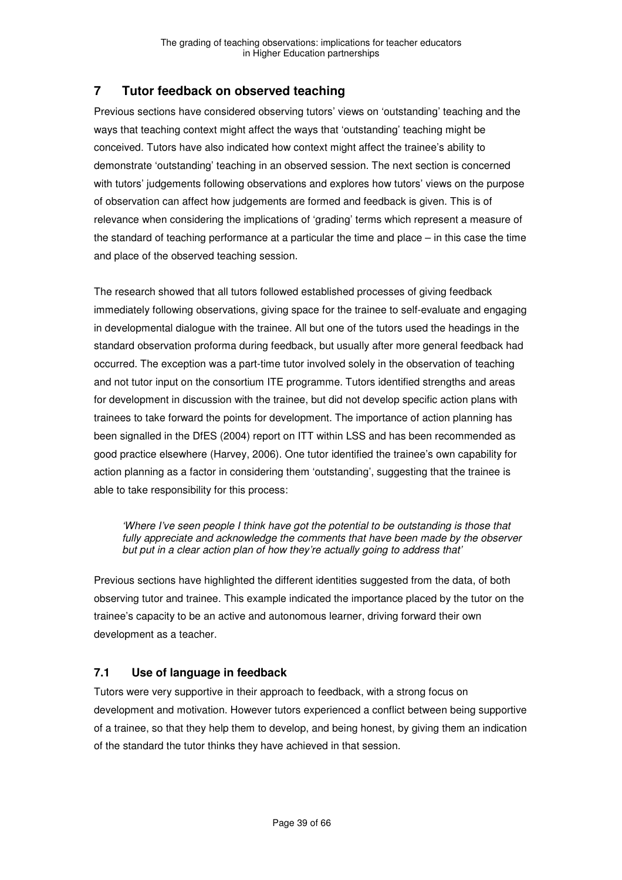## 7 Tutor feedback on observed teaching

Previous sections have considered observing tutors' views on 'outstanding' teaching and the ways that teaching context might affect the ways that 'outstanding' teaching might be conceived. Tutors have also indicated how context might affect the trainee's ability to demonstrate 'outstanding' teaching in an observed session. The next section is concerned with tutors' judgements following observations and explores how tutors' views on the purpose of observation can affect how judgements are formed and feedback is given. This is of relevance when considering the implications of 'grading' terms which represent a measure of the standard of teaching performance at a particular the time and place – in this case the time and place of the observed teaching session.

The research showed that all tutors followed established processes of giving feedback immediately following observations, giving space for the trainee to self-evaluate and engaging in developmental dialogue with the trainee. All but one of the tutors used the headings in the standard observation proforma during feedback, but usually after more general feedback had occurred. The exception was a part-time tutor involved solely in the observation of teaching and not tutor input on the consortium ITE programme. Tutors identified strengths and areas for development in discussion with the trainee, but did not develop specific action plans with trainees to take forward the points for development. The importance of action planning has been signalled in the DfES (2004) report on ITT within LSS and has been recommended as good practice elsewhere (Harvey, 2006). One tutor identified the trainee's own capability for action planning as a factor in considering them 'outstanding', suggesting that the trainee is able to take responsibility for this process:

> *'Where I've seen people I think have got the potential to be outstanding is those that fully appreciate and acknowledge the comments that have been made by the observer but put in a clear action plan of how they're actually going to address that'*

Previous sections have highlighted the different identities suggested from the data, of both observing tutor and trainee. This example indicated the importance placed by the tutor on the trainee's capacity to be an active and autonomous learner, driving forward their own development as a teacher.

### 7.1 Use of language in feedback

Tutors were very supportive in their approach to feedback, with a strong focus on development and motivation. However tutors experienced a conflict between being supportive of a trainee, so that they help them to develop, and being honest, by giving them an indication of the standard the tutor thinks they have achieved in that session.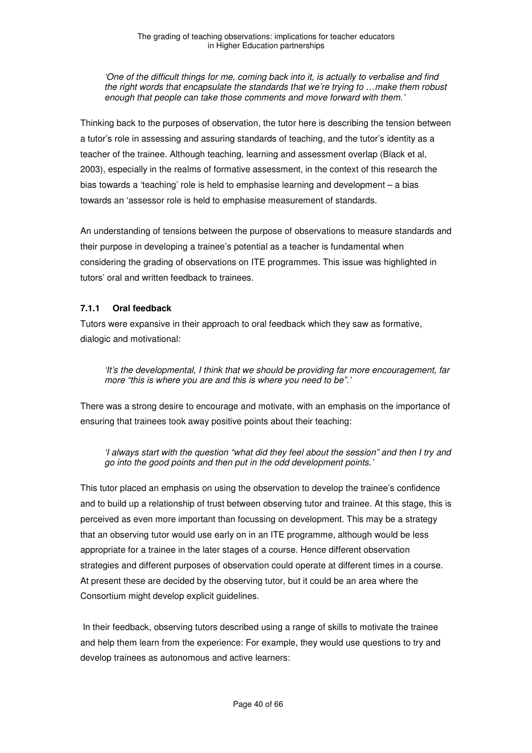*'One of the difficult things for me, coming back into it, is actually to verbalise and find the right words that encapsulate the standards that we're trying to …make them robust enough that people can take those comments and move forward with them.'*

Thinking back to the purposes of observation, the tutor here is describing the tension between a tutor's role in assessing and assuring standards of teaching, and the tutor's identity as a teacher of the trainee. Although teaching, learning and assessment overlap (Black et al, 2003), especially in the realms of formative assessment, in the context of this research the bias towards a 'teaching' role is held to emphasise learning and development – a bias towards an 'assessor role is held to emphasise measurement of standards.

An understanding of tensions between the purpose of observations to measure standards and their purpose in developing a trainee's potential as a teacher is fundamental when considering the grading of observations on ITE programmes. This issue was highlighted in tutors' oral and written feedback to trainees.

### 7.1.1 Oral feedback

Tutors were expansive in their approach to oral feedback which they saw as formative, dialogic and motivational:

*'It's the developmental, I think that we should be providing far more encouragement, far more "this is where you are and this is where you need to be".'*

There was a strong desire to encourage and motivate, with an emphasis on the importance of ensuring that trainees took away positive points about their teaching:

*'I always start with the question "what did they feel about the session" and then I try and go into the good points and then put in the odd development points.'*

This tutor placed an emphasis on using the observation to develop the trainee's confidence and to build up a relationship of trust between observing tutor and trainee. At this stage, this is perceived as even more important than focussing on development. This may be a strategy that an observing tutor would use early on in an ITE programme, although would be less appropriate for a trainee in the later stages of a course. Hence different observation strategies and different purposes of observation could operate at different times in a course. At present these are decided by the observing tutor, but it could be an area where the Consortium might develop explicit guidelines.

In their feedback, observing tutors described using a range of skills to motivate the trainee and help them learn from the experience: For example, they would use questions to try and develop trainees as autonomous and active learners: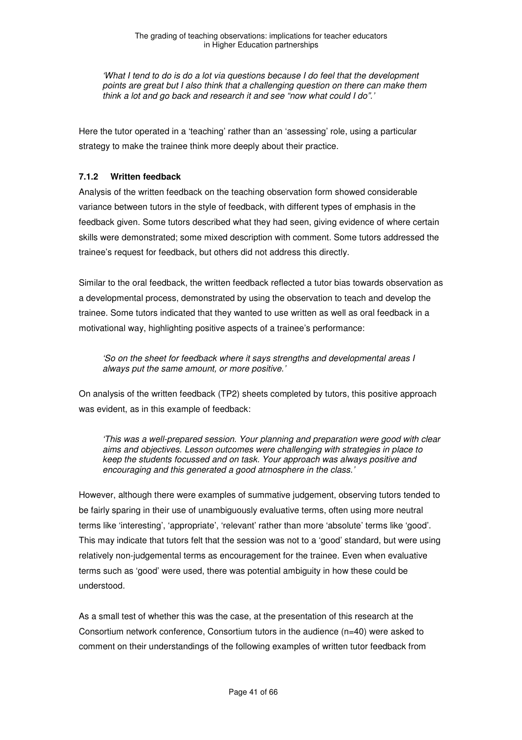*'What I tend to do is do a lot via questions because I do feel that the development points are great but I also think that a challenging question on there can make them think a lot and go back and research it and see "now what could I do".'*

Here the tutor operated in a 'teaching' rather than an 'assessing' role, using a particular strategy to make the trainee think more deeply about their practice.

### 7.1.2 Written feedback

Analysis of the written feedback on the teaching observation form showed considerable variance between tutors in the style of feedback, with different types of emphasis in the feedback given. Some tutors described what they had seen, giving evidence of where certain skills were demonstrated; some mixed description with comment. Some tutors addressed the trainee's request for feedback, but others did not address this directly.

Similar to the oral feedback, the written feedback reflected a tutor bias towards observation as a developmental process, demonstrated by using the observation to teach and develop the trainee. Some tutors indicated that they wanted to use written as well as oral feedback in a motivational way, highlighting positive aspects of a trainee's performance:

*'So on the sheet for feedback where it says strengths and developmental areas I always put the same amount, or more positive.'*

On analysis of the written feedback (TP2) sheets completed by tutors, this positive approach was evident, as in this example of feedback:

*'This was a well-prepared session. Your planning and preparation were good with clear aims and objectives. Lesson outcomes were challenging with strategies in place to keep the students focussed and on task. Your approach was always positive and encouraging and this generated a good atmosphere in the class.'*

However, although there were examples of summative judgement, observing tutors tended to be fairly sparing in their use of unambiguously evaluative terms, often using more neutral terms like 'interesting', 'appropriate', 'relevant' rather than more 'absolute' terms like 'good'. This may indicate that tutors felt that the session was not to a 'good' standard, but were using relatively non-judgemental terms as encouragement for the trainee. Even when evaluative terms such as 'good' were used, there was potential ambiguity in how these could be understood.

As a small test of whether this was the case, at the presentation of this research at the Consortium network conference, Consortium tutors in the audience (n=40) were asked to comment on their understandings of the following examples of written tutor feedback from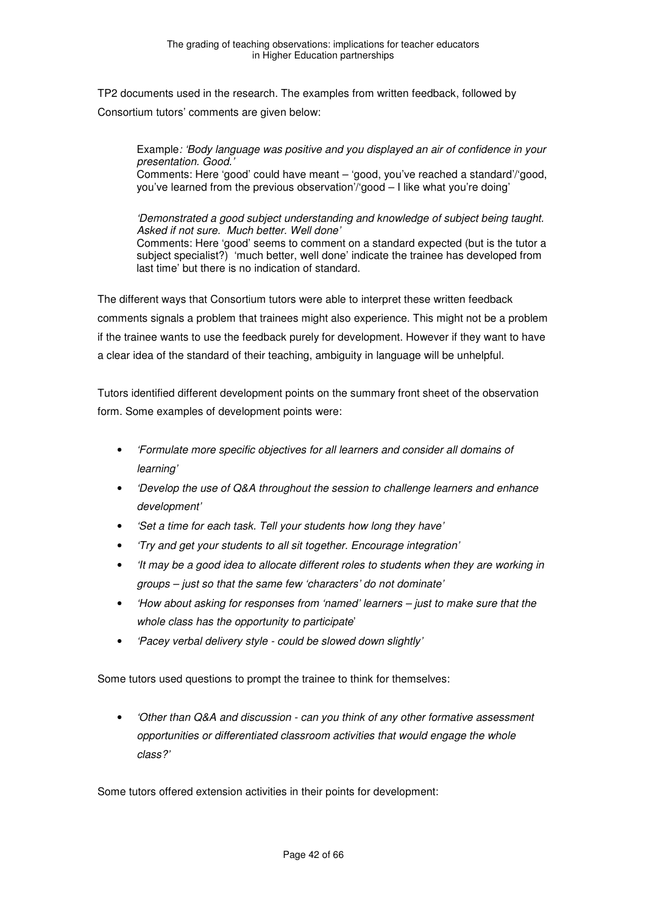TP2 documents used in the research. The examples from written feedback, followed by Consortium tutors' comments are given below:

> Example*: 'Body language was positive and you displayed an air of confidence in your presentation. Good.'*
> Comments: Here 'good' could have meant – 'good, you've reached a standard'/'good, you've learned from the previous observation'/'good – I like what you're doing'
>
> *'Demonstrated a good subject understanding and knowledge of subject being taught. Asked if not sure. Much better. Well done'*
> Comments: Here 'good' seems to comment on a standard expected (but is the tutor a subject specialist?) 'much better, well done' indicate the trainee has developed from last time' but there is no indication of standard.

The different ways that Consortium tutors were able to interpret these written feedback comments signals a problem that trainees might also experience. This might not be a problem if the trainee wants to use the feedback purely for development. However if they want to have a clear idea of the standard of their teaching, ambiguity in language will be unhelpful.

Tutors identified different development points on the summary front sheet of the observation form. Some examples of development points were:

- *'Formulate more specific objectives for all learners and consider all domains of learning'*
- *'Develop the use of Q&A throughout the session to challenge learners and enhance development'*
- *'Set a time for each task. Tell your students how long they have'*
- *'Try and get your students to all sit together. Encourage integration'*
- *'It may be a good idea to allocate different roles to students when they are working in groups – just so that the same few 'characters' do not dominate'*
- *'How about asking for responses from 'named' learners – just to make sure that the whole class has the opportunity to participate*'
- *'Pacey verbal delivery style - could be slowed down slightly'*

Some tutors used questions to prompt the trainee to think for themselves:

- *'Other than Q&A and discussion - can you think of any other formative assessment opportunities or differentiated classroom activities that would engage the whole class?'*

Some tutors offered extension activities in their points for development: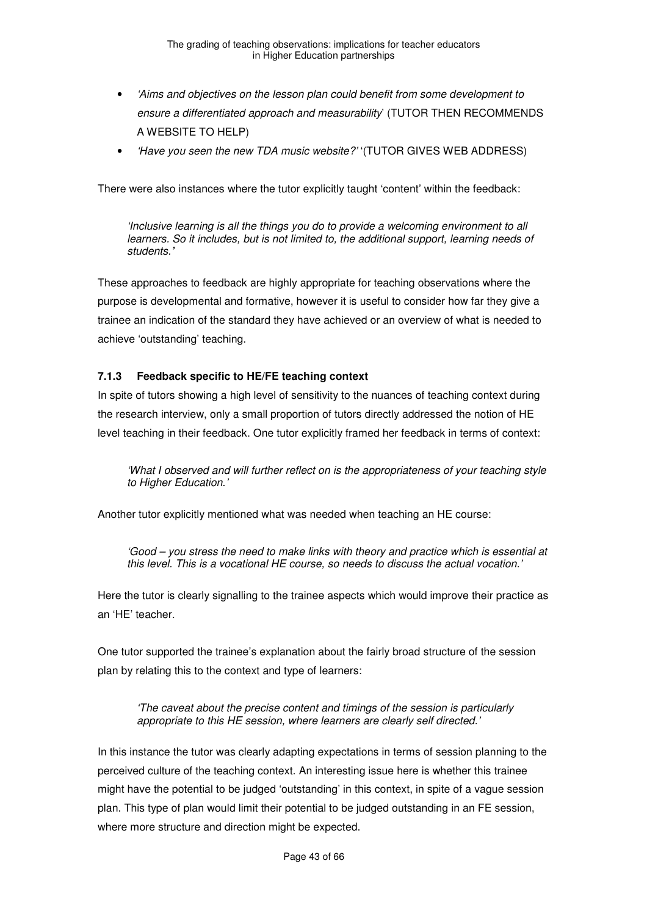- *'Aims and objectives on the lesson plan could benefit from some development to ensure a differentiated approach and measurability*' (TUTOR THEN RECOMMENDS A WEBSITE TO HELP)
- *'Have you seen the new TDA music website?'* '(TUTOR GIVES WEB ADDRESS)

There were also instances where the tutor explicitly taught 'content' within the feedback:

> *'Inclusive learning is all the things you do to provide a welcoming environment to all learners. So it includes, but is not limited to, the additional support, learning needs of students.'*

These approaches to feedback are highly appropriate for teaching observations where the purpose is developmental and formative, however it is useful to consider how far they give a trainee an indication of the standard they have achieved or an overview of what is needed to achieve 'outstanding' teaching.

### 7.1.3 Feedback specific to HE/FE teaching context

In spite of tutors showing a high level of sensitivity to the nuances of teaching context during the research interview, only a small proportion of tutors directly addressed the notion of HE level teaching in their feedback. One tutor explicitly framed her feedback in terms of context:

> *'What I observed and will further reflect on is the appropriateness of your teaching style to Higher Education.'*

Another tutor explicitly mentioned what was needed when teaching an HE course:

> *'Good – you stress the need to make links with theory and practice which is essential at this level. This is a vocational HE course, so needs to discuss the actual vocation.'*

Here the tutor is clearly signalling to the trainee aspects which would improve their practice as an 'HE' teacher.

One tutor supported the trainee's explanation about the fairly broad structure of the session plan by relating this to the context and type of learners:

> *'The caveat about the precise content and timings of the session is particularly appropriate to this HE session, where learners are clearly self directed.'*

In this instance the tutor was clearly adapting expectations in terms of session planning to the perceived culture of the teaching context. An interesting issue here is whether this trainee might have the potential to be judged 'outstanding' in this context, in spite of a vague session plan. This type of plan would limit their potential to be judged outstanding in an FE session, where more structure and direction might be expected.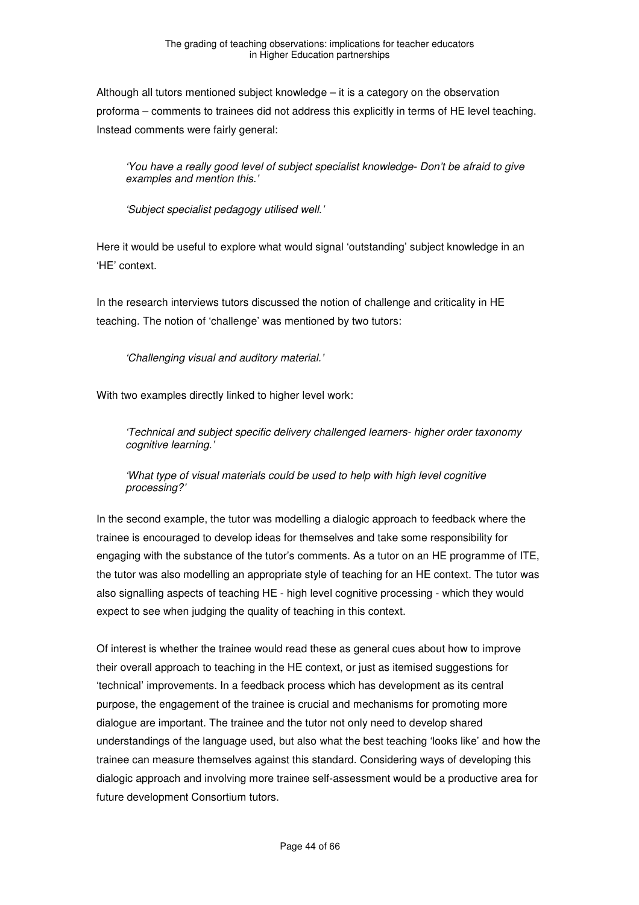Although all tutors mentioned subject knowledge – it is a category on the observation proforma – comments to trainees did not address this explicitly in terms of HE level teaching. Instead comments were fairly general:

> *'You have a really good level of subject specialist knowledge- Don't be afraid to give examples and mention this.'*

> *'Subject specialist pedagogy utilised well.'*

Here it would be useful to explore what would signal 'outstanding' subject knowledge in an 'HE' context.

In the research interviews tutors discussed the notion of challenge and criticality in HE teaching. The notion of 'challenge' was mentioned by two tutors:

> *'Challenging visual and auditory material.'*

With two examples directly linked to higher level work:

> *'Technical and subject specific delivery challenged learners- higher order taxonomy cognitive learning.'*

> *'What type of visual materials could be used to help with high level cognitive processing?'*

In the second example, the tutor was modelling a dialogic approach to feedback where the trainee is encouraged to develop ideas for themselves and take some responsibility for engaging with the substance of the tutor's comments. As a tutor on an HE programme of ITE, the tutor was also modelling an appropriate style of teaching for an HE context. The tutor was also signalling aspects of teaching HE - high level cognitive processing - which they would expect to see when judging the quality of teaching in this context.

Of interest is whether the trainee would read these as general cues about how to improve their overall approach to teaching in the HE context, or just as itemised suggestions for 'technical' improvements. In a feedback process which has development as its central purpose, the engagement of the trainee is crucial and mechanisms for promoting more dialogue are important. The trainee and the tutor not only need to develop shared understandings of the language used, but also what the best teaching 'looks like' and how the trainee can measure themselves against this standard. Considering ways of developing this dialogic approach and involving more trainee self-assessment would be a productive area for future development Consortium tutors.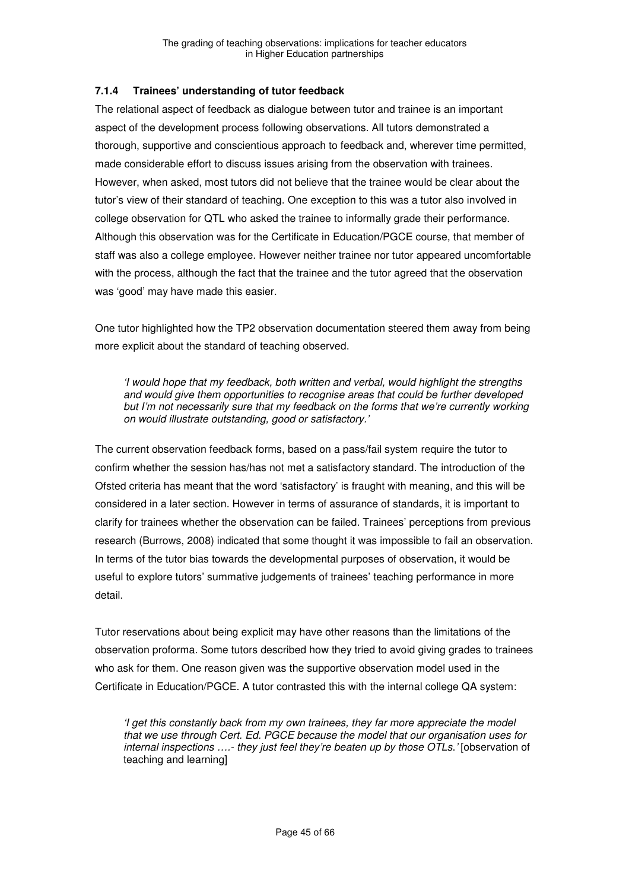### 7.1.4 Trainees' understanding of tutor feedback

The relational aspect of feedback as dialogue between tutor and trainee is an important aspect of the development process following observations. All tutors demonstrated a thorough, supportive and conscientious approach to feedback and, wherever time permitted, made considerable effort to discuss issues arising from the observation with trainees. However, when asked, most tutors did not believe that the trainee would be clear about the tutor's view of their standard of teaching. One exception to this was a tutor also involved in college observation for QTL who asked the trainee to informally grade their performance. Although this observation was for the Certificate in Education/PGCE course, that member of staff was also a college employee. However neither trainee nor tutor appeared uncomfortable with the process, although the fact that the trainee and the tutor agreed that the observation was 'good' may have made this easier.

One tutor highlighted how the TP2 observation documentation steered them away from being more explicit about the standard of teaching observed.

> *'I would hope that my feedback, both written and verbal, would highlight the strengths and would give them opportunities to recognise areas that could be further developed but I'm not necessarily sure that my feedback on the forms that we're currently working on would illustrate outstanding, good or satisfactory.'*

The current observation feedback forms, based on a pass/fail system require the tutor to confirm whether the session has/has not met a satisfactory standard. The introduction of the Ofsted criteria has meant that the word 'satisfactory' is fraught with meaning, and this will be considered in a later section. However in terms of assurance of standards, it is important to clarify for trainees whether the observation can be failed. Trainees' perceptions from previous research (Burrows, 2008) indicated that some thought it was impossible to fail an observation. In terms of the tutor bias towards the developmental purposes of observation, it would be useful to explore tutors' summative judgements of trainees' teaching performance in more detail.

Tutor reservations about being explicit may have other reasons than the limitations of the observation proforma. Some tutors described how they tried to avoid giving grades to trainees who ask for them. One reason given was the supportive observation model used in the Certificate in Education/PGCE. A tutor contrasted this with the internal college QA system:

> *'I get this constantly back from my own trainees, they far more appreciate the model that we use through Cert. Ed. PGCE because the model that our organisation uses for internal inspections ….- they just feel they're beaten up by those OTLs.'* [observation of teaching and learning]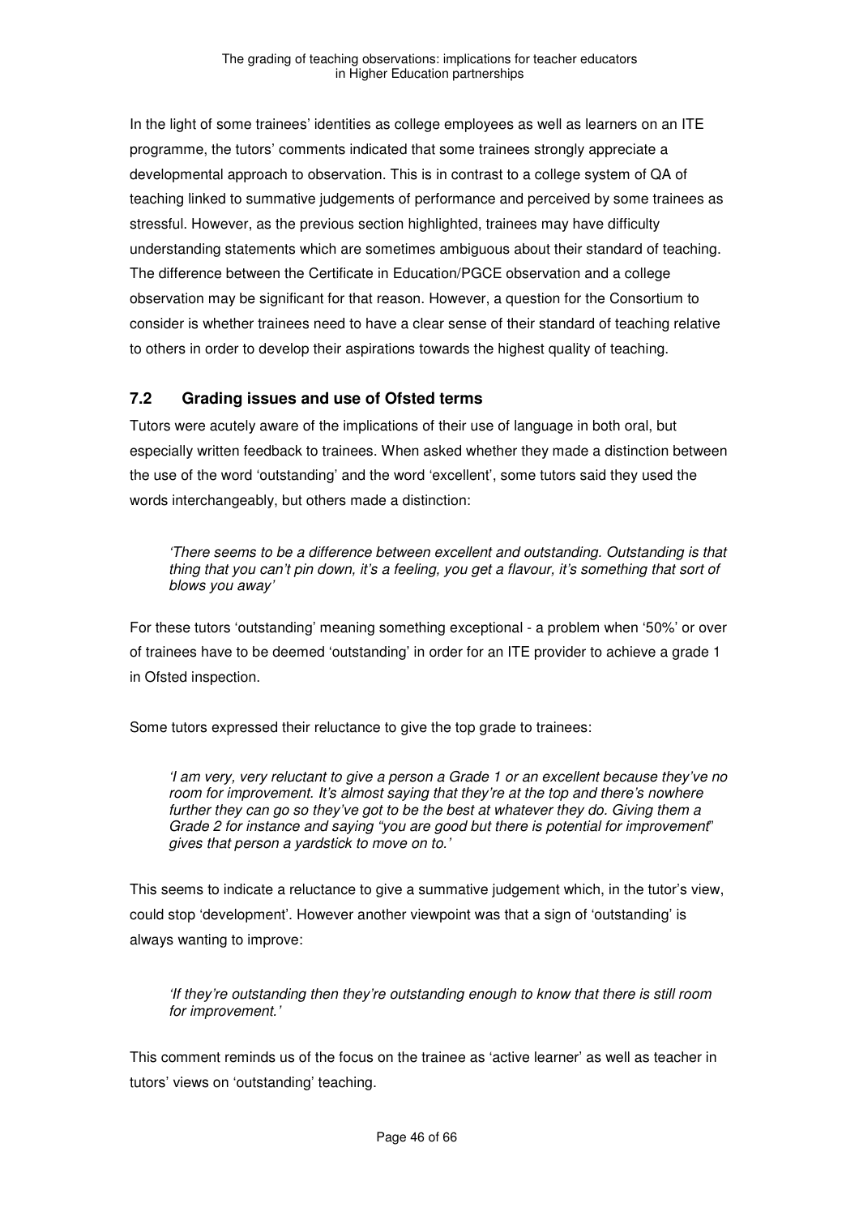In the light of some trainees' identities as college employees as well as learners on an ITE programme, the tutors' comments indicated that some trainees strongly appreciate a developmental approach to observation. This is in contrast to a college system of QA of teaching linked to summative judgements of performance and perceived by some trainees as stressful. However, as the previous section highlighted, trainees may have difficulty understanding statements which are sometimes ambiguous about their standard of teaching. The difference between the Certificate in Education/PGCE observation and a college observation may be significant for that reason. However, a question for the Consortium to consider is whether trainees need to have a clear sense of their standard of teaching relative to others in order to develop their aspirations towards the highest quality of teaching.

## 7.2 Grading issues and use of Ofsted terms

Tutors were acutely aware of the implications of their use of language in both oral, but especially written feedback to trainees. When asked whether they made a distinction between the use of the word 'outstanding' and the word 'excellent', some tutors said they used the words interchangeably, but others made a distinction:

> *'There seems to be a difference between excellent and outstanding. Outstanding is that thing that you can't pin down, it's a feeling, you get a flavour, it's something that sort of blows you away'*

For these tutors 'outstanding' meaning something exceptional - a problem when '50%' or over of trainees have to be deemed 'outstanding' in order for an ITE provider to achieve a grade 1 in Ofsted inspection.

Some tutors expressed their reluctance to give the top grade to trainees:

> *'I am very, very reluctant to give a person a Grade 1 or an excellent because they've no room for improvement. It's almost saying that they're at the top and there's nowhere further they can go so they've got to be the best at whatever they do. Giving them a Grade 2 for instance and saying "you are good but there is potential for improvement" gives that person a yardstick to move on to.'*

This seems to indicate a reluctance to give a summative judgement which, in the tutor's view, could stop 'development'. However another viewpoint was that a sign of 'outstanding' is always wanting to improve:

> *'If they're outstanding then they're outstanding enough to know that there is still room for improvement.'*

This comment reminds us of the focus on the trainee as 'active learner' as well as teacher in tutors' views on 'outstanding' teaching.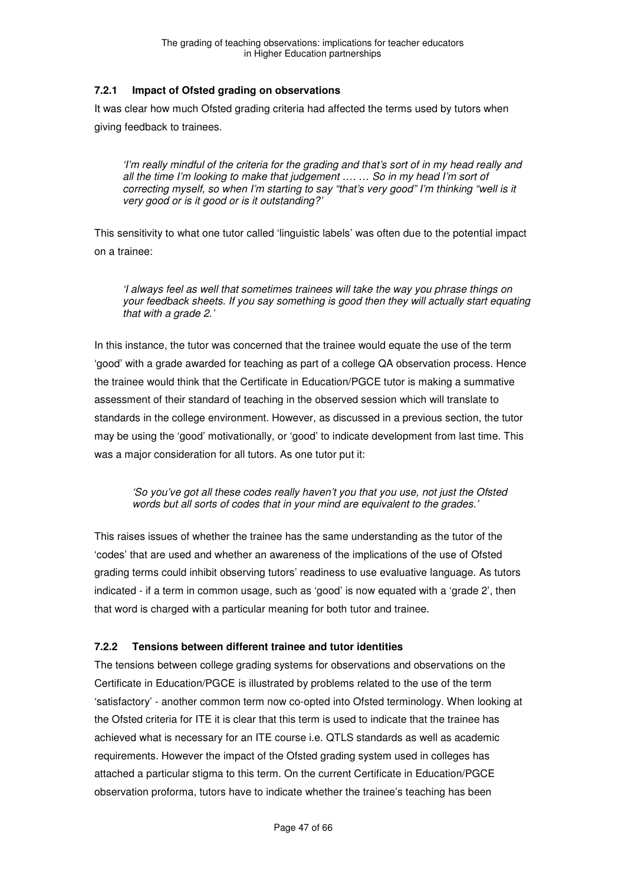### 7.2.1 Impact of Ofsted grading on observations

It was clear how much Ofsted grading criteria had affected the terms used by tutors when giving feedback to trainees.

> *'I'm really mindful of the criteria for the grading and that's sort of in my head really and all the time I'm looking to make that judgement …. … So in my head I'm sort of correcting myself, so when I'm starting to say "that's very good" I'm thinking "well is it very good or is it good or is it outstanding?'*

This sensitivity to what one tutor called 'linguistic labels' was often due to the potential impact on a trainee:

> *'I always feel as well that sometimes trainees will take the way you phrase things on your feedback sheets. If you say something is good then they will actually start equating that with a grade 2.'*

In this instance, the tutor was concerned that the trainee would equate the use of the term 'good' with a grade awarded for teaching as part of a college QA observation process. Hence the trainee would think that the Certificate in Education/PGCE tutor is making a summative assessment of their standard of teaching in the observed session which will translate to standards in the college environment. However, as discussed in a previous section, the tutor may be using the 'good' motivationally, or 'good' to indicate development from last time. This was a major consideration for all tutors. As one tutor put it:

> *'So you've got all these codes really haven't you that you use, not just the Ofsted words but all sorts of codes that in your mind are equivalent to the grades.'*

This raises issues of whether the trainee has the same understanding as the tutor of the 'codes' that are used and whether an awareness of the implications of the use of Ofsted grading terms could inhibit observing tutors' readiness to use evaluative language. As tutors indicated - if a term in common usage, such as 'good' is now equated with a 'grade 2', then that word is charged with a particular meaning for both tutor and trainee.

### 7.2.2 Tensions between different trainee and tutor identities

The tensions between college grading systems for observations and observations on the Certificate in Education/PGCE is illustrated by problems related to the use of the term 'satisfactory' - another common term now co-opted into Ofsted terminology. When looking at the Ofsted criteria for ITE it is clear that this term is used to indicate that the trainee has achieved what is necessary for an ITE course i.e. QTLS standards as well as academic requirements. However the impact of the Ofsted grading system used in colleges has attached a particular stigma to this term. On the current Certificate in Education/PGCE observation proforma, tutors have to indicate whether the trainee's teaching has been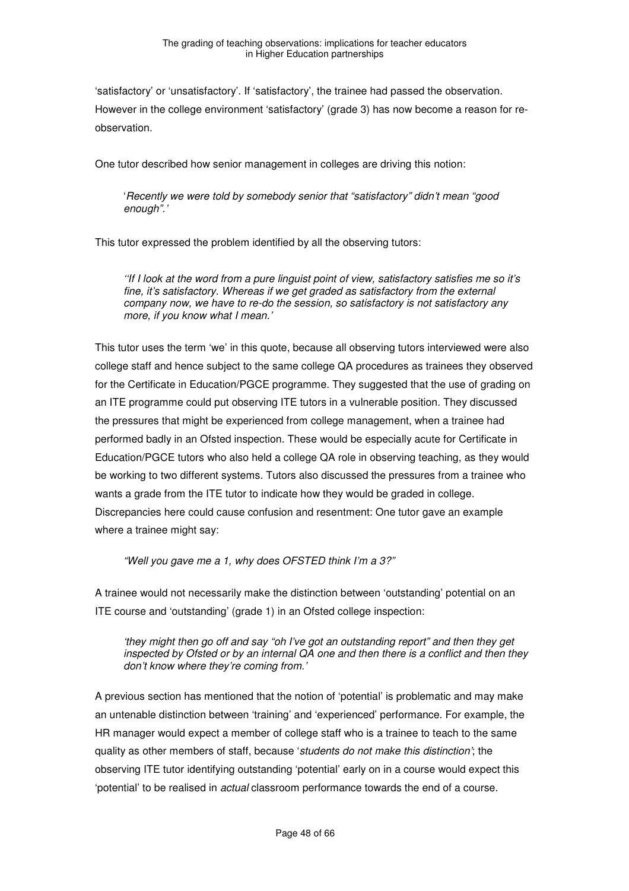'satisfactory' or 'unsatisfactory'. If 'satisfactory', the trainee had passed the observation. However in the college environment 'satisfactory' (grade 3) has now become a reason for re-observation.

One tutor described how senior management in colleges are driving this notion:

> '*Recently we were told by somebody senior that "satisfactory" didn't mean "good enough".*'

This tutor expressed the problem identified by all the observing tutors:

> *''If I look at the word from a pure linguist point of view, satisfactory satisfies me so it's fine, it's satisfactory. Whereas if we get graded as satisfactory from the external company now, we have to re-do the session, so satisfactory is not satisfactory any more, if you know what I mean.'*

This tutor uses the term 'we' in this quote, because all observing tutors interviewed were also college staff and hence subject to the same college QA procedures as trainees they observed for the Certificate in Education/PGCE programme. They suggested that the use of grading on an ITE programme could put observing ITE tutors in a vulnerable position. They discussed the pressures that might be experienced from college management, when a trainee had performed badly in an Ofsted inspection. These would be especially acute for Certificate in Education/PGCE tutors who also held a college QA role in observing teaching, as they would be working to two different systems. Tutors also discussed the pressures from a trainee who wants a grade from the ITE tutor to indicate how they would be graded in college. Discrepancies here could cause confusion and resentment: One tutor gave an example where a trainee might say:

> *"Well you gave me a 1, why does OFSTED think I'm a 3?"*

A trainee would not necessarily make the distinction between 'outstanding' potential on an ITE course and 'outstanding' (grade 1) in an Ofsted college inspection:

> *'they might then go off and say "oh I've got an outstanding report" and then they get inspected by Ofsted or by an internal QA one and then there is a conflict and then they don't know where they're coming from.'*

A previous section has mentioned that the notion of 'potential' is problematic and may make an untenable distinction between 'training' and 'experienced' performance. For example, the HR manager would expect a member of college staff who is a trainee to teach to the same quality as other members of staff, because '*students do not make this distinction*'; the observing ITE tutor identifying outstanding 'potential' early on in a course would expect this 'potential' to be realised in *actual* classroom performance towards the end of a course.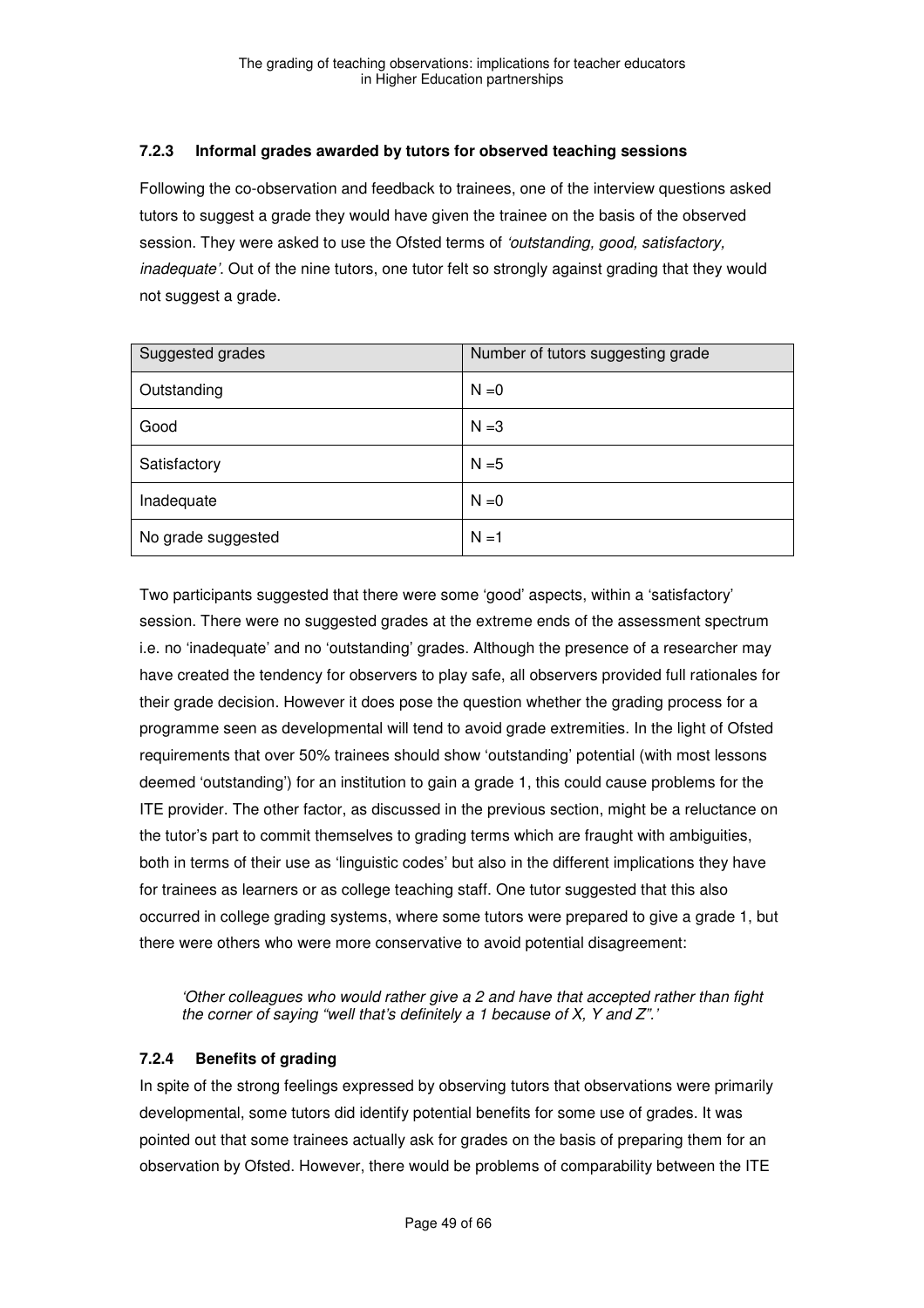### 7.2.3 Informal grades awarded by tutors for observed teaching sessions

Following the co-observation and feedback to trainees, one of the interview questions asked tutors to suggest a grade they would have given the trainee on the basis of the observed session. They were asked to use the Ofsted terms of *'outstanding, good, satisfactory, inadequate'*. Out of the nine tutors, one tutor felt so strongly against grading that they would not suggest a grade.

| Suggested grades | Number of tutors suggesting grade |
|---|---|
| Outstanding | N =0 |
| Good | N =3 |
| Satisfactory | N =5 |
| Inadequate | N =0 |
| No grade suggested | N =1 |

Two participants suggested that there were some 'good' aspects, within a 'satisfactory' session. There were no suggested grades at the extreme ends of the assessment spectrum i.e. no 'inadequate' and no 'outstanding' grades. Although the presence of a researcher may have created the tendency for observers to play safe, all observers provided full rationales for their grade decision. However it does pose the question whether the grading process for a programme seen as developmental will tend to avoid grade extremities. In the light of Ofsted requirements that over 50% trainees should show 'outstanding' potential (with most lessons deemed 'outstanding') for an institution to gain a grade 1, this could cause problems for the ITE provider. The other factor, as discussed in the previous section, might be a reluctance on the tutor's part to commit themselves to grading terms which are fraught with ambiguities, both in terms of their use as 'linguistic codes' but also in the different implications they have for trainees as learners or as college teaching staff. One tutor suggested that this also occurred in college grading systems, where some tutors were prepared to give a grade 1, but there were others who were more conservative to avoid potential disagreement:

> *'Other colleagues who would rather give a 2 and have that accepted rather than fight the corner of saying "well that's definitely a 1 because of X, Y and Z".'*

### 7.2.4 Benefits of grading

In spite of the strong feelings expressed by observing tutors that observations were primarily developmental, some tutors did identify potential benefits for some use of grades. It was pointed out that some trainees actually ask for grades on the basis of preparing them for an observation by Ofsted. However, there would be problems of comparability between the ITE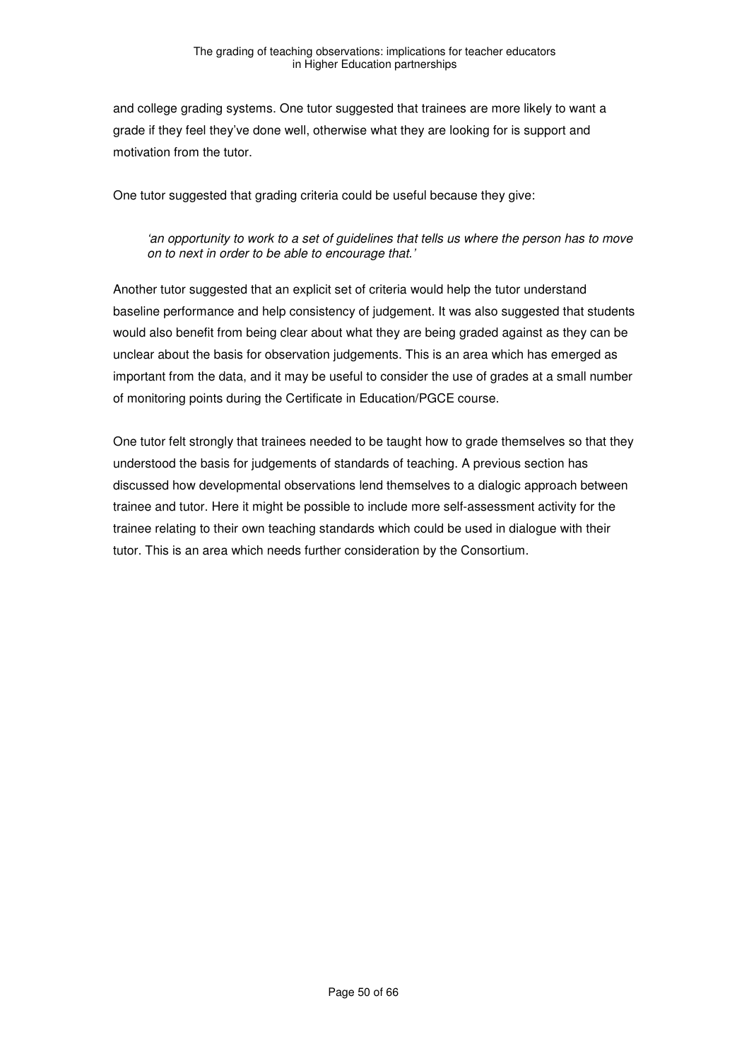and college grading systems. One tutor suggested that trainees are more likely to want a grade if they feel they've done well, otherwise what they are looking for is support and motivation from the tutor.

One tutor suggested that grading criteria could be useful because they give:

> *'an opportunity to work to a set of guidelines that tells us where the person has to move on to next in order to be able to encourage that.'*

Another tutor suggested that an explicit set of criteria would help the tutor understand baseline performance and help consistency of judgement. It was also suggested that students would also benefit from being clear about what they are being graded against as they can be unclear about the basis for observation judgements. This is an area which has emerged as important from the data, and it may be useful to consider the use of grades at a small number of monitoring points during the Certificate in Education/PGCE course.

One tutor felt strongly that trainees needed to be taught how to grade themselves so that they understood the basis for judgements of standards of teaching. A previous section has discussed how developmental observations lend themselves to a dialogic approach between trainee and tutor. Here it might be possible to include more self-assessment activity for the trainee relating to their own teaching standards which could be used in dialogue with their tutor. This is an area which needs further consideration by the Consortium.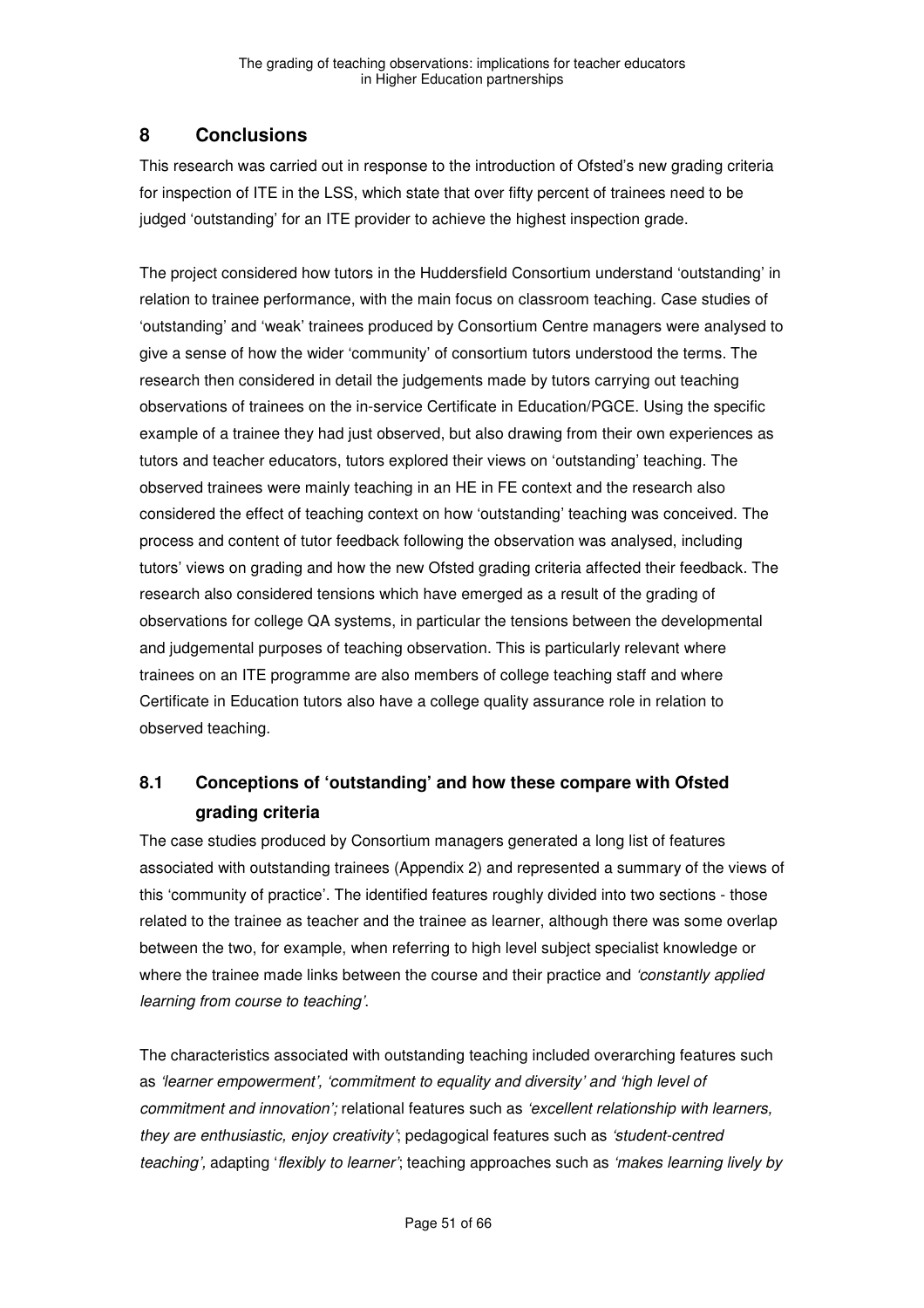## 8 Conclusions

This research was carried out in response to the introduction of Ofsted's new grading criteria for inspection of ITE in the LSS, which state that over fifty percent of trainees need to be judged 'outstanding' for an ITE provider to achieve the highest inspection grade.

The project considered how tutors in the Huddersfield Consortium understand 'outstanding' in relation to trainee performance, with the main focus on classroom teaching. Case studies of 'outstanding' and 'weak' trainees produced by Consortium Centre managers were analysed to give a sense of how the wider 'community' of consortium tutors understood the terms. The research then considered in detail the judgements made by tutors carrying out teaching observations of trainees on the in-service Certificate in Education/PGCE. Using the specific example of a trainee they had just observed, but also drawing from their own experiences as tutors and teacher educators, tutors explored their views on 'outstanding' teaching. The observed trainees were mainly teaching in an HE in FE context and the research also considered the effect of teaching context on how 'outstanding' teaching was conceived. The process and content of tutor feedback following the observation was analysed, including tutors' views on grading and how the new Ofsted grading criteria affected their feedback. The research also considered tensions which have emerged as a result of the grading of observations for college QA systems, in particular the tensions between the developmental and judgemental purposes of teaching observation. This is particularly relevant where trainees on an ITE programme are also members of college teaching staff and where Certificate in Education tutors also have a college quality assurance role in relation to observed teaching.

### 8.1 Conceptions of 'outstanding' and how these compare with Ofsted grading criteria

The case studies produced by Consortium managers generated a long list of features associated with outstanding trainees (Appendix 2) and represented a summary of the views of this 'community of practice'. The identified features roughly divided into two sections - those related to the trainee as teacher and the trainee as learner, although there was some overlap between the two, for example, when referring to high level subject specialist knowledge or where the trainee made links between the course and their practice and *'constantly applied learning from course to teaching'*.

The characteristics associated with outstanding teaching included overarching features such as *'learner empowerment', 'commitment to equality and diversity'* and *'high level of commitment and innovation';* relational features such as *'excellent relationship with learners, they are enthusiastic, enjoy creativity'*; pedagogical features such as *'student-centred teaching',* adapting '*flexibly to learner'*; teaching approaches such as *'makes learning lively by*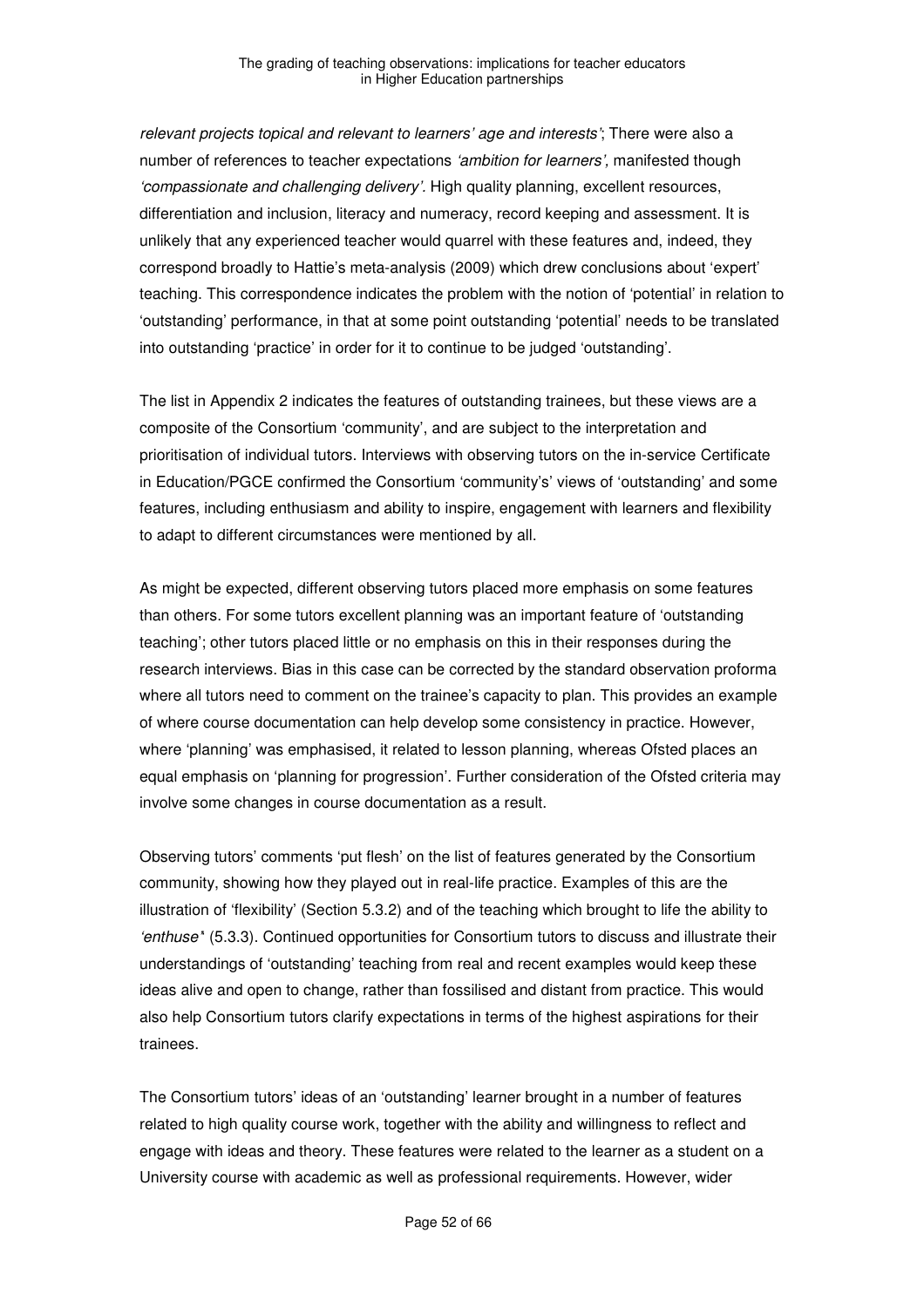*relevant projects topical and relevant to learners' age and interests'*; There were also a number of references to teacher expectations *'ambition for learners',* manifested though *'compassionate and challenging delivery'.* High quality planning, excellent resources, differentiation and inclusion, literacy and numeracy, record keeping and assessment. It is unlikely that any experienced teacher would quarrel with these features and, indeed, they correspond broadly to Hattie's meta-analysis (2009) which drew conclusions about 'expert' teaching. This correspondence indicates the problem with the notion of 'potential' in relation to 'outstanding' performance, in that at some point outstanding 'potential' needs to be translated into outstanding 'practice' in order for it to continue to be judged 'outstanding'.

The list in Appendix 2 indicates the features of outstanding trainees, but these views are a composite of the Consortium 'community', and are subject to the interpretation and prioritisation of individual tutors. Interviews with observing tutors on the in-service Certificate in Education/PGCE confirmed the Consortium 'community's' views of 'outstanding' and some features, including enthusiasm and ability to inspire, engagement with learners and flexibility to adapt to different circumstances were mentioned by all.

As might be expected, different observing tutors placed more emphasis on some features than others. For some tutors excellent planning was an important feature of 'outstanding teaching'; other tutors placed little or no emphasis on this in their responses during the research interviews. Bias in this case can be corrected by the standard observation proforma where all tutors need to comment on the trainee's capacity to plan. This provides an example of where course documentation can help develop some consistency in practice. However, where 'planning' was emphasised, it related to lesson planning, whereas Ofsted places an equal emphasis on 'planning for progression'. Further consideration of the Ofsted criteria may involve some changes in course documentation as a result.

Observing tutors' comments 'put flesh' on the list of features generated by the Consortium community, showing how they played out in real-life practice. Examples of this are the illustration of 'flexibility' (Section 5.3.2) and of the teaching which brought to life the ability to *'enthuse'* (5.3.3). Continued opportunities for Consortium tutors to discuss and illustrate their understandings of 'outstanding' teaching from real and recent examples would keep these ideas alive and open to change, rather than fossilised and distant from practice. This would also help Consortium tutors clarify expectations in terms of the highest aspirations for their trainees.

The Consortium tutors' ideas of an 'outstanding' learner brought in a number of features related to high quality course work, together with the ability and willingness to reflect and engage with ideas and theory. These features were related to the learner as a student on a University course with academic as well as professional requirements. However, wider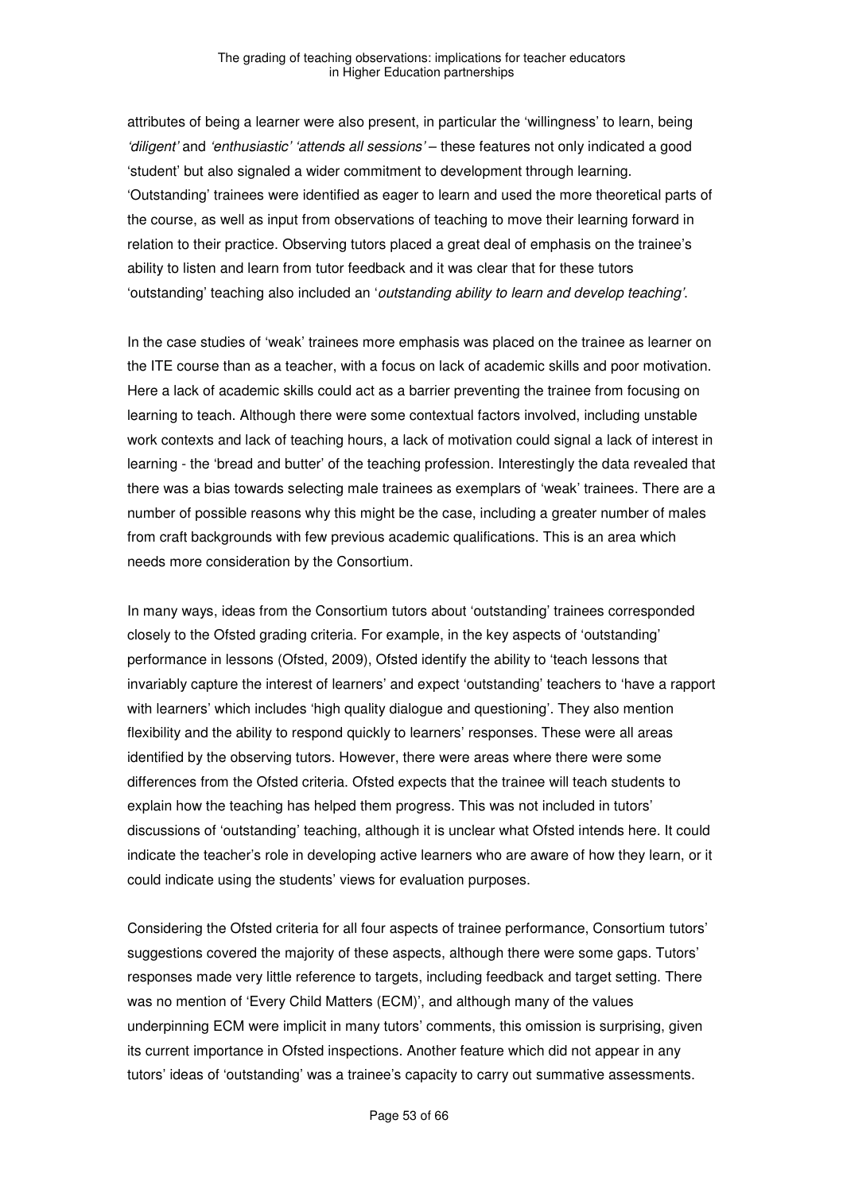attributes of being a learner were also present, in particular the 'willingness' to learn, being *'diligent'* and *'enthusiastic' 'attends all sessions'* – these features not only indicated a good 'student' but also signaled a wider commitment to development through learning. 'Outstanding' trainees were identified as eager to learn and used the more theoretical parts of the course, as well as input from observations of teaching to move their learning forward in relation to their practice. Observing tutors placed a great deal of emphasis on the trainee's ability to listen and learn from tutor feedback and it was clear that for these tutors 'outstanding' teaching also included an '*outstanding ability to learn and develop teaching'*.

In the case studies of 'weak' trainees more emphasis was placed on the trainee as learner on the ITE course than as a teacher, with a focus on lack of academic skills and poor motivation. Here a lack of academic skills could act as a barrier preventing the trainee from focusing on learning to teach. Although there were some contextual factors involved, including unstable work contexts and lack of teaching hours, a lack of motivation could signal a lack of interest in learning - the 'bread and butter' of the teaching profession. Interestingly the data revealed that there was a bias towards selecting male trainees as exemplars of 'weak' trainees. There are a number of possible reasons why this might be the case, including a greater number of males from craft backgrounds with few previous academic qualifications. This is an area which needs more consideration by the Consortium.

In many ways, ideas from the Consortium tutors about 'outstanding' trainees corresponded closely to the Ofsted grading criteria. For example, in the key aspects of 'outstanding' performance in lessons (Ofsted, 2009), Ofsted identify the ability to 'teach lessons that invariably capture the interest of learners' and expect 'outstanding' teachers to 'have a rapport with learners' which includes 'high quality dialogue and questioning'. They also mention flexibility and the ability to respond quickly to learners' responses. These were all areas identified by the observing tutors. However, there were areas where there were some differences from the Ofsted criteria. Ofsted expects that the trainee will teach students to explain how the teaching has helped them progress. This was not included in tutors' discussions of 'outstanding' teaching, although it is unclear what Ofsted intends here. It could indicate the teacher's role in developing active learners who are aware of how they learn, or it could indicate using the students' views for evaluation purposes.

Considering the Ofsted criteria for all four aspects of trainee performance, Consortium tutors' suggestions covered the majority of these aspects, although there were some gaps. Tutors' responses made very little reference to targets, including feedback and target setting. There was no mention of 'Every Child Matters (ECM)', and although many of the values underpinning ECM were implicit in many tutors' comments, this omission is surprising, given its current importance in Ofsted inspections. Another feature which did not appear in any tutors' ideas of 'outstanding' was a trainee's capacity to carry out summative assessments.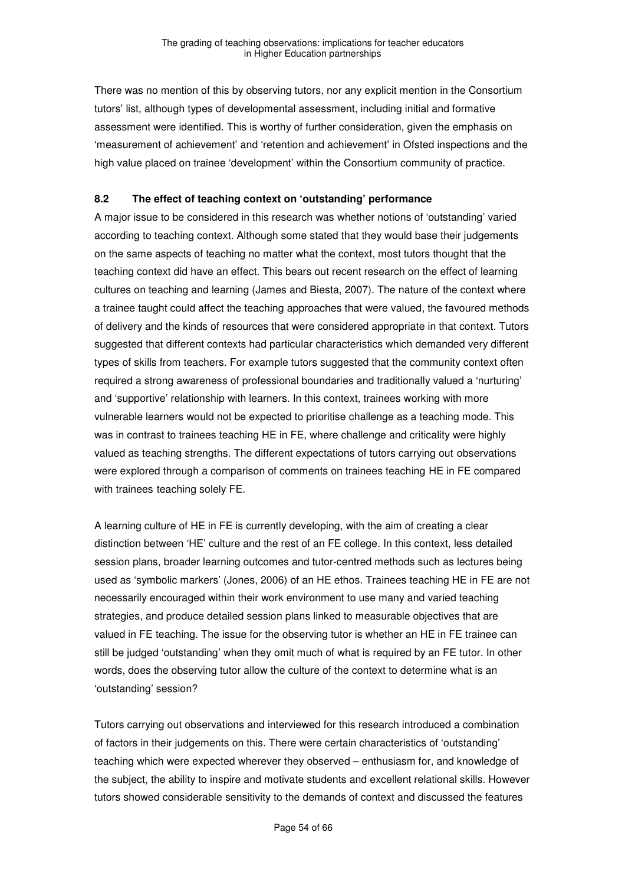There was no mention of this by observing tutors, nor any explicit mention in the Consortium tutors' list, although types of developmental assessment, including initial and formative assessment were identified. This is worthy of further consideration, given the emphasis on 'measurement of achievement' and 'retention and achievement' in Ofsted inspections and the high value placed on trainee 'development' within the Consortium community of practice.

### 8.2 The effect of teaching context on 'outstanding' performance

A major issue to be considered in this research was whether notions of 'outstanding' varied according to teaching context. Although some stated that they would base their judgements on the same aspects of teaching no matter what the context, most tutors thought that the teaching context did have an effect. This bears out recent research on the effect of learning cultures on teaching and learning (James and Biesta, 2007). The nature of the context where a trainee taught could affect the teaching approaches that were valued, the favoured methods of delivery and the kinds of resources that were considered appropriate in that context. Tutors suggested that different contexts had particular characteristics which demanded very different types of skills from teachers. For example tutors suggested that the community context often required a strong awareness of professional boundaries and traditionally valued a 'nurturing' and 'supportive' relationship with learners. In this context, trainees working with more vulnerable learners would not be expected to prioritise challenge as a teaching mode. This was in contrast to trainees teaching HE in FE, where challenge and criticality were highly valued as teaching strengths. The different expectations of tutors carrying out observations were explored through a comparison of comments on trainees teaching HE in FE compared with trainees teaching solely FE.

A learning culture of HE in FE is currently developing, with the aim of creating a clear distinction between 'HE' culture and the rest of an FE college. In this context, less detailed session plans, broader learning outcomes and tutor-centred methods such as lectures being used as 'symbolic markers' (Jones, 2006) of an HE ethos. Trainees teaching HE in FE are not necessarily encouraged within their work environment to use many and varied teaching strategies, and produce detailed session plans linked to measurable objectives that are valued in FE teaching. The issue for the observing tutor is whether an HE in FE trainee can still be judged 'outstanding' when they omit much of what is required by an FE tutor. In other words, does the observing tutor allow the culture of the context to determine what is an 'outstanding' session?

Tutors carrying out observations and interviewed for this research introduced a combination of factors in their judgements on this. There were certain characteristics of 'outstanding' teaching which were expected wherever they observed – enthusiasm for, and knowledge of the subject, the ability to inspire and motivate students and excellent relational skills. However tutors showed considerable sensitivity to the demands of context and discussed the features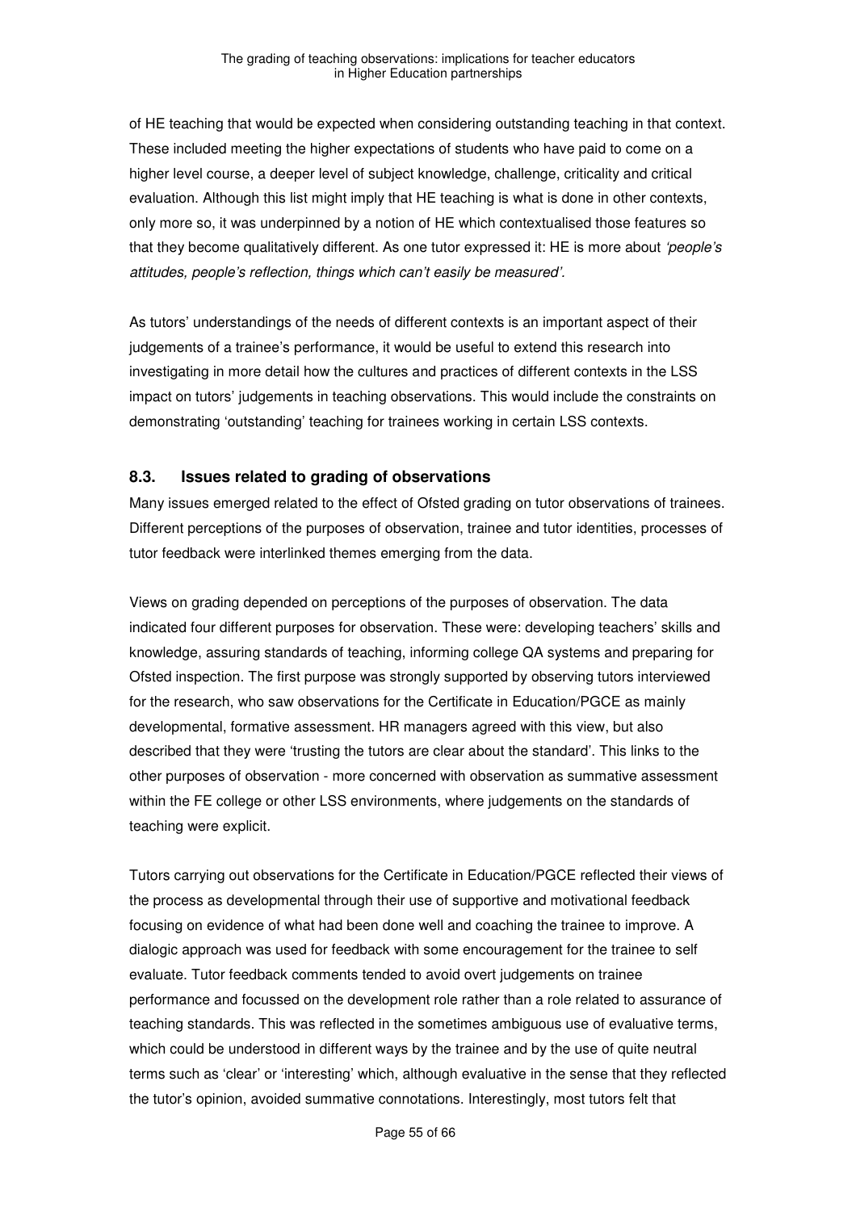of HE teaching that would be expected when considering outstanding teaching in that context. These included meeting the higher expectations of students who have paid to come on a higher level course, a deeper level of subject knowledge, challenge, criticality and critical evaluation. Although this list might imply that HE teaching is what is done in other contexts, only more so, it was underpinned by a notion of HE which contextualised those features so that they become qualitatively different. As one tutor expressed it: HE is more about *'people's attitudes, people's reflection, things which can't easily be measured'*.

As tutors' understandings of the needs of different contexts is an important aspect of their judgements of a trainee's performance, it would be useful to extend this research into investigating in more detail how the cultures and practices of different contexts in the LSS impact on tutors' judgements in teaching observations. This would include the constraints on demonstrating 'outstanding' teaching for trainees working in certain LSS contexts.

### 8.3. Issues related to grading of observations

Many issues emerged related to the effect of Ofsted grading on tutor observations of trainees. Different perceptions of the purposes of observation, trainee and tutor identities, processes of tutor feedback were interlinked themes emerging from the data.

Views on grading depended on perceptions of the purposes of observation. The data indicated four different purposes for observation. These were: developing teachers' skills and knowledge, assuring standards of teaching, informing college QA systems and preparing for Ofsted inspection. The first purpose was strongly supported by observing tutors interviewed for the research, who saw observations for the Certificate in Education/PGCE as mainly developmental, formative assessment. HR managers agreed with this view, but also described that they were 'trusting the tutors are clear about the standard'. This links to the other purposes of observation - more concerned with observation as summative assessment within the FE college or other LSS environments, where judgements on the standards of teaching were explicit.

Tutors carrying out observations for the Certificate in Education/PGCE reflected their views of the process as developmental through their use of supportive and motivational feedback focusing on evidence of what had been done well and coaching the trainee to improve. A dialogic approach was used for feedback with some encouragement for the trainee to self evaluate. Tutor feedback comments tended to avoid overt judgements on trainee performance and focussed on the development role rather than a role related to assurance of teaching standards. This was reflected in the sometimes ambiguous use of evaluative terms, which could be understood in different ways by the trainee and by the use of quite neutral terms such as 'clear' or 'interesting' which, although evaluative in the sense that they reflected the tutor's opinion, avoided summative connotations. Interestingly, most tutors felt that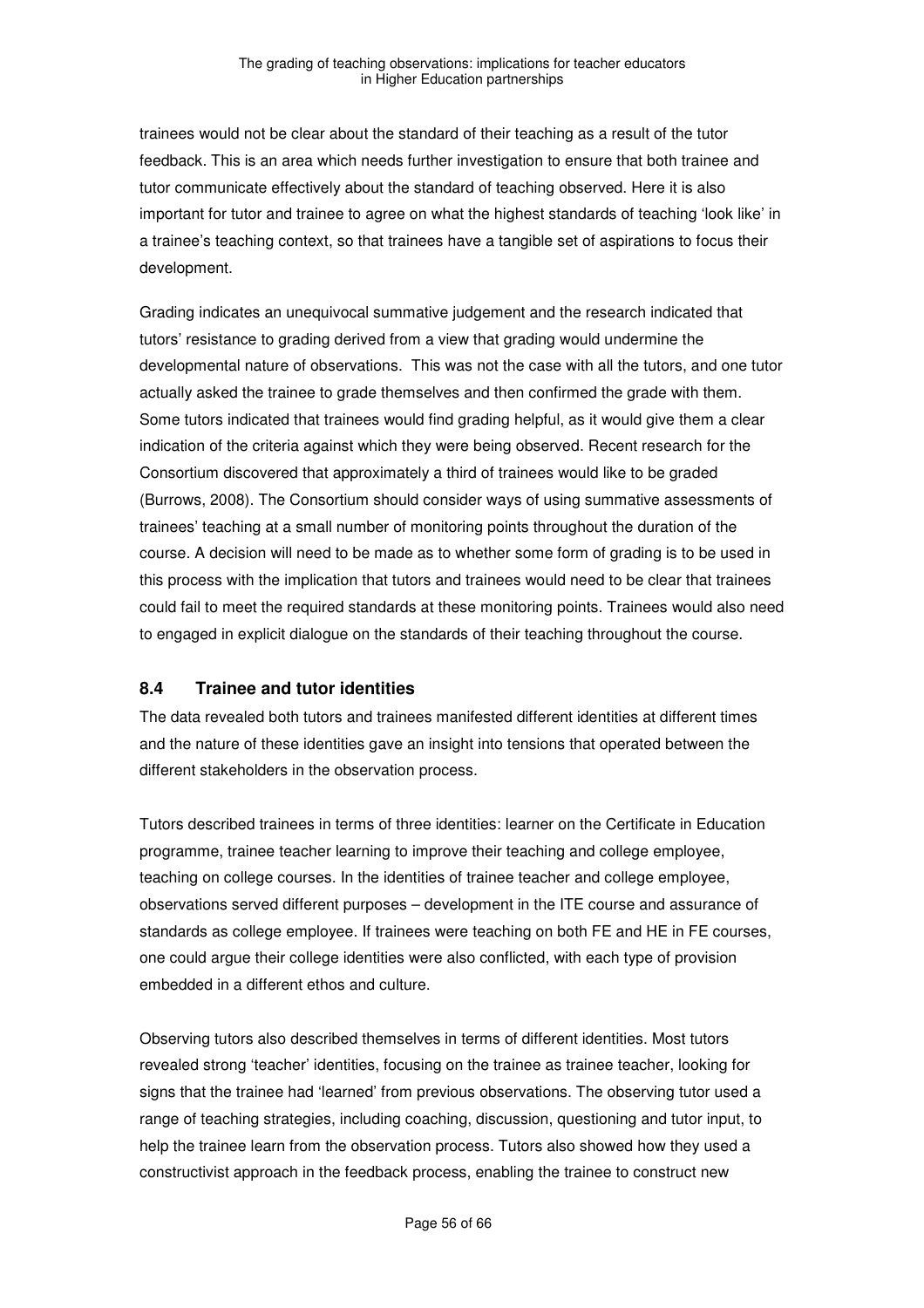trainees would not be clear about the standard of their teaching as a result of the tutor feedback. This is an area which needs further investigation to ensure that both trainee and tutor communicate effectively about the standard of teaching observed. Here it is also important for tutor and trainee to agree on what the highest standards of teaching 'look like' in a trainee's teaching context, so that trainees have a tangible set of aspirations to focus their development.

Grading indicates an unequivocal summative judgement and the research indicated that tutors' resistance to grading derived from a view that grading would undermine the developmental nature of observations. This was not the case with all the tutors, and one tutor actually asked the trainee to grade themselves and then confirmed the grade with them. Some tutors indicated that trainees would find grading helpful, as it would give them a clear indication of the criteria against which they were being observed. Recent research for the Consortium discovered that approximately a third of trainees would like to be graded (Burrows, 2008). The Consortium should consider ways of using summative assessments of trainees' teaching at a small number of monitoring points throughout the duration of the course. A decision will need to be made as to whether some form of grading is to be used in this process with the implication that tutors and trainees would need to be clear that trainees could fail to meet the required standards at these monitoring points. Trainees would also need to engaged in explicit dialogue on the standards of their teaching throughout the course.

## 8.4 Trainee and tutor identities

The data revealed both tutors and trainees manifested different identities at different times and the nature of these identities gave an insight into tensions that operated between the different stakeholders in the observation process.

Tutors described trainees in terms of three identities: learner on the Certificate in Education programme, trainee teacher learning to improve their teaching and college employee, teaching on college courses. In the identities of trainee teacher and college employee, observations served different purposes – development in the ITE course and assurance of standards as college employee. If trainees were teaching on both FE and HE in FE courses, one could argue their college identities were also conflicted, with each type of provision embedded in a different ethos and culture.

Observing tutors also described themselves in terms of different identities. Most tutors revealed strong 'teacher' identities, focusing on the trainee as trainee teacher, looking for signs that the trainee had 'learned' from previous observations. The observing tutor used a range of teaching strategies, including coaching, discussion, questioning and tutor input, to help the trainee learn from the observation process. Tutors also showed how they used a constructivist approach in the feedback process, enabling the trainee to construct new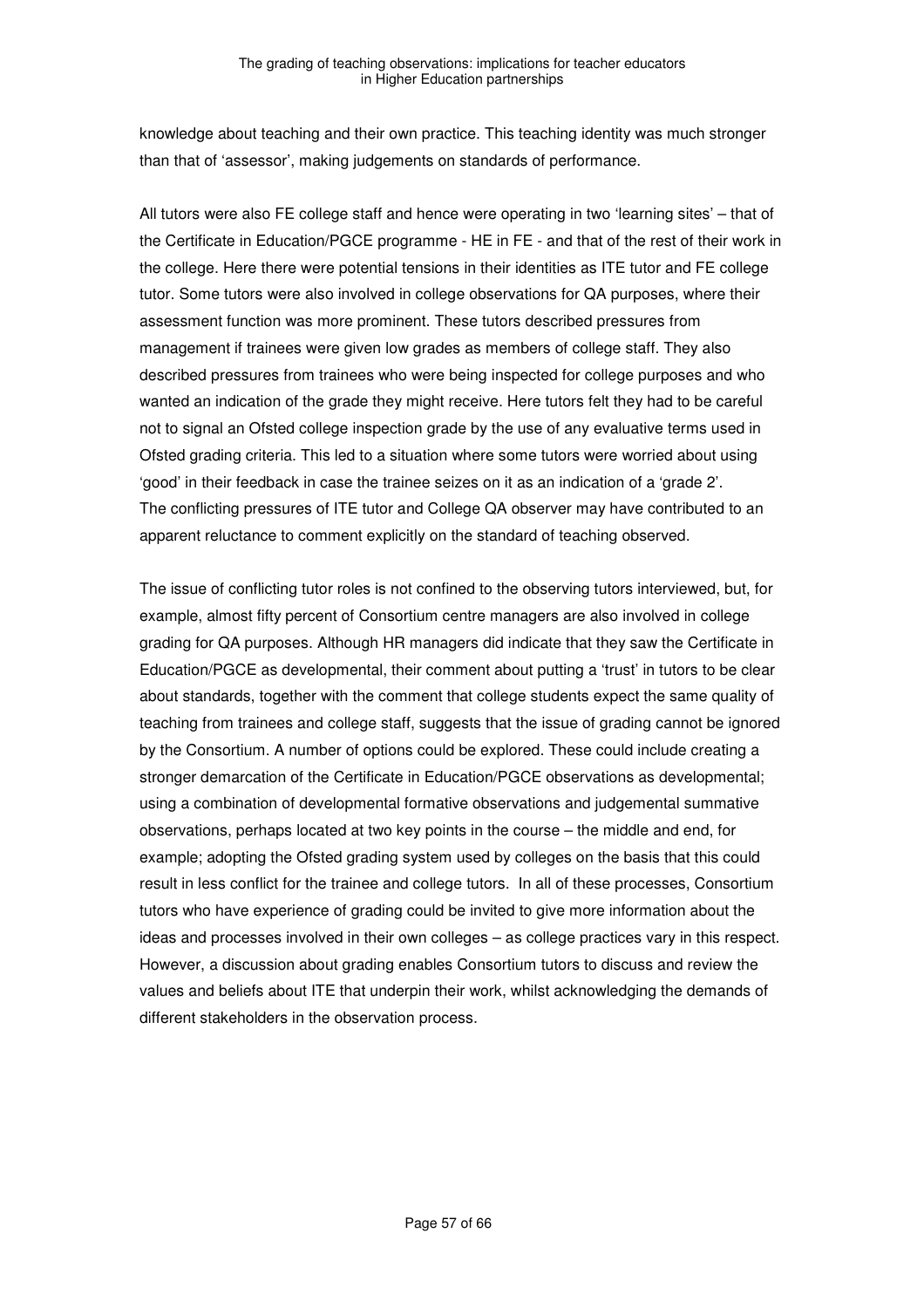knowledge about teaching and their own practice. This teaching identity was much stronger than that of 'assessor', making judgements on standards of performance.

All tutors were also FE college staff and hence were operating in two 'learning sites' – that of the Certificate in Education/PGCE programme - HE in FE - and that of the rest of their work in the college. Here there were potential tensions in their identities as ITE tutor and FE college tutor. Some tutors were also involved in college observations for QA purposes, where their assessment function was more prominent. These tutors described pressures from management if trainees were given low grades as members of college staff. They also described pressures from trainees who were being inspected for college purposes and who wanted an indication of the grade they might receive. Here tutors felt they had to be careful not to signal an Ofsted college inspection grade by the use of any evaluative terms used in Ofsted grading criteria. This led to a situation where some tutors were worried about using 'good' in their feedback in case the trainee seizes on it as an indication of a 'grade 2'. The conflicting pressures of ITE tutor and College QA observer may have contributed to an apparent reluctance to comment explicitly on the standard of teaching observed.

The issue of conflicting tutor roles is not confined to the observing tutors interviewed, but, for example, almost fifty percent of Consortium centre managers are also involved in college grading for QA purposes. Although HR managers did indicate that they saw the Certificate in Education/PGCE as developmental, their comment about putting a 'trust' in tutors to be clear about standards, together with the comment that college students expect the same quality of teaching from trainees and college staff, suggests that the issue of grading cannot be ignored by the Consortium. A number of options could be explored. These could include creating a stronger demarcation of the Certificate in Education/PGCE observations as developmental; using a combination of developmental formative observations and judgemental summative observations, perhaps located at two key points in the course – the middle and end, for example; adopting the Ofsted grading system used by colleges on the basis that this could result in less conflict for the trainee and college tutors. In all of these processes, Consortium tutors who have experience of grading could be invited to give more information about the ideas and processes involved in their own colleges – as college practices vary in this respect. However, a discussion about grading enables Consortium tutors to discuss and review the values and beliefs about ITE that underpin their work, whilst acknowledging the demands of different stakeholders in the observation process.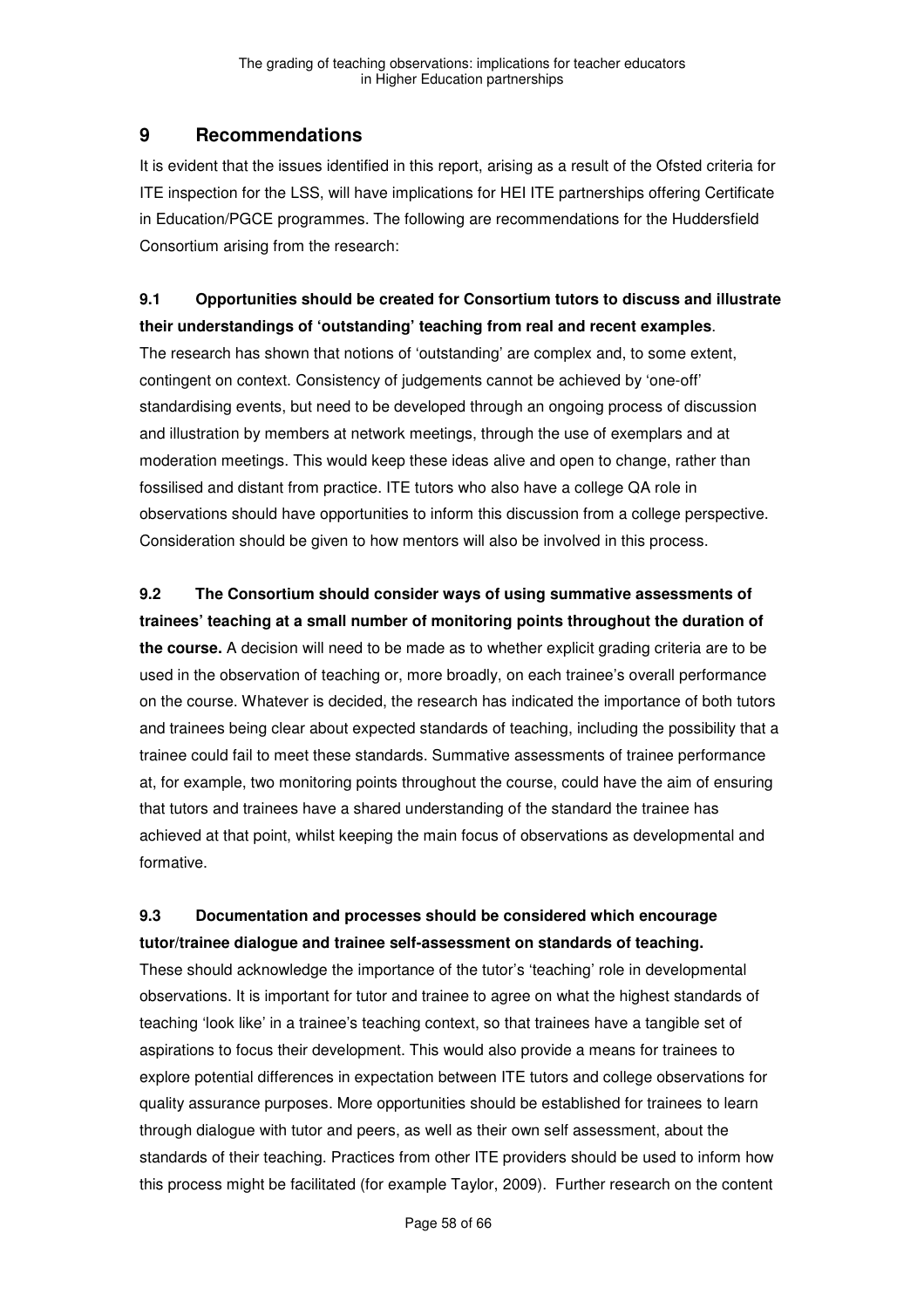## 9 Recommendations

It is evident that the issues identified in this report, arising as a result of the Ofsted criteria for ITE inspection for the LSS, will have implications for HEI ITE partnerships offering Certificate in Education/PGCE programmes. The following are recommendations for the Huddersfield Consortium arising from the research:

**9.1 Opportunities should be created for Consortium tutors to discuss and illustrate their understandings of 'outstanding' teaching from real and recent examples**. The research has shown that notions of 'outstanding' are complex and, to some extent, contingent on context. Consistency of judgements cannot be achieved by 'one-off' standardising events, but need to be developed through an ongoing process of discussion and illustration by members at network meetings, through the use of exemplars and at moderation meetings. This would keep these ideas alive and open to change, rather than fossilised and distant from practice. ITE tutors who also have a college QA role in observations should have opportunities to inform this discussion from a college perspective. Consideration should be given to how mentors will also be involved in this process.

**9.2 The Consortium should consider ways of using summative assessments of trainees' teaching at a small number of monitoring points throughout the duration of the course.** A decision will need to be made as to whether explicit grading criteria are to be used in the observation of teaching or, more broadly, on each trainee's overall performance on the course. Whatever is decided, the research has indicated the importance of both tutors and trainees being clear about expected standards of teaching, including the possibility that a trainee could fail to meet these standards. Summative assessments of trainee performance at, for example, two monitoring points throughout the course, could have the aim of ensuring that tutors and trainees have a shared understanding of the standard the trainee has achieved at that point, whilst keeping the main focus of observations as developmental and formative.

**9.3 Documentation and processes should be considered which encourage tutor/trainee dialogue and trainee self-assessment on standards of teaching.** These should acknowledge the importance of the tutor's 'teaching' role in developmental observations. It is important for tutor and trainee to agree on what the highest standards of teaching 'look like' in a trainee's teaching context, so that trainees have a tangible set of aspirations to focus their development. This would also provide a means for trainees to explore potential differences in expectation between ITE tutors and college observations for quality assurance purposes. More opportunities should be established for trainees to learn through dialogue with tutor and peers, as well as their own self assessment, about the standards of their teaching. Practices from other ITE providers should be used to inform how this process might be facilitated (for example Taylor, 2009). Further research on the content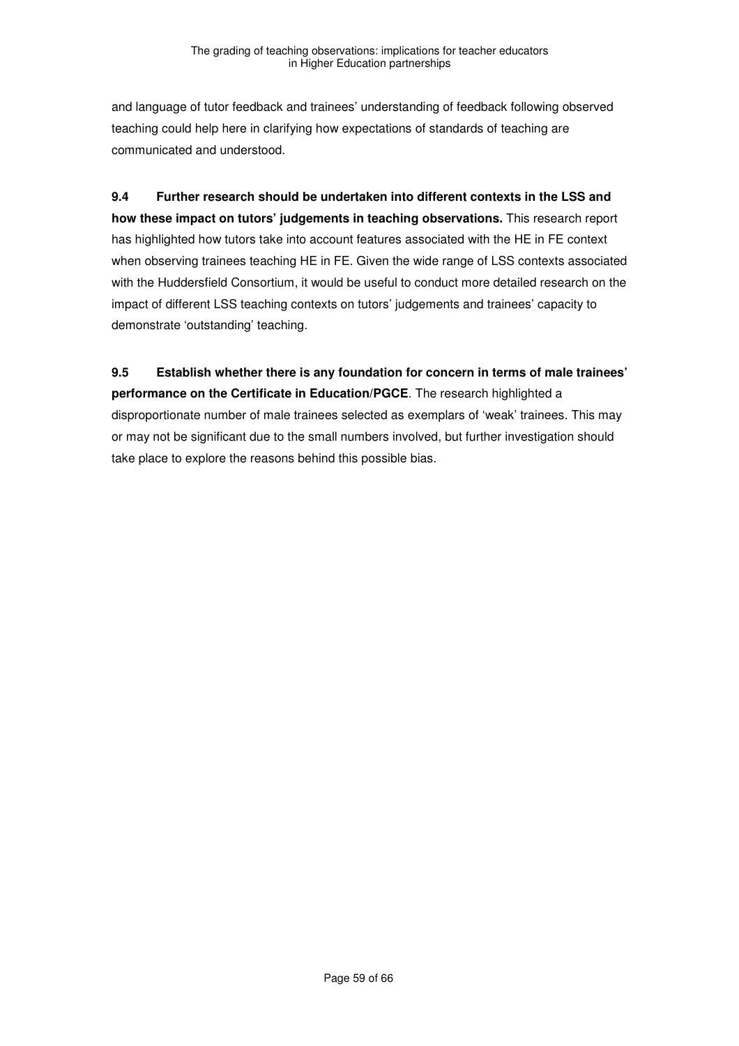and language of tutor feedback and trainees' understanding of feedback following observed teaching could help here in clarifying how expectations of standards of teaching are communicated and understood.

**9.4 Further research should be undertaken into different contexts in the LSS and how these impact on tutors' judgements in teaching observations.** This research report has highlighted how tutors take into account features associated with the HE in FE context when observing trainees teaching HE in FE. Given the wide range of LSS contexts associated with the Huddersfield Consortium, it would be useful to conduct more detailed research on the impact of different LSS teaching contexts on tutors' judgements and trainees' capacity to demonstrate 'outstanding' teaching.

**9.5 Establish whether there is any foundation for concern in terms of male trainees' performance on the Certificate in Education/PGCE**. The research highlighted a disproportionate number of male trainees selected as exemplars of 'weak' trainees. This may or may not be significant due to the small numbers involved, but further investigation should take place to explore the reasons behind this possible bias.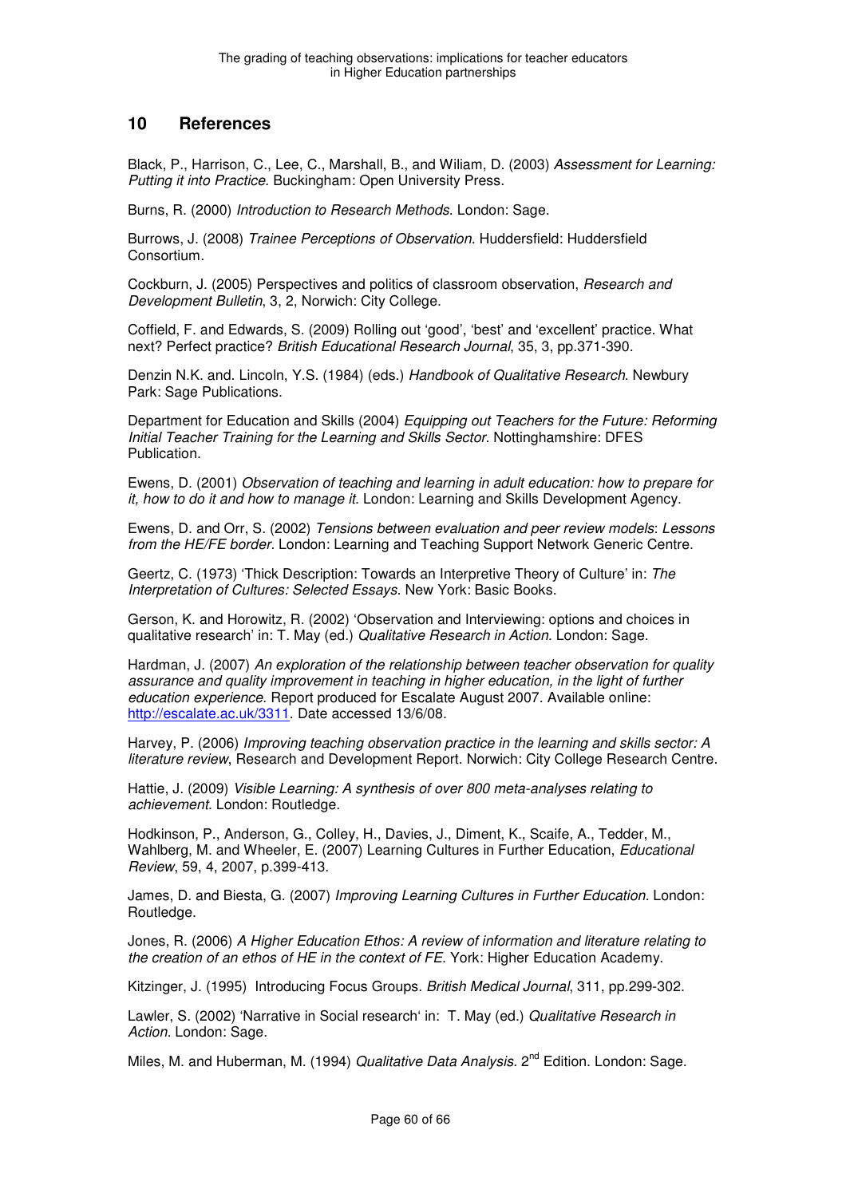## 10 References

Black, P., Harrison, C., Lee, C., Marshall, B., and Wiliam, D. (2003) *Assessment for Learning: Putting it into Practice.* Buckingham: Open University Press.

Burns, R. (2000) *Introduction to Research Methods*. London: Sage.

Burrows, J. (2008) *Trainee Perceptions of Observation*. Huddersfield: Huddersfield Consortium.

Cockburn, J. (2005) Perspectives and politics of classroom observation, *Research and Development Bulletin*, 3, 2, Norwich: City College.

Coffield, F. and Edwards, S. (2009) Rolling out 'good', 'best' and 'excellent' practice. What next? Perfect practice? *British Educational Research Journal*, 35, 3, pp.371-390.

Denzin N.K. and. Lincoln, Y.S. (1984) (eds.) *Handbook of Qualitative Research*. Newbury Park: Sage Publications.

Department for Education and Skills (2004) *Equipping out Teachers for the Future: Reforming Initial Teacher Training for the Learning and Skills Sector*. Nottinghamshire: DFES Publication.

Ewens, D. (2001) *Observation of teaching and learning in adult education: how to prepare for it, how to do it and how to manage it.* London: Learning and Skills Development Agency.

Ewens, D. and Orr, S. (2002) *Tensions between evaluation and peer review models*: *Lessons from the HE/FE border.* London: Learning and Teaching Support Network Generic Centre.

Geertz, C. (1973) 'Thick Description: Towards an Interpretive Theory of Culture' in: *The Interpretation of Cultures: Selected Essays.* New York: Basic Books.

Gerson, K. and Horowitz, R. (2002) 'Observation and Interviewing: options and choices in qualitative research' in: T. May (ed.) *Qualitative Research in Action.* London: Sage.

Hardman, J. (2007) *An exploration of the relationship between teacher observation for quality assurance and quality improvement in teaching in higher education, in the light of further education experience.* Report produced for Escalate August 2007. Available online: http://escalate.ac.uk/3311. Date accessed 13/6/08.

Harvey, P. (2006) *Improving teaching observation practice in the learning and skills sector: A literature review*, Research and Development Report. Norwich: City College Research Centre.

Hattie, J. (2009) *Visible Learning: A synthesis of over 800 meta-analyses relating to achievement*. London: Routledge.

Hodkinson, P., Anderson, G., Colley, H., Davies, J., Diment, K., Scaife, A., Tedder, M., Wahlberg, M. and Wheeler, E. (2007) Learning Cultures in Further Education, *Educational Review*, 59, 4, 2007, p.399-413.

James, D. and Biesta, G. (2007) *Improving Learning Cultures in Further Education.* London: Routledge.

Jones, R. (2006) *A Higher Education Ethos: A review of information and literature relating to the creation of an ethos of HE in the context of FE*. York: Higher Education Academy.

Kitzinger, J. (1995) Introducing Focus Groups. *British Medical Journal*, 311, pp.299-302.

Lawler, S. (2002) 'Narrative in Social research' in: T. May (ed.) *Qualitative Research in Action.* London: Sage.

Miles, M. and Huberman, M. (1994) *Qualitative Data Analysis.* 2nd Edition. London: Sage.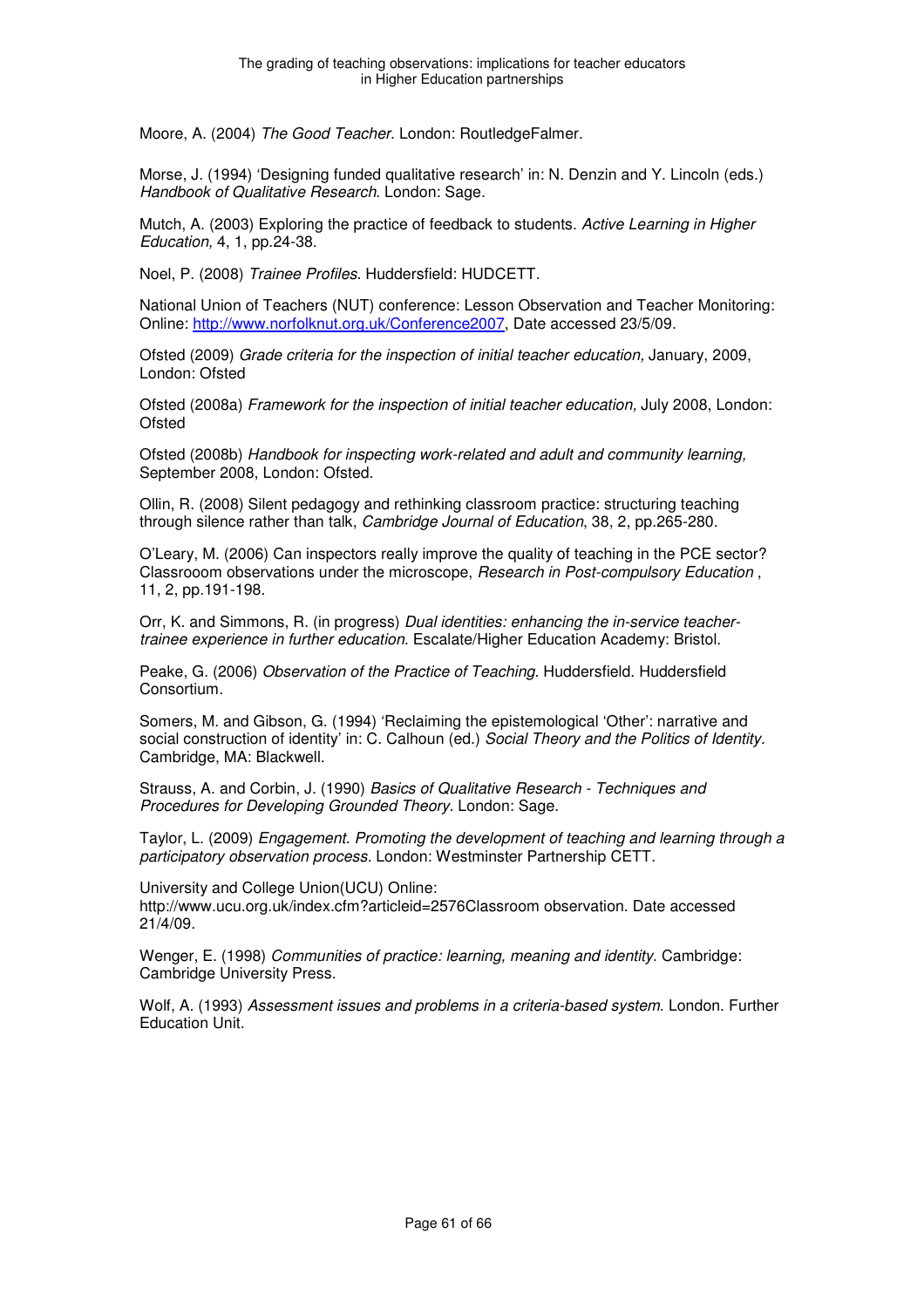Moore, A. (2004) *The Good Teacher*. London: RoutledgeFalmer.

Morse, J. (1994) 'Designing funded qualitative research' in: N. Denzin and Y. Lincoln (eds.) *Handbook of Qualitative Research*. London: Sage.

Mutch, A. (2003) Exploring the practice of feedback to students. *Active Learning in Higher Education,* 4, 1, pp.24-38.

Noel, P. (2008) *Trainee Profiles*. Huddersfield: HUDCETT.

National Union of Teachers (NUT) conference: Lesson Observation and Teacher Monitoring: Online: [http://www.norfolknut.org.uk/Conference2007](http://www.norfolknut.org.uk/Conference2007), Date accessed 23/5/09.

Ofsted (2009) *Grade criteria for the inspection of initial teacher education,* January, 2009, London: Ofsted

Ofsted (2008a) *Framework for the inspection of initial teacher education,* July 2008, London: Ofsted

Ofsted (2008b) *Handbook for inspecting work-related and adult and community learning,* September 2008, London: Ofsted.

Ollin, R. (2008) Silent pedagogy and rethinking classroom practice: structuring teaching through silence rather than talk, *Cambridge Journal of Education*, 38, 2, pp.265-280.

O'Leary, M. (2006) Can inspectors really improve the quality of teaching in the PCE sector? Classrooom observations under the microscope, *Research in Post-compulsory Education* , 11, 2, pp.191-198.

Orr, K. and Simmons, R. (in progress) *Dual identities: enhancing the in-service teacher-trainee experience in further education*. Escalate/Higher Education Academy: Bristol.

Peake, G. (2006) *Observation of the Practice of Teaching*. Huddersfield. Huddersfield Consortium.

Somers, M. and Gibson, G. (1994) 'Reclaiming the epistemological 'Other': narrative and social construction of identity' in: C. Calhoun (ed.) *Social Theory and the Politics of Identity.* Cambridge, MA: Blackwell.

Strauss, A. and Corbin, J. (1990) *Basics of Qualitative Research - Techniques and Procedures for Developing Grounded Theory*. London: Sage.

Taylor, L. (2009) *Engagement. Promoting the development of teaching and learning through a participatory observation process.* London: Westminster Partnership CETT.

University and College Union(UCU) Online: http://www.ucu.org.uk/index.cfm?articleid=2576Classroom observation. Date accessed 21/4/09.

Wenger, E. (1998) *Communities of practice: learning, meaning and identity*. Cambridge: Cambridge University Press.

Wolf, A. (1993) *Assessment issues and problems in a criteria-based system*. London. Further Education Unit.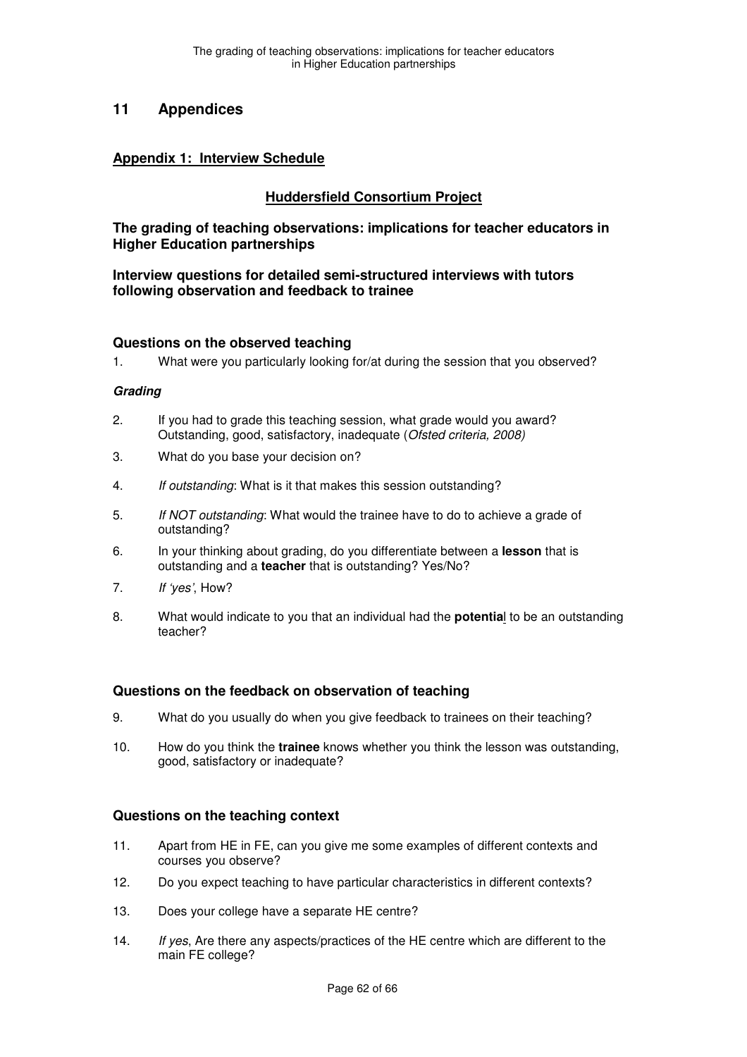# 11 Appendices

## Appendix 1: Interview Schedule

### Huddersfield Consortium Project

**The grading of teaching observations: implications for teacher educators in Higher Education partnerships**

**Interview questions for detailed semi-structured interviews with tutors following observation and feedback to trainee**

### Questions on the observed teaching

1. What were you particularly looking for/at during the session that you observed?

***Grading***

2. If you had to grade this teaching session, what grade would you award? Outstanding, good, satisfactory, inadequate (*Ofsted criteria, 2008)*
3. What do you base your decision on?
4. *If outstanding*: What is it that makes this session outstanding?
5. *If NOT outstanding*: What would the trainee have to do to achieve a grade of outstanding?
6. In your thinking about grading, do you differentiate between a **lesson** that is outstanding and a **teacher** that is outstanding? Yes/No?
7. *If 'yes'*, How?
8. What would indicate to you that an individual had the **potential** to be an outstanding teacher?

### Questions on the feedback on observation of teaching

9. What do you usually do when you give feedback to trainees on their teaching?
10. How do you think the **trainee** knows whether you think the lesson was outstanding, good, satisfactory or inadequate?

### Questions on the teaching context

11. Apart from HE in FE, can you give me some examples of different contexts and courses you observe?
12. Do you expect teaching to have particular characteristics in different contexts?
13. Does your college have a separate HE centre?
14. *If yes*, Are there any aspects/practices of the HE centre which are different to the main FE college?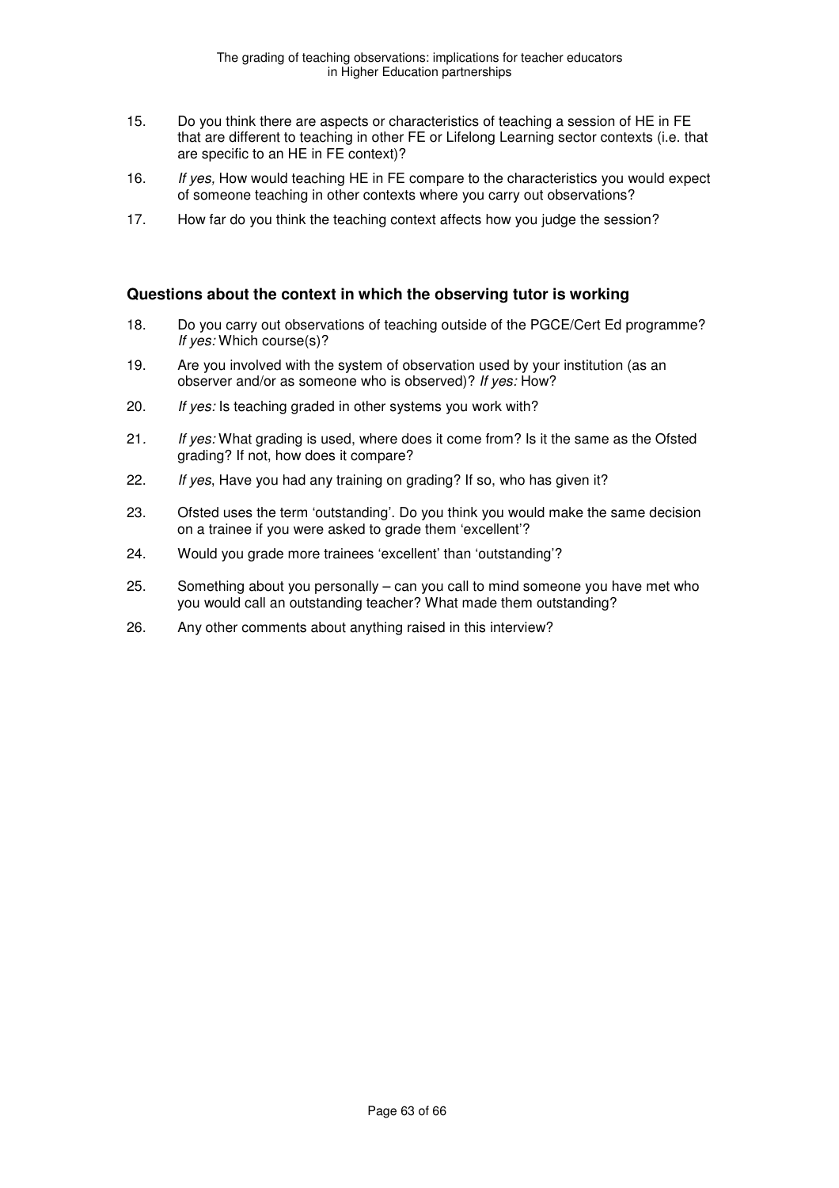15. Do you think there are aspects or characteristics of teaching a session of HE in FE that are different to teaching in other FE or Lifelong Learning sector contexts (i.e. that are specific to an HE in FE context)?

16. *If yes,* How would teaching HE in FE compare to the characteristics you would expect of someone teaching in other contexts where you carry out observations?

17. How far do you think the teaching context affects how you judge the session?

### Questions about the context in which the observing tutor is working

18. Do you carry out observations of teaching outside of the PGCE/Cert Ed programme? *If yes:* Which course(s)?

19. Are you involved with the system of observation used by your institution (as an observer and/or as someone who is observed)? *If yes:* How?

20. *If yes:* Is teaching graded in other systems you work with?

21. *If yes:* What grading is used, where does it come from? Is it the same as the Ofsted grading? If not, how does it compare?

22. *If yes*, Have you had any training on grading? If so, who has given it?

23. Ofsted uses the term 'outstanding'. Do you think you would make the same decision on a trainee if you were asked to grade them 'excellent'?

24. Would you grade more trainees 'excellent' than 'outstanding'?

25. Something about you personally – can you call to mind someone you have met who you would call an outstanding teacher? What made them outstanding?

26. Any other comments about anything raised in this interview?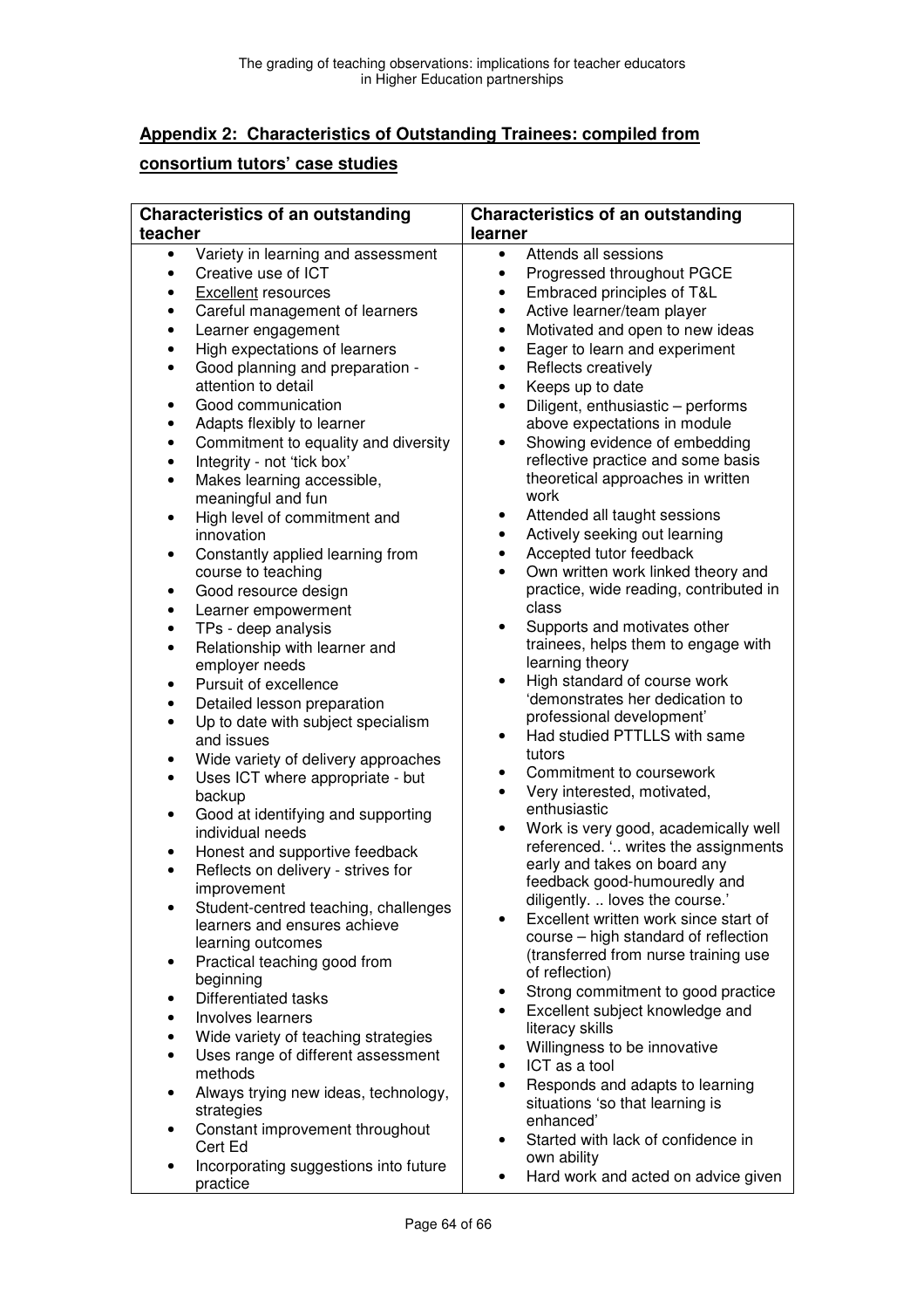## Appendix 2: Characteristics of Outstanding Trainees: compiled from consortium tutors' case studies

| Characteristics of an outstanding teacher | Characteristics of an outstanding learner |
|---|---|
| • Variety in learning and assessment<br>• Creative use of ICT<br>• Excellent resources<br>• Careful management of learners<br>• Learner engagement<br>• High expectations of learners<br>• Good planning and preparation - attention to detail<br>• Good communication<br>• Adapts flexibly to learner<br>• Commitment to equality and diversity<br>• Integrity - not 'tick box'<br>• Makes learning accessible, meaningful and fun<br>• High level of commitment and innovation<br>• Constantly applied learning from course to teaching<br>• Good resource design<br>• Learner empowerment<br>• TPs - deep analysis<br>• Relationship with learner and employer needs<br>• Pursuit of excellence<br>• Detailed lesson preparation<br>• Up to date with subject specialism and issues<br>• Wide variety of delivery approaches<br>• Uses ICT where appropriate - but backup<br>• Good at identifying and supporting individual needs<br>• Honest and supportive feedback<br>• Reflects on delivery - strives for improvement<br>• Student-centred teaching, challenges learners and ensures achieve learning outcomes<br>• Practical teaching good from beginning<br>• Differentiated tasks<br>• Involves learners<br>• Wide variety of teaching strategies<br>• Uses range of different assessment methods<br>• Always trying new ideas, technology, strategies<br>• Constant improvement throughout Cert Ed<br>• Incorporating suggestions into future practice | • Attends all sessions<br>• Progressed throughout PGCE<br>• Embraced principles of T&L<br>• Active learner/team player<br>• Motivated and open to new ideas<br>• Eager to learn and experiment<br>• Reflects creatively<br>• Keeps up to date<br>• Diligent, enthusiastic – performs above expectations in module<br>• Showing evidence of embedding reflective practice and some basis theoretical approaches in written work<br>• Attended all taught sessions<br>• Actively seeking out learning<br>• Accepted tutor feedback<br>• Own written work linked theory and practice, wide reading, contributed in class<br>• Supports and motivates other trainees, helps them to engage with learning theory<br>• High standard of course work 'demonstrates her dedication to professional development'<br>• Had studied PTTLLS with same tutors<br>• Commitment to coursework<br>• Very interested, motivated, enthusiastic<br>• Work is very good, academically well referenced. '.. writes the assignments early and takes on board any feedback good-humouredly and diligently. .. loves the course.'<br>• Excellent written work since start of course – high standard of reflection (transferred from nurse training use of reflection)<br>• Strong commitment to good practice<br>• Excellent subject knowledge and literacy skills<br>• Willingness to be innovative<br>• ICT as a tool<br>• Responds and adapts to learning situations 'so that learning is enhanced'<br>• Started with lack of confidence in own ability<br>• Hard work and acted on advice given |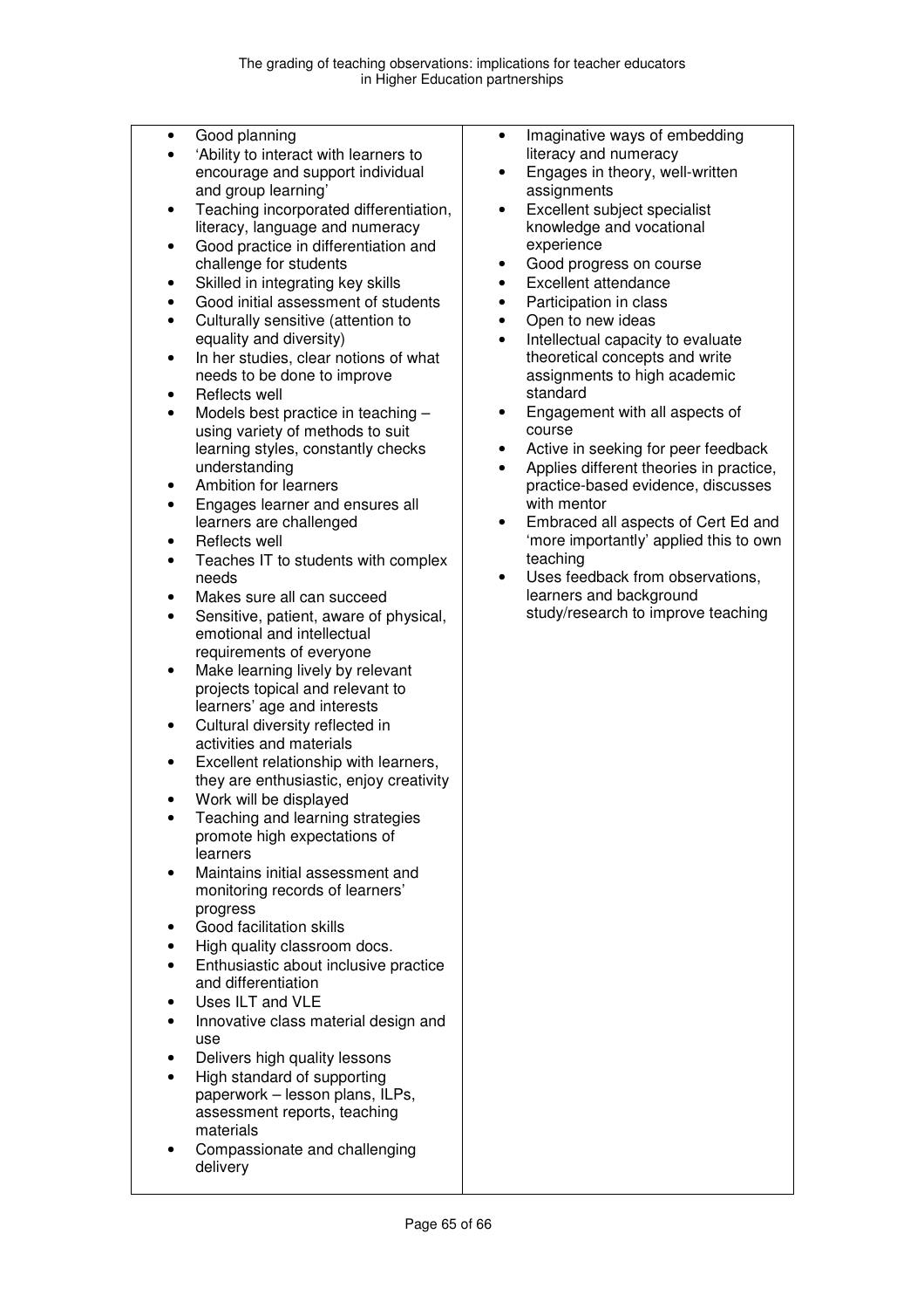| | |
|---|---|
| • Good planning<br>• 'Ability to interact with learners to encourage and support individual and group learning'<br>• Teaching incorporated differentiation, literacy, language and numeracy<br>• Good practice in differentiation and challenge for students<br>• Skilled in integrating key skills<br>• Good initial assessment of students<br>• Culturally sensitive (attention to equality and diversity)<br>• In her studies, clear notions of what needs to be done to improve<br>• Reflects well<br>• Models best practice in teaching – using variety of methods to suit learning styles, constantly checks understanding<br>• Ambition for learners<br>• Engages learner and ensures all learners are challenged<br>• Reflects well<br>• Teaches IT to students with complex needs<br>• Makes sure all can succeed<br>• Sensitive, patient, aware of physical, emotional and intellectual requirements of everyone<br>• Make learning lively by relevant projects topical and relevant to learners' age and interests<br>• Cultural diversity reflected in activities and materials<br>• Excellent relationship with learners, they are enthusiastic, enjoy creativity<br>• Work will be displayed<br>• Teaching and learning strategies promote high expectations of learners<br>• Maintains initial assessment and monitoring records of learners' progress<br>• Good facilitation skills<br>• High quality classroom docs.<br>• Enthusiastic about inclusive practice and differentiation<br>• Uses ILT and VLE<br>• Innovative class material design and use<br>• Delivers high quality lessons<br>• High standard of supporting paperwork – lesson plans, ILPs, assessment reports, teaching materials<br>• Compassionate and challenging delivery | • Imaginative ways of embedding literacy and numeracy<br>• Engages in theory, well-written assignments<br>• Excellent subject specialist knowledge and vocational experience<br>• Good progress on course<br>• Excellent attendance<br>• Participation in class<br>• Open to new ideas<br>• Intellectual capacity to evaluate theoretical concepts and write assignments to high academic standard<br>• Engagement with all aspects of course<br>• Active in seeking for peer feedback<br>• Applies different theories in practice, practice-based evidence, discusses with mentor<br>• Embraced all aspects of Cert Ed and 'more importantly' applied this to own teaching<br>• Uses feedback from observations, learners and background study/research to improve teaching |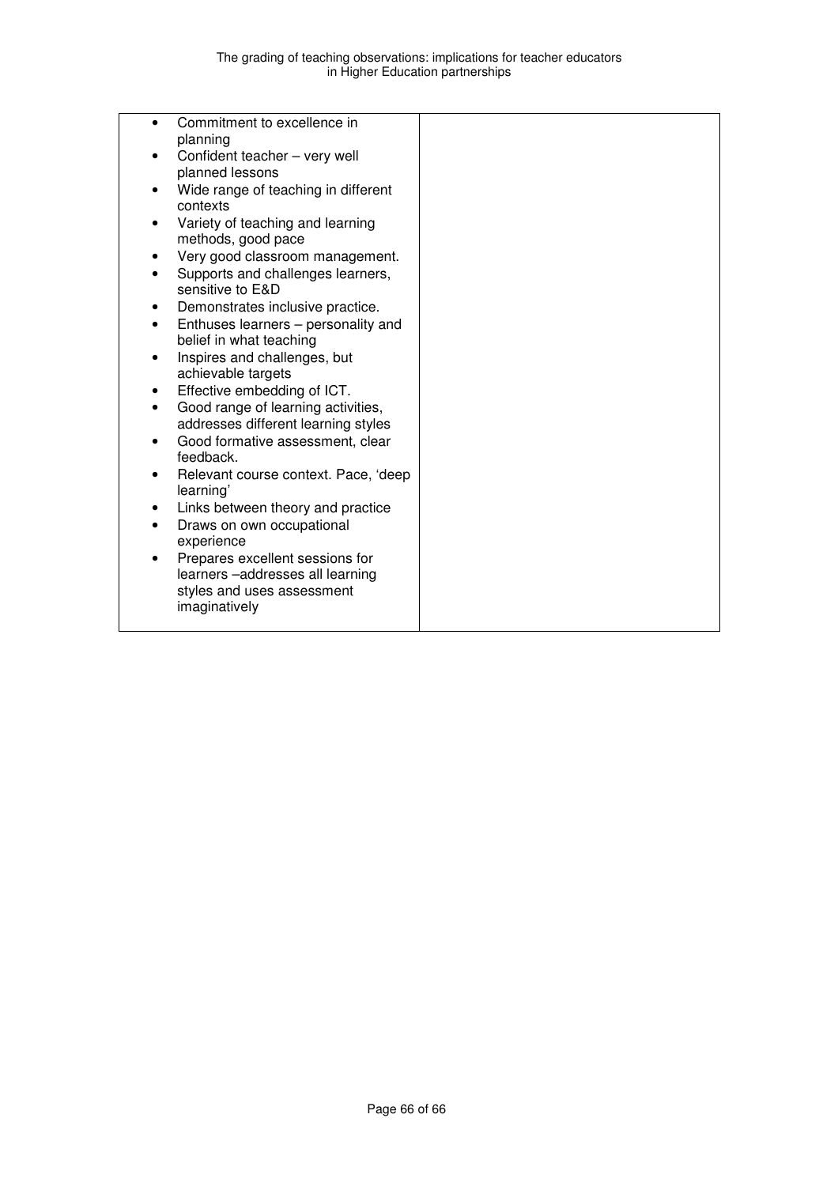| | |
|---|---|
| • Commitment to excellence in planning<br>• Confident teacher – very well planned lessons<br>• Wide range of teaching in different contexts<br>• Variety of teaching and learning methods, good pace<br>• Very good classroom management.<br>• Supports and challenges learners, sensitive to E&D<br>• Demonstrates inclusive practice.<br>• Enthuses learners – personality and belief in what teaching<br>• Inspires and challenges, but achievable targets<br>• Effective embedding of ICT.<br>• Good range of learning activities, addresses different learning styles<br>• Good formative assessment, clear feedback.<br>• Relevant course context. Pace, 'deep learning'<br>• Links between theory and practice<br>• Draws on own occupational experience<br>• Prepares excellent sessions for learners –addresses all learning styles and uses assessment imaginatively | |